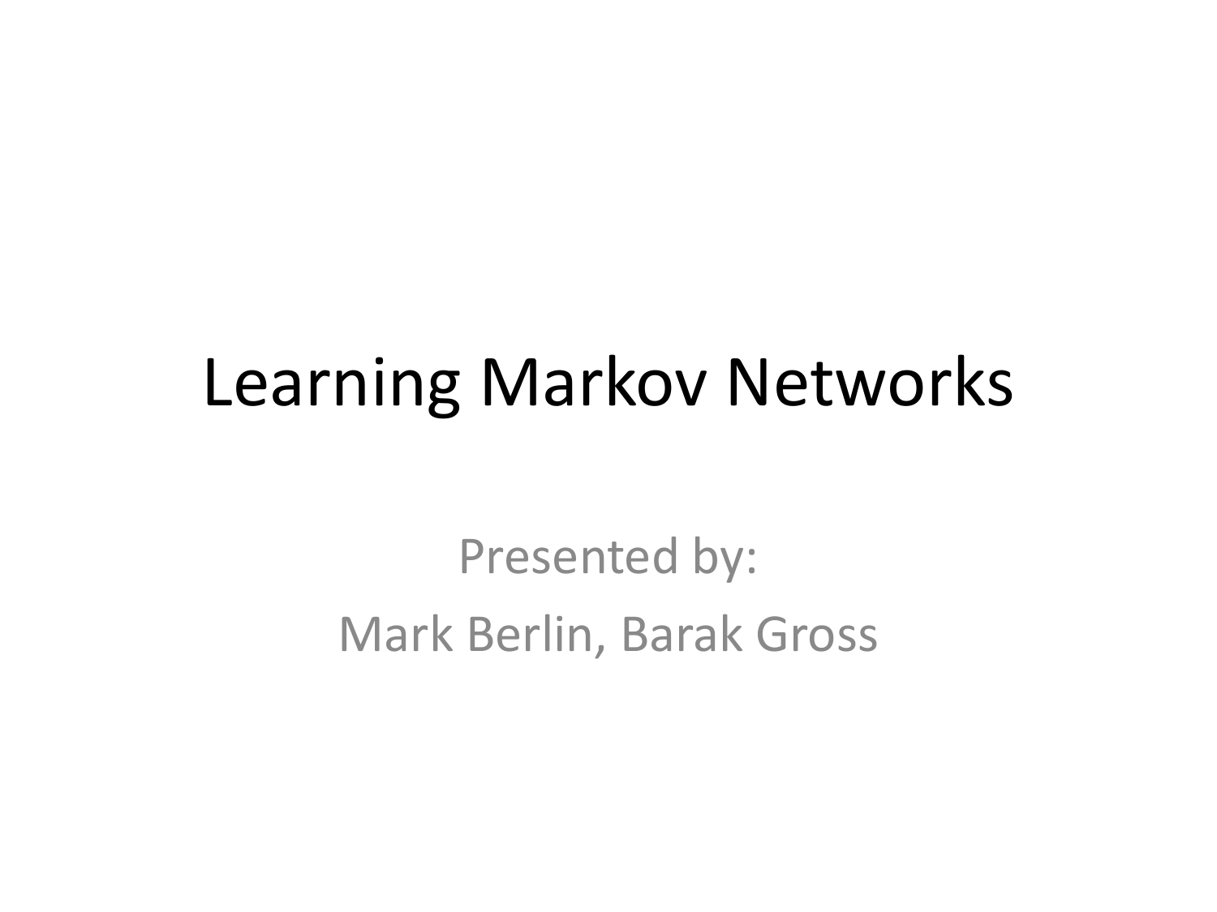# Learning Markov Networks

Presented by:

Mark Berlin, Barak Gross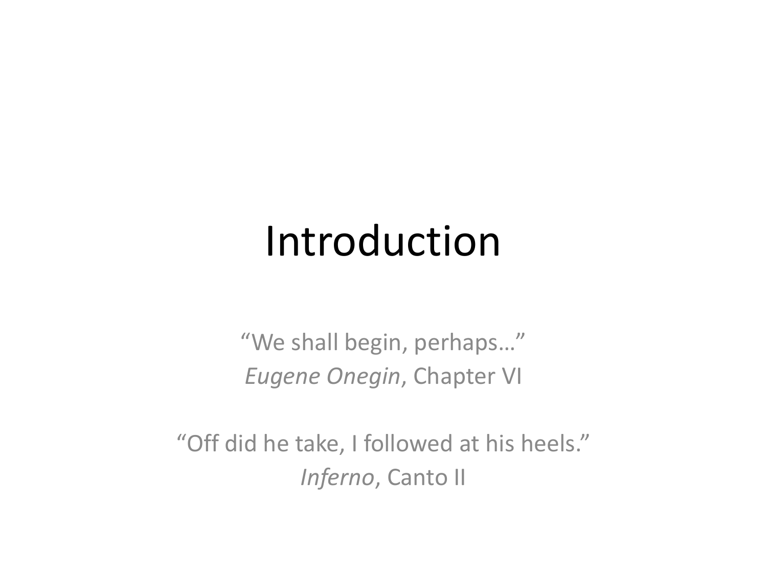# Introduction

"We shall begin, perhaps…"
*Eugene Onegin*, Chapter VI

"Off did he take, I followed at his heels."
*Inferno*, Canto II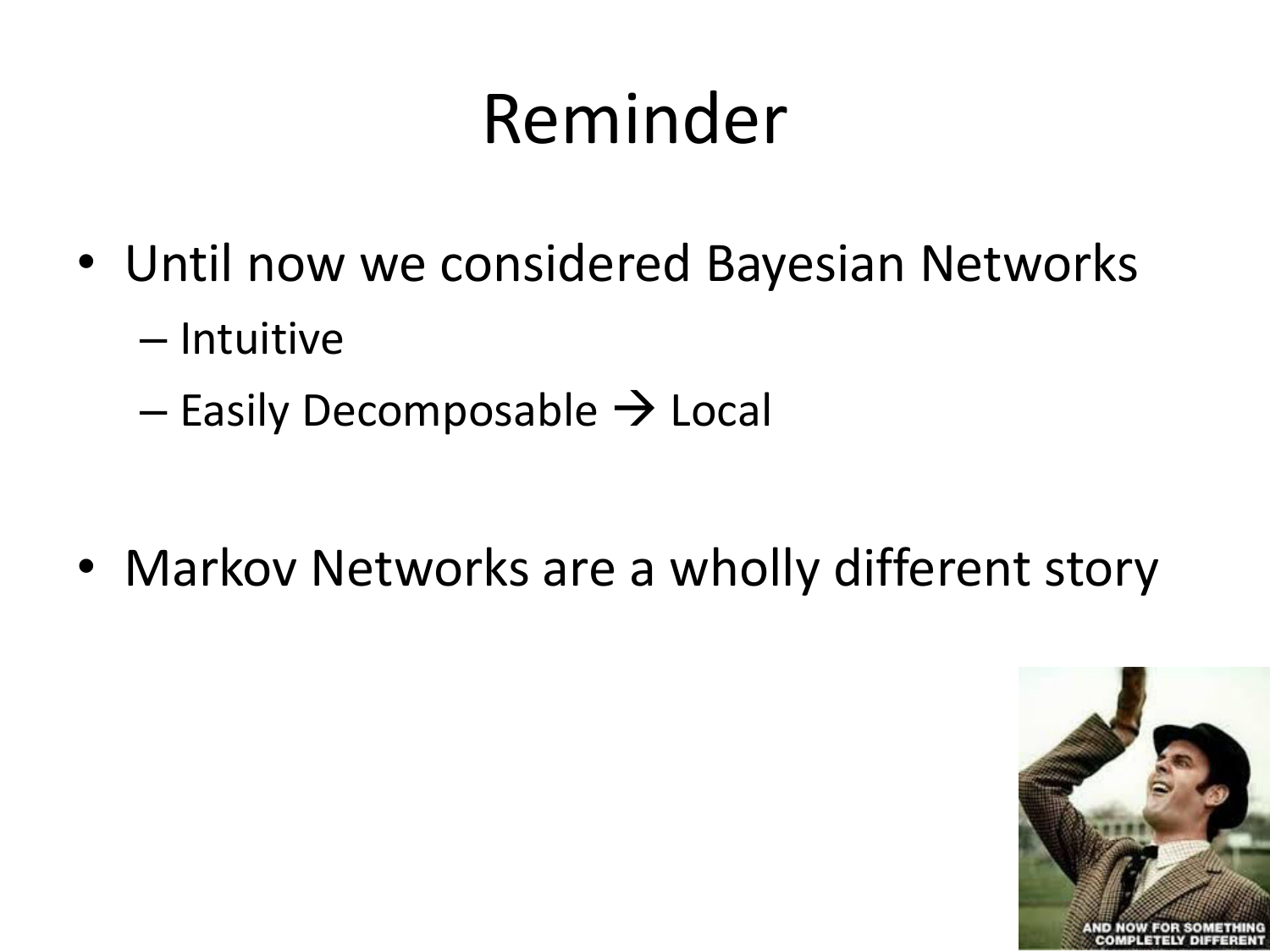# Reminder

- Until now we considered Bayesian Networks
  - Intuitive
  - Easily Decomposable → Local
- Markov Networks are a wholly different story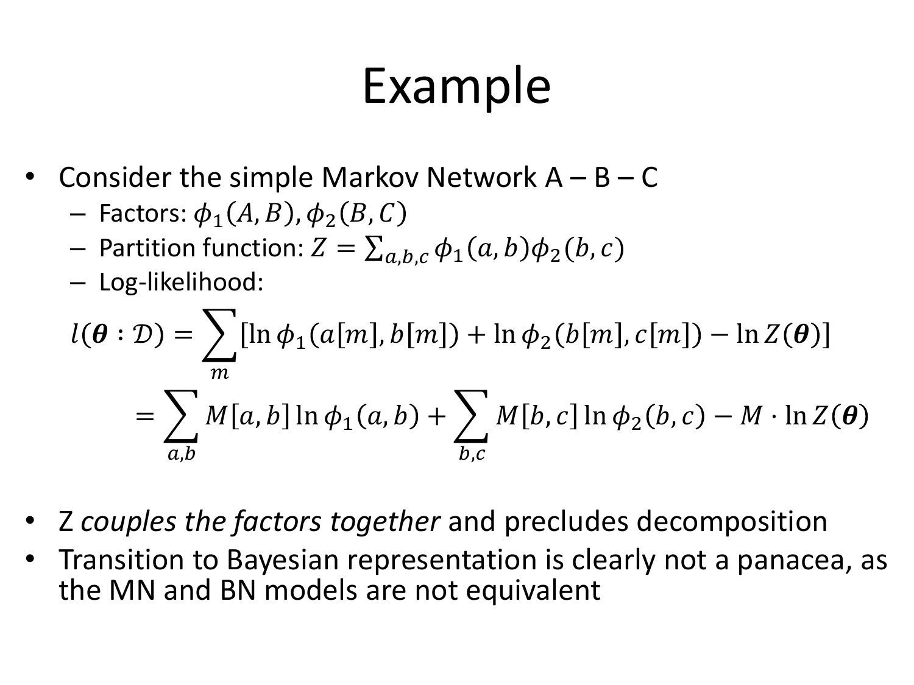# Example

- Consider the simple Markov Network A – B – C
  - Factors: $\phi_1(A, B), \phi_2(B, C)$
  - Partition function: $Z = \sum_{a,b,c} \phi_1(a, b)\phi_2(b, c)$
  - Log-likelihood:

$$l(\boldsymbol{\theta} : \mathcal{D}) = \sum_{m} [\ln \phi_1(a[m], b[m]) + \ln \phi_2(b[m], c[m]) - \ln Z(\boldsymbol{\theta})]$$

$$= \sum_{a,b} M[a, b] \ln \phi_1(a, b) + \sum_{b,c} M[b, c] \ln \phi_2(b, c) - M \cdot \ln Z(\boldsymbol{\theta})$$

- Z *couples the factors together* and precludes decomposition
- Transition to Bayesian representation is clearly not a panacea, as the MN and BN models are not equivalent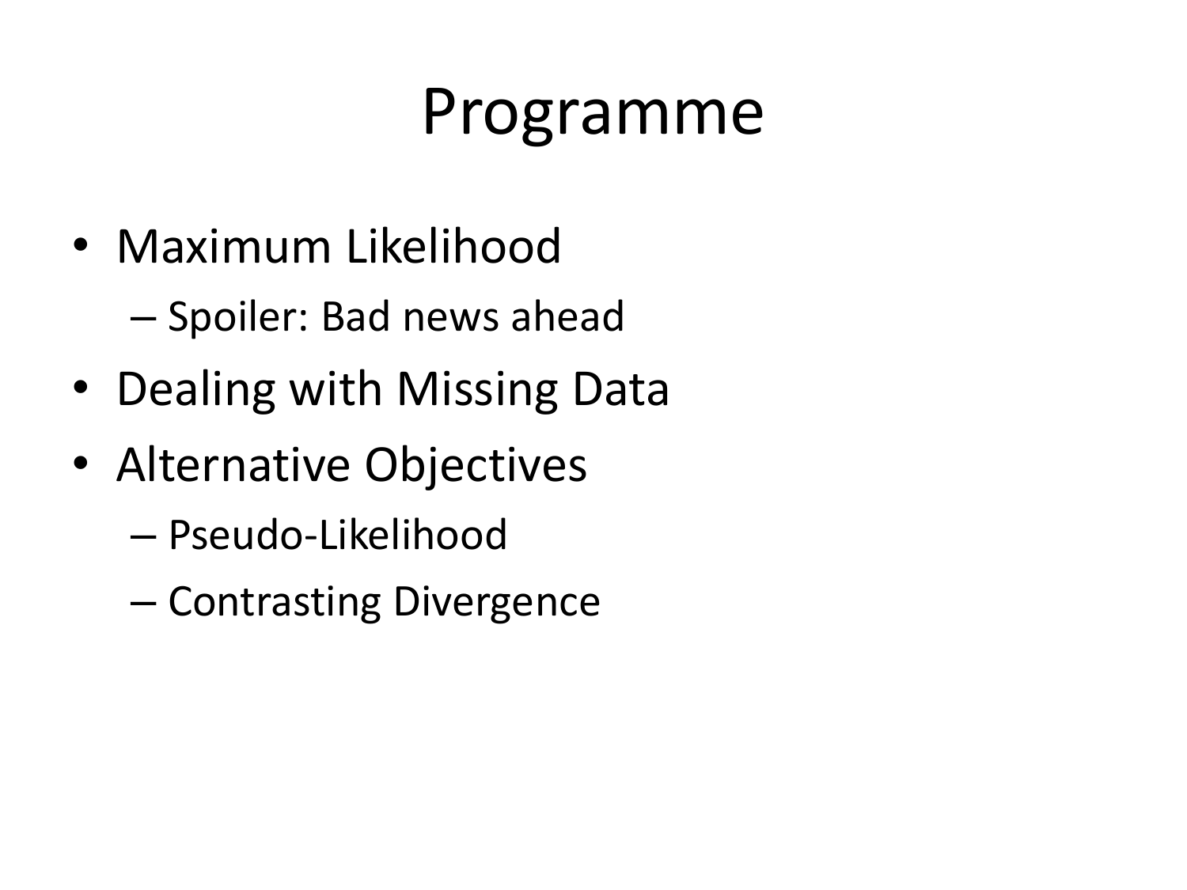# Programme

- Maximum Likelihood
  - Spoiler: Bad news ahead
- Dealing with Missing Data
- Alternative Objectives
  - Pseudo-Likelihood
  - Contrasting Divergence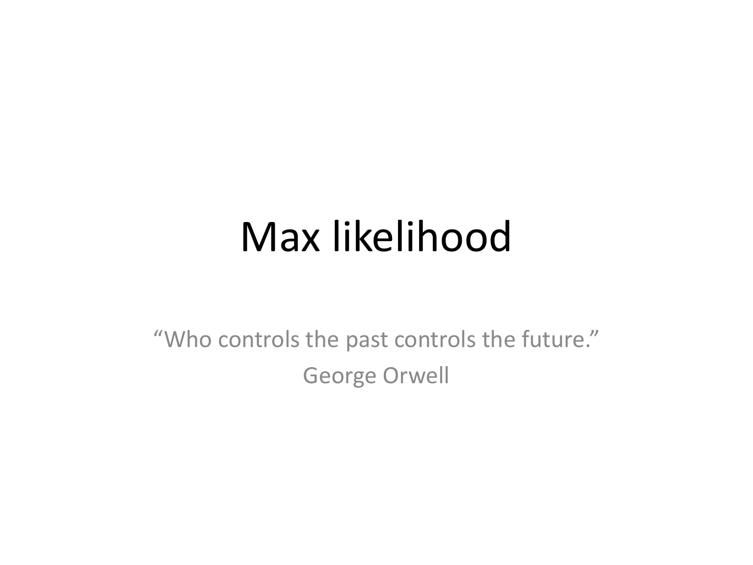# Max likelihood

"Who controls the past controls the future."

George Orwell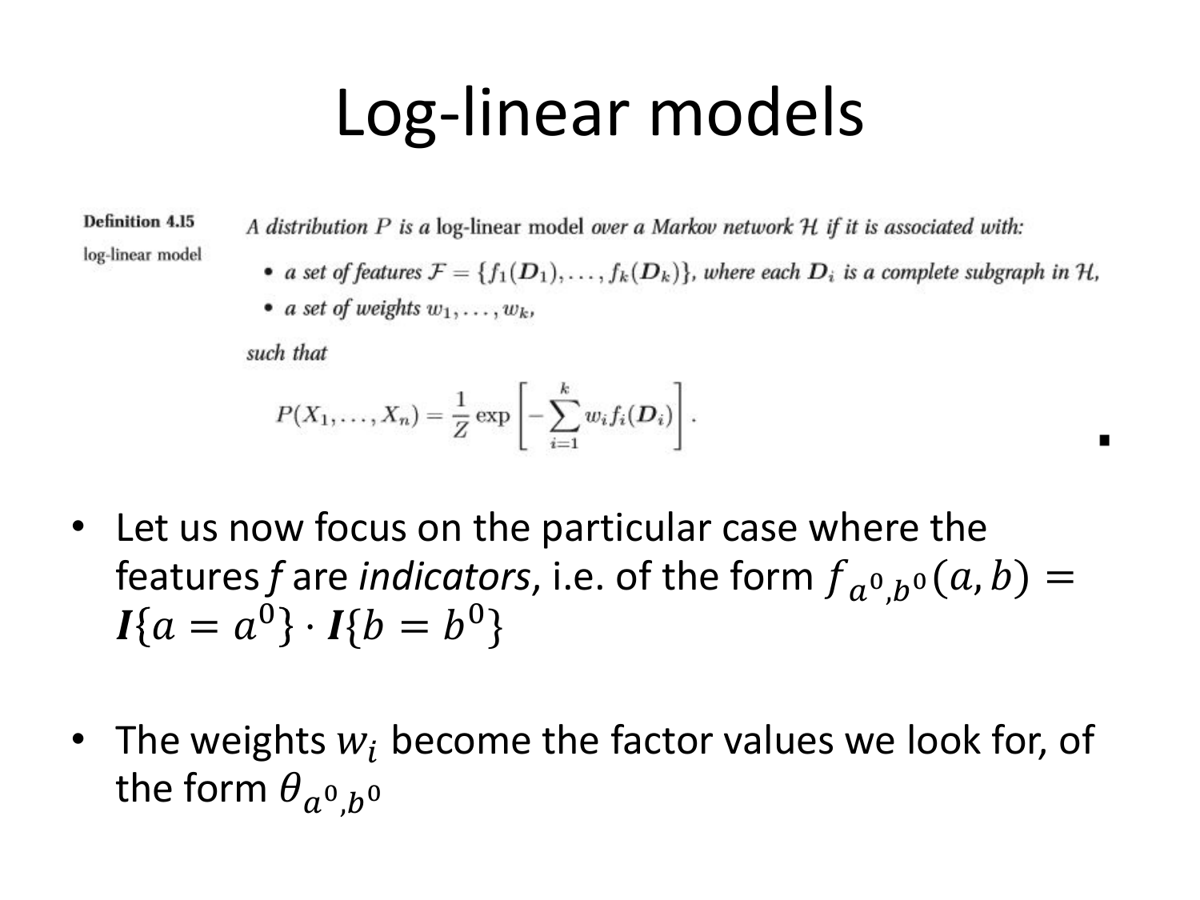# Log-linear models

**Definition 4.15**

**log-linear model**

*A distribution $P$ is a* log-linear model *over a Markov network $\mathcal{H}$ if it is associated with:*

- *a set of features $\mathcal{F} = \{f_1(\boldsymbol{D}_1), \ldots, f_k(\boldsymbol{D}_k)\}$, where each $\boldsymbol{D}_i$ is a complete subgraph in $\mathcal{H}$,*
- *a set of weights $w_1, \ldots, w_k$,*

*such that*

$$P(X_1, \ldots, X_n) = \frac{1}{Z} \exp\left[-\sum_{i=1}^{k} w_i f_i(\boldsymbol{D}_i)\right].$$

■

- Let us now focus on the particular case where the features *f* are *indicators*, i.e. of the form $f_{a^0,b^0}(a,b) = \boldsymbol{I}\{a = a^0\} \cdot \boldsymbol{I}\{b = b^0\}$
- The weights $w_i$ become the factor values we look for, of the form $\theta_{a^0,b^0}$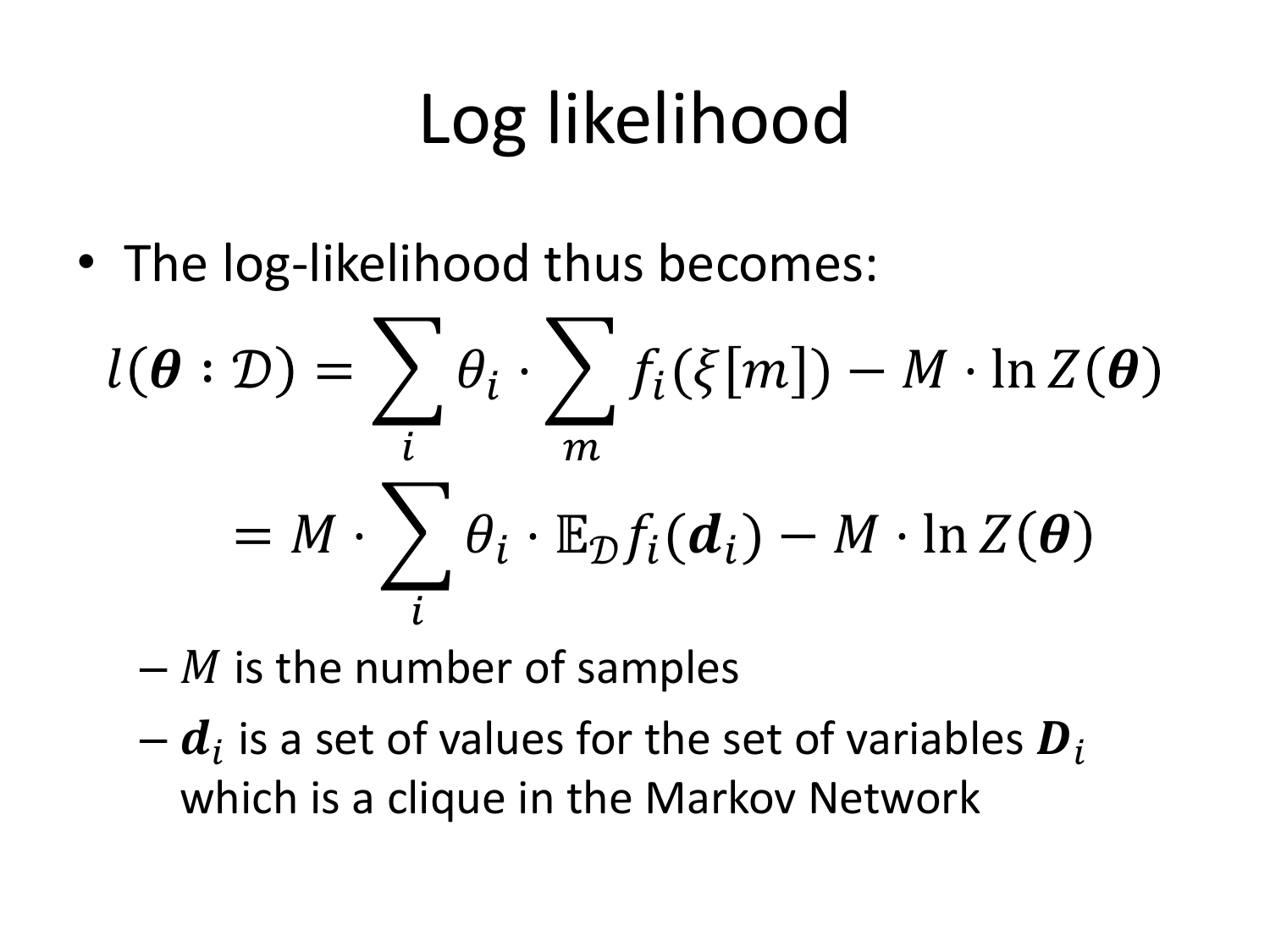# Log likelihood

- The log-likelihood thus becomes:

$$l(\boldsymbol{\theta} : \mathcal{D}) = \sum_i \theta_i \cdot \sum_m f_i(\xi[m]) - M \cdot \ln Z(\boldsymbol{\theta})$$

$$= M \cdot \sum_i \theta_i \cdot \mathbb{E}_{\mathcal{D}} f_i(\boldsymbol{d}_i) - M \cdot \ln Z(\boldsymbol{\theta})$$

  - $M$ is the number of samples
  - $\boldsymbol{d}_i$ is a set of values for the set of variables $\boldsymbol{D}_i$ which is a clique in the Markov Network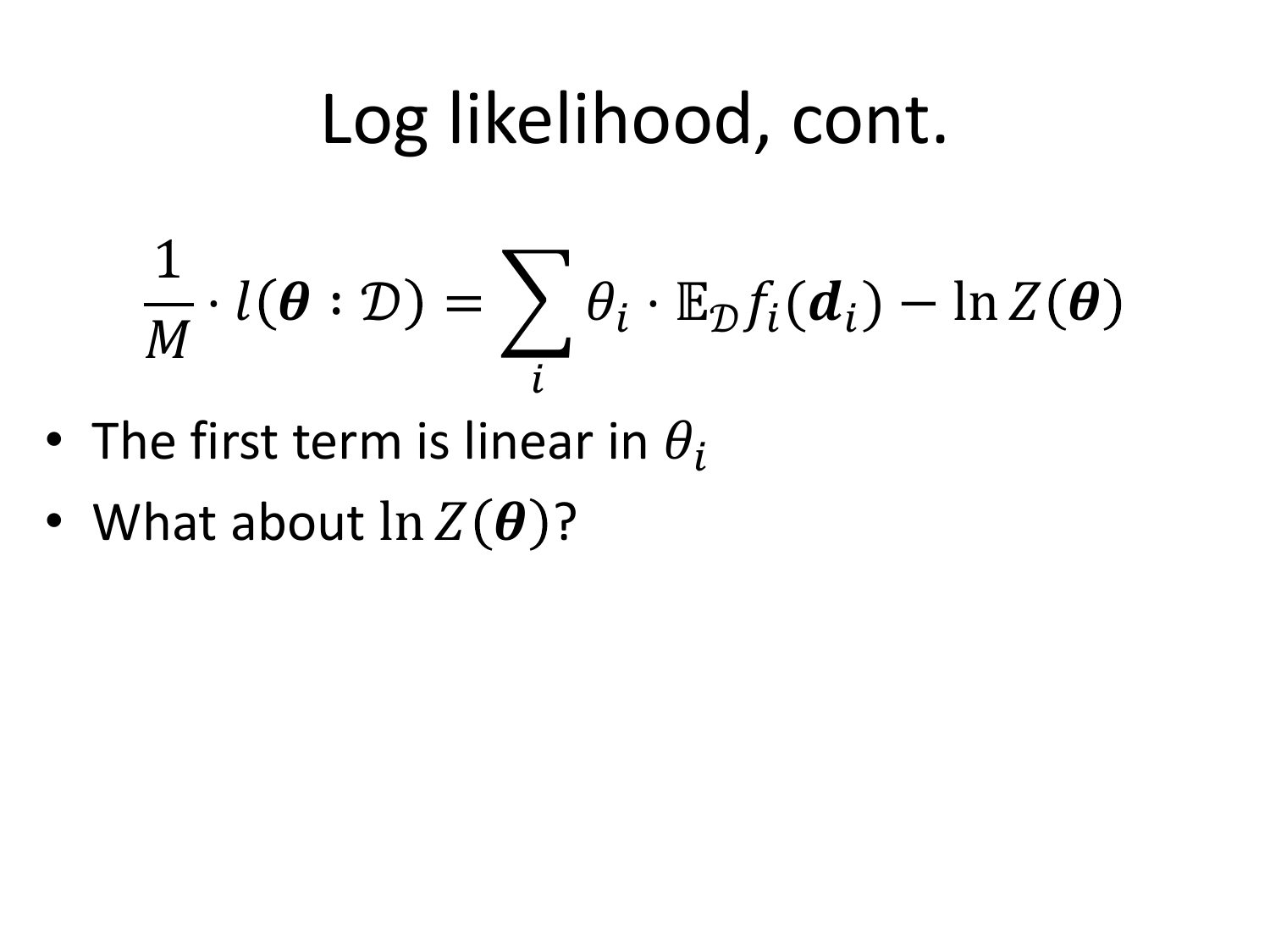# Log likelihood, cont.

$$\frac{1}{M} \cdot l(\boldsymbol{\theta} : \mathcal{D}) = \sum_i \theta_i \cdot \mathbb{E}_{\mathcal{D}} f_i(\boldsymbol{d}_i) - \ln Z(\boldsymbol{\theta})$$

- The first term is linear in $\theta_i$
- What about $\ln Z(\boldsymbol{\theta})$?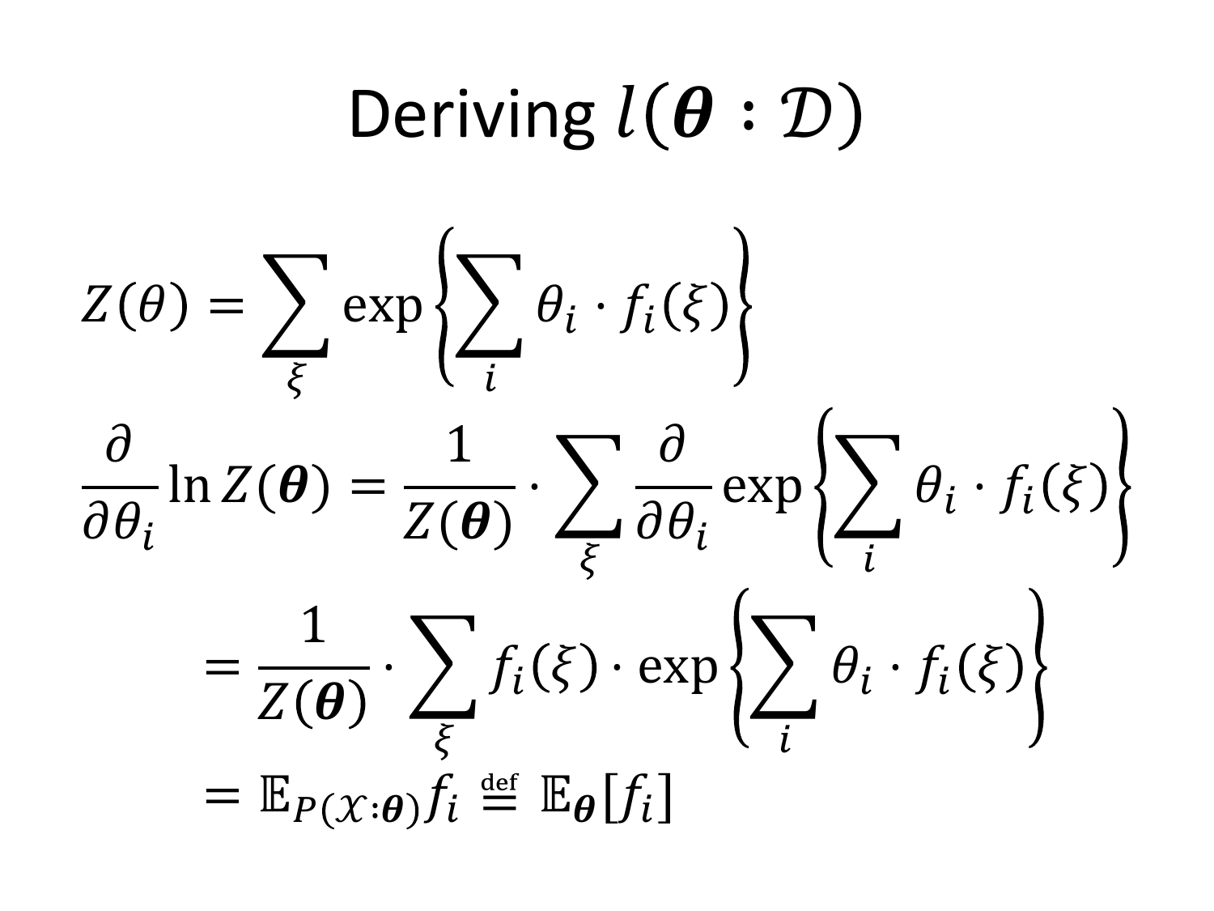# Deriving $l(\boldsymbol{\theta} : \mathcal{D})$

$$Z(\theta) = \sum_{\xi} \exp\left\{\sum_{i} \theta_i \cdot f_i(\xi)\right\}$$

$$\frac{\partial}{\partial \theta_i} \ln Z(\boldsymbol{\theta}) = \frac{1}{Z(\boldsymbol{\theta})} \cdot \sum_{\xi} \frac{\partial}{\partial \theta_i} \exp\left\{\sum_{i} \theta_i \cdot f_i(\xi)\right\}$$

$$= \frac{1}{Z(\boldsymbol{\theta})} \cdot \sum_{\xi} f_i(\xi) \cdot \exp\left\{\sum_{i} \theta_i \cdot f_i(\xi)\right\}$$

$$= \mathbb{E}_{P(\mathcal{X}:\boldsymbol{\theta})} f_i \stackrel{\text{def}}{=} \mathbb{E}_{\boldsymbol{\theta}}[f_i]$$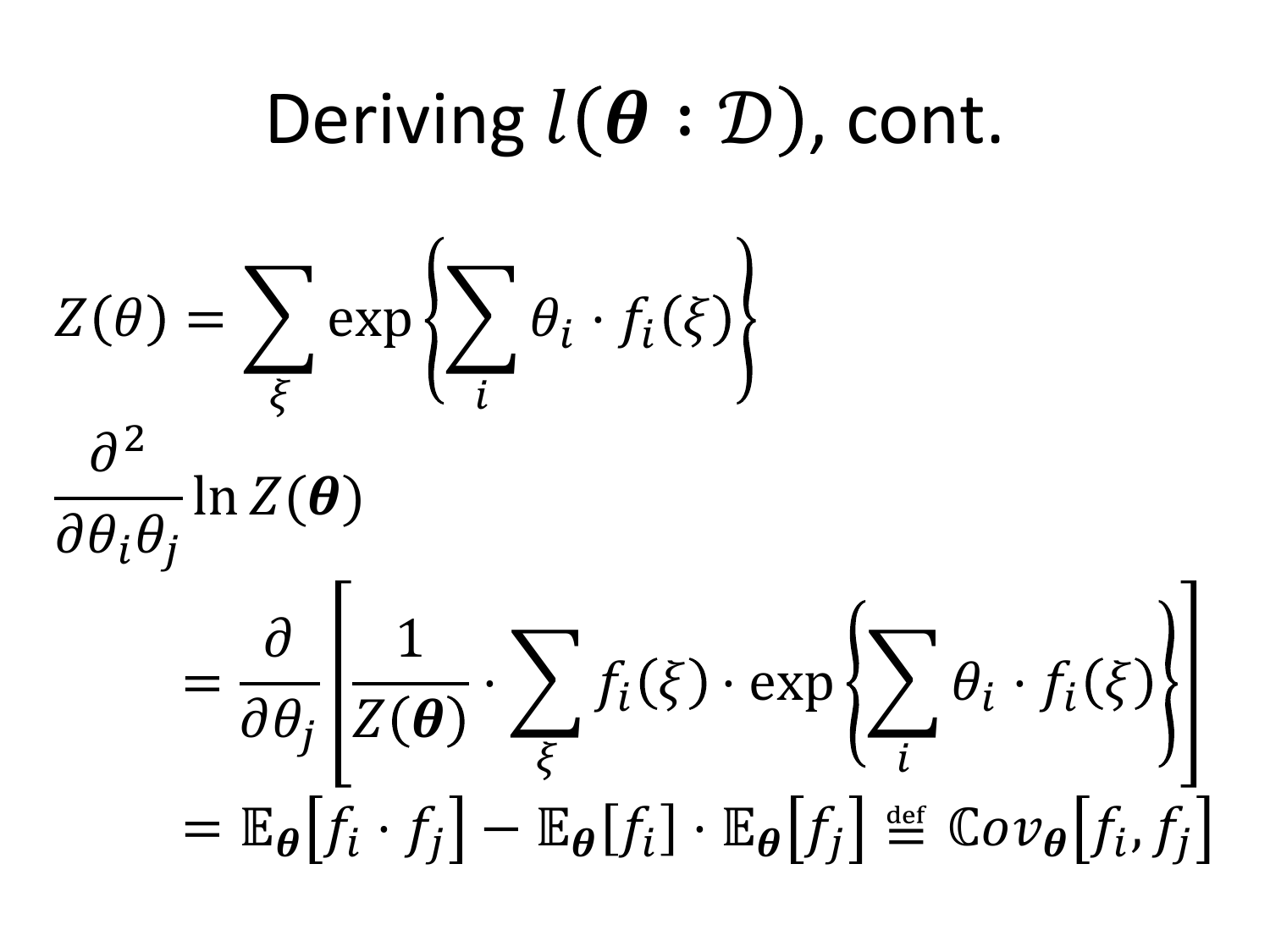# Deriving $l(\boldsymbol{\theta} : \mathcal{D})$, cont.

$$Z(\theta) = \sum_{\xi} \exp\left\{\sum_i \theta_i \cdot f_i(\xi)\right\}$$

$$\frac{\partial^2}{\partial \theta_i \theta_j} \ln Z(\boldsymbol{\theta})$$

$$= \frac{\partial}{\partial \theta_j}\left[\frac{1}{Z(\boldsymbol{\theta})} \cdot \sum_{\xi} f_i(\xi) \cdot \exp\left\{\sum_i \theta_i \cdot f_i(\xi)\right\}\right]$$

$$= \mathbb{E}_{\boldsymbol{\theta}}\left[f_i \cdot f_j\right] - \mathbb{E}_{\boldsymbol{\theta}}[f_i] \cdot \mathbb{E}_{\boldsymbol{\theta}}\left[f_j\right] \stackrel{\text{def}}{=} \mathbb{C}ov_{\boldsymbol{\theta}}\left[f_i, f_j\right]$$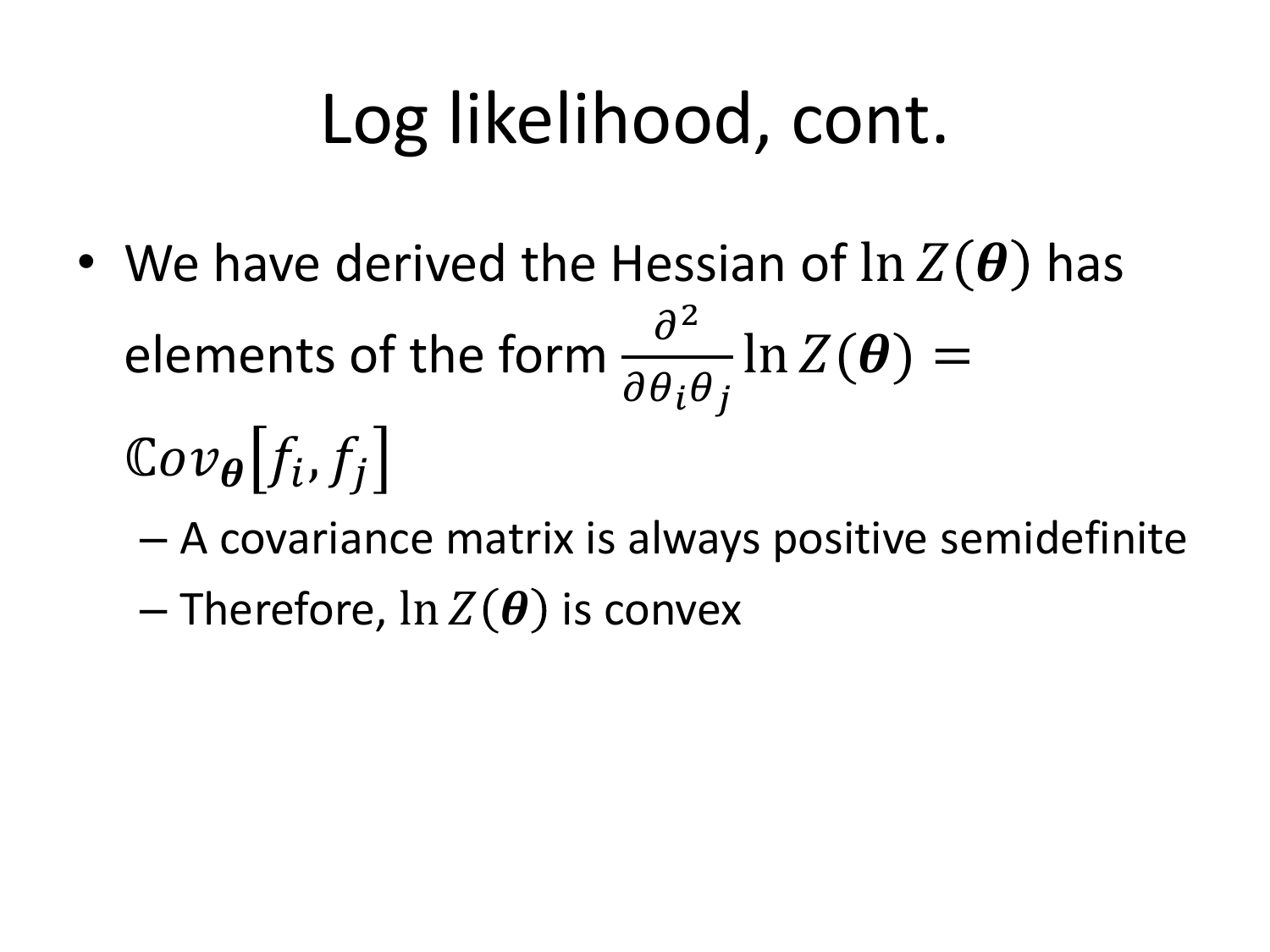# Log likelihood, cont.

- We have derived the Hessian of $\ln Z(\boldsymbol{\theta})$ has elements of the form $\frac{\partial^2}{\partial \theta_i \theta_j} \ln Z(\boldsymbol{\theta}) = \mathbb{C}ov_{\boldsymbol{\theta}}[f_i, f_j]$
  - A covariance matrix is always positive semidefinite
  - Therefore, $\ln Z(\boldsymbol{\theta})$ is convex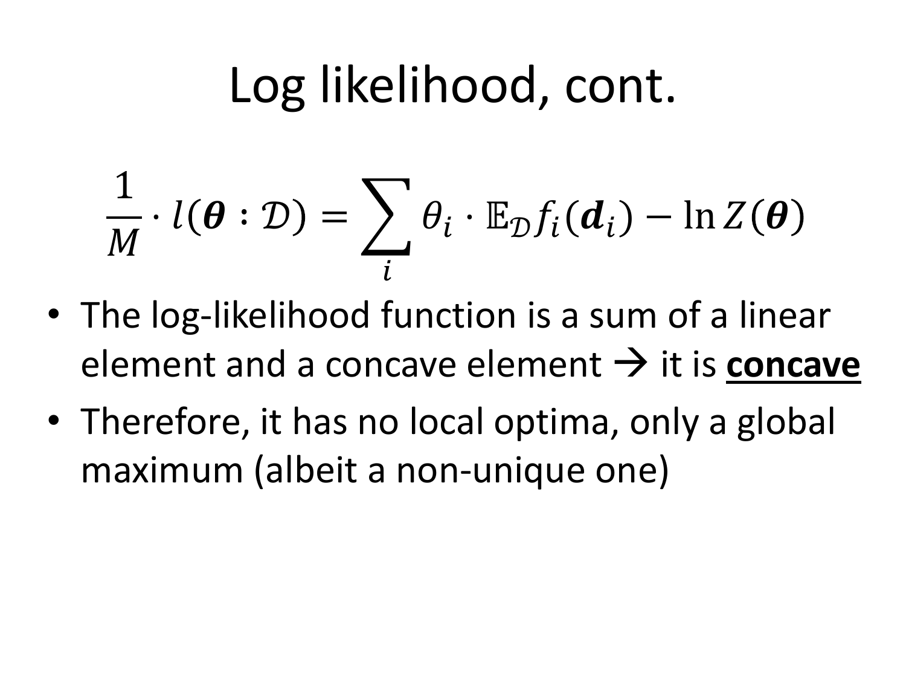# Log likelihood, cont.

$$\frac{1}{M} \cdot l(\boldsymbol{\theta} : \mathcal{D}) = \sum_i \theta_i \cdot \mathbb{E}_{\mathcal{D}} f_i(\boldsymbol{d}_i) - \ln Z(\boldsymbol{\theta})$$

- The log-likelihood function is a sum of a linear element and a concave element → it is <u>**concave**</u>
- Therefore, it has no local optima, only a global maximum (albeit a non-unique one)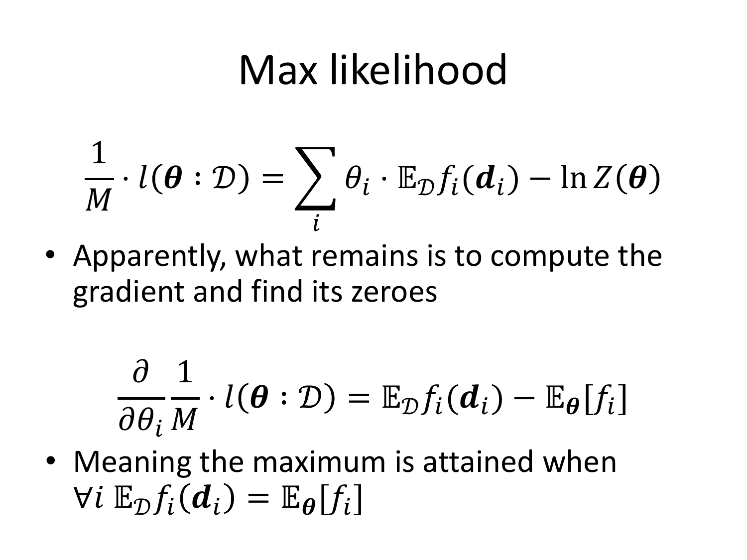# Max likelihood

$$\frac{1}{M} \cdot l(\boldsymbol{\theta} : \mathcal{D}) = \sum_i \theta_i \cdot \mathbb{E}_{\mathcal{D}} f_i(\boldsymbol{d}_i) - \ln Z(\boldsymbol{\theta})$$

- Apparently, what remains is to compute the gradient and find its zeroes

$$\frac{\partial}{\partial \theta_i} \frac{1}{M} \cdot l(\boldsymbol{\theta} : \mathcal{D}) = \mathbb{E}_{\mathcal{D}} f_i(\boldsymbol{d}_i) - \mathbb{E}_{\boldsymbol{\theta}}[f_i]$$

- Meaning the maximum is attained when $\forall i \; \mathbb{E}_{\mathcal{D}} f_i(\boldsymbol{d}_i) = \mathbb{E}_{\boldsymbol{\theta}}[f_i]$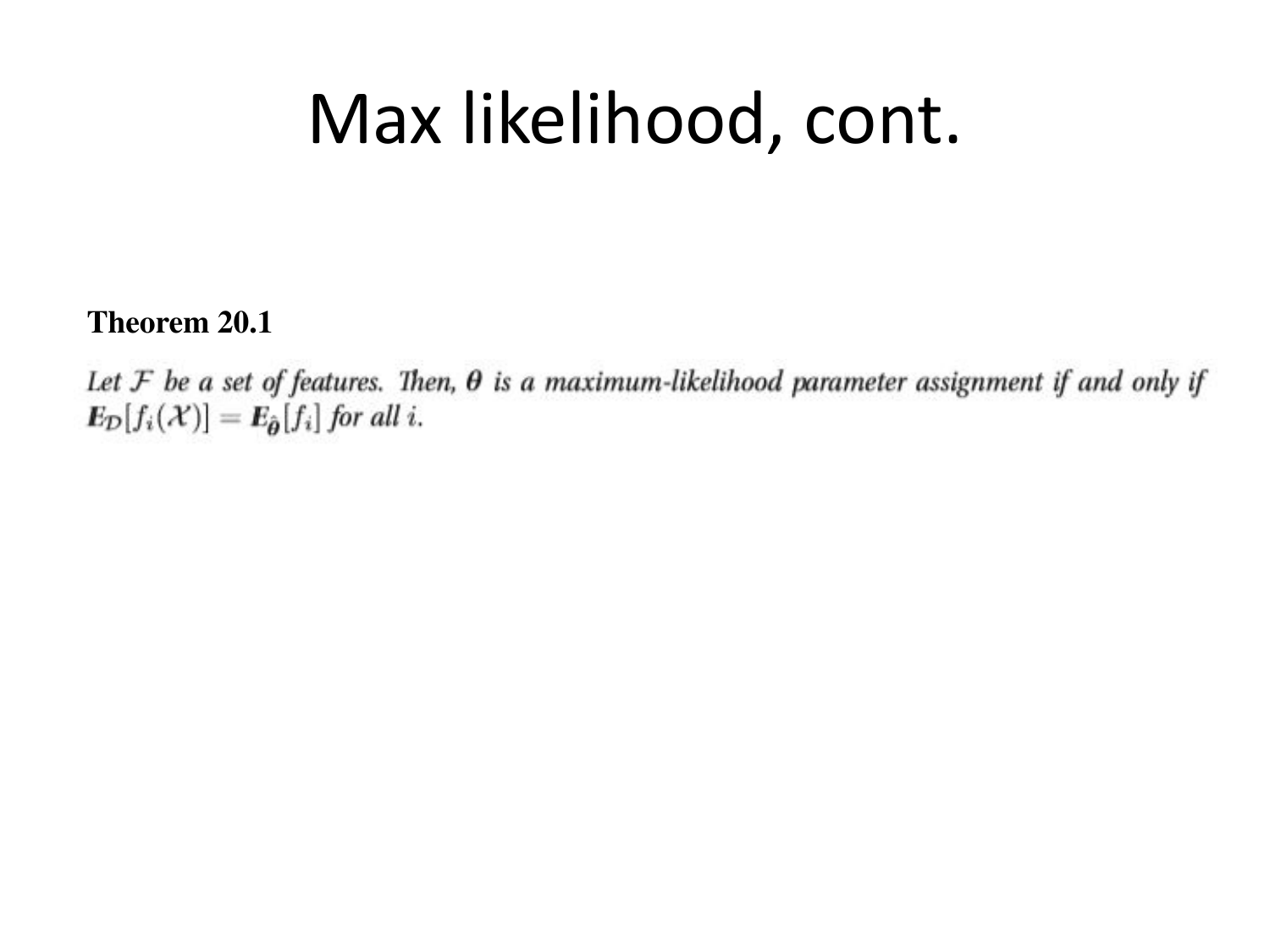# Max likelihood, cont.

**Theorem 20.1**

*Let $\mathcal{F}$ be a set of features. Then, $\boldsymbol{\theta}$ is a maximum-likelihood parameter assignment if and only if $\boldsymbol{E}_{\mathcal{D}}[f_i(\mathcal{X})] = \boldsymbol{E}_{\hat{\boldsymbol{\theta}}}[f_i]$ for all $i$.*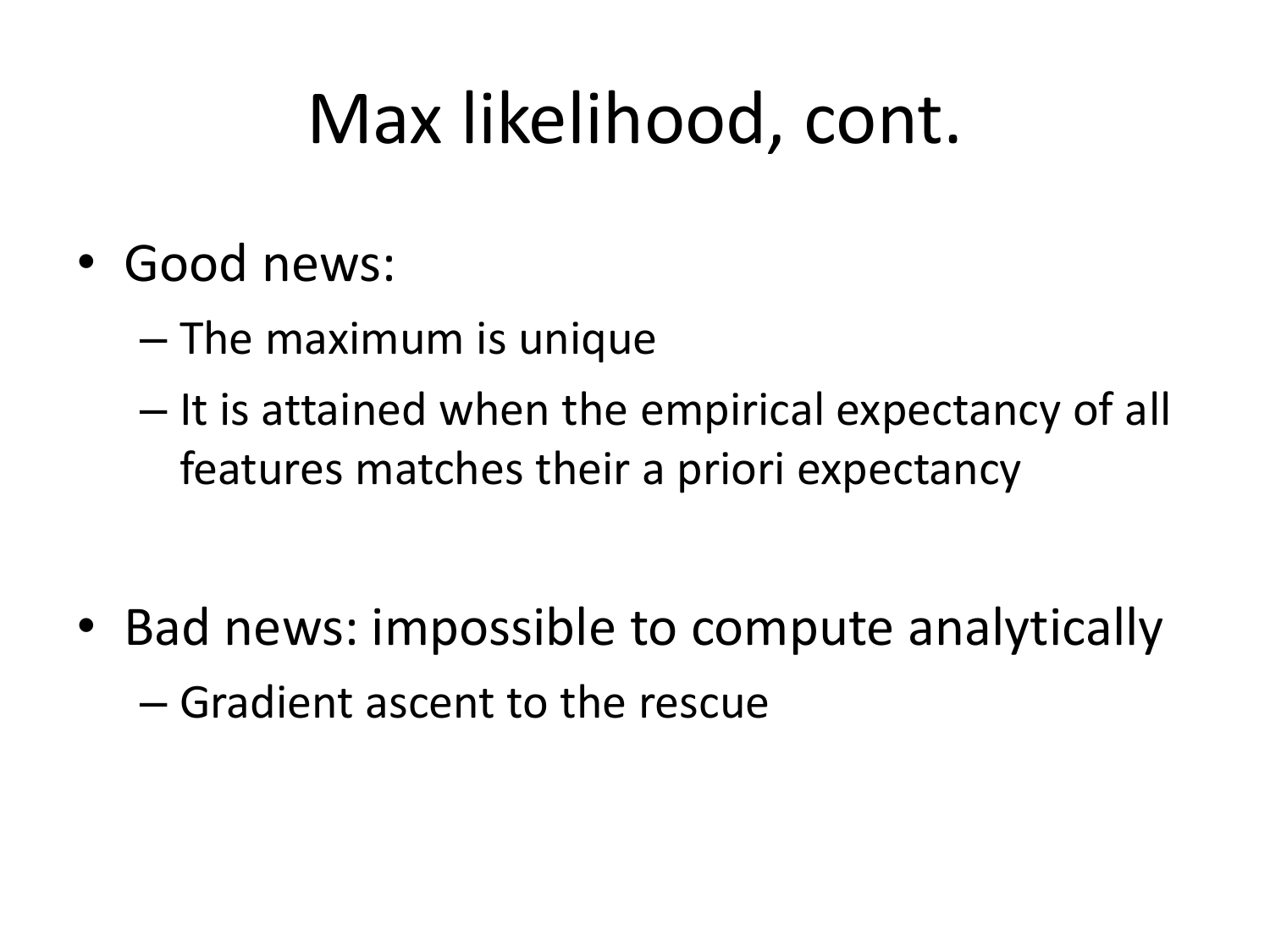# Max likelihood, cont.

- Good news:
  - The maximum is unique
  - It is attained when the empirical expectancy of all features matches their a priori expectancy
- Bad news: impossible to compute analytically
  - Gradient ascent to the rescue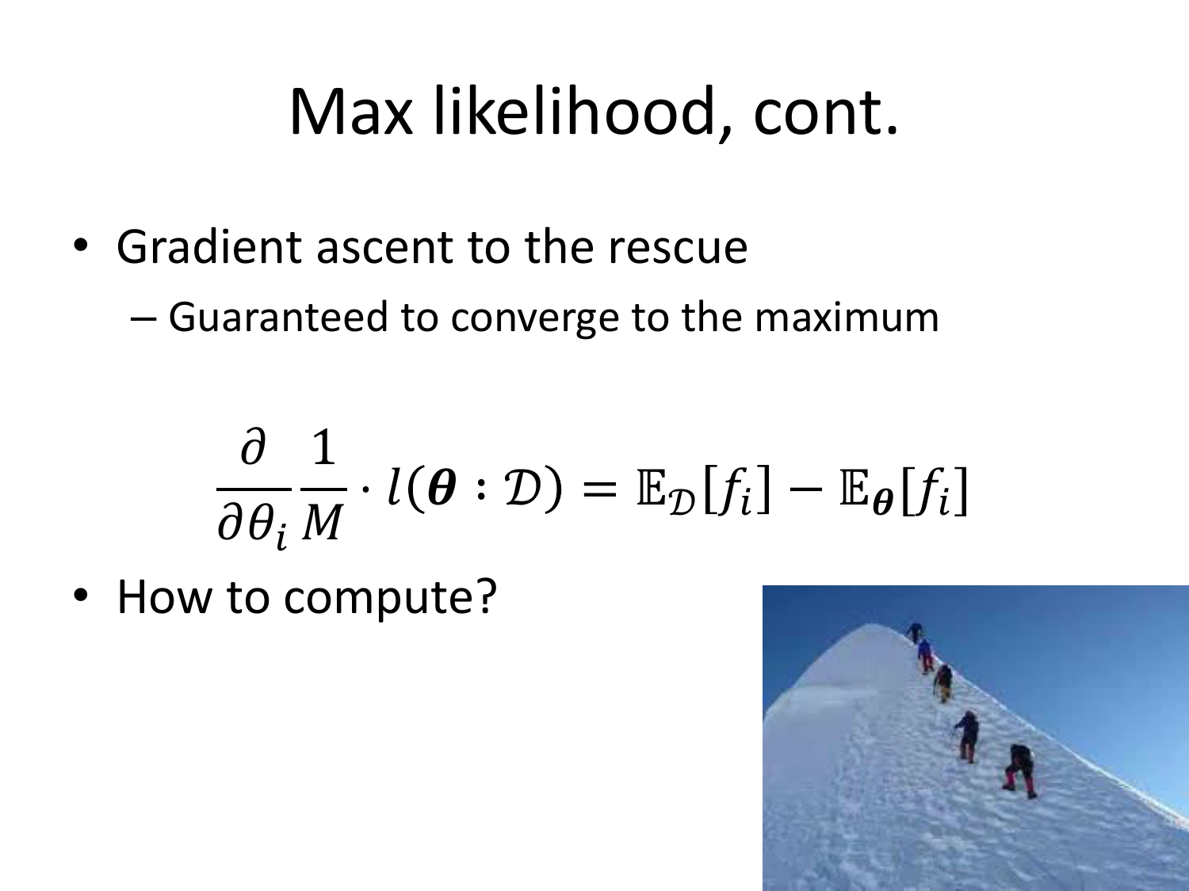# Max likelihood, cont.

- Gradient ascent to the rescue
  - Guaranteed to converge to the maximum

$$\frac{\partial}{\partial \theta_i} \frac{1}{M} \cdot l(\boldsymbol{\theta} : \mathcal{D}) = \mathbb{E}_{\mathcal{D}}[f_i] - \mathbb{E}_{\boldsymbol{\theta}}[f_i]$$

- How to compute?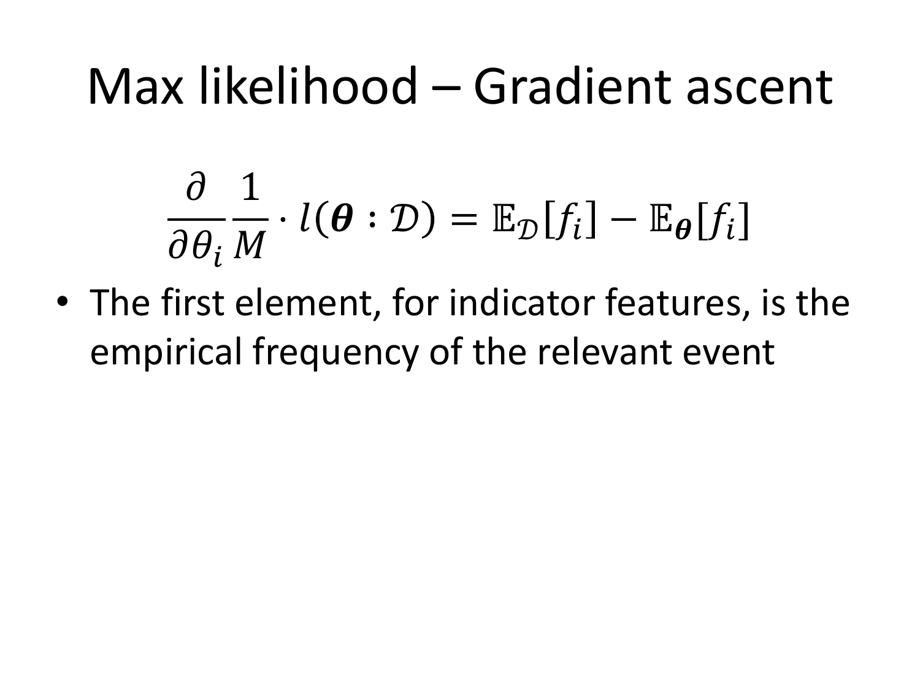# Max likelihood – Gradient ascent

$$\frac{\partial}{\partial \theta_i} \frac{1}{M} \cdot l(\boldsymbol{\theta} : \mathcal{D}) = \mathbb{E}_{\mathcal{D}}[f_i] - \mathbb{E}_{\boldsymbol{\theta}}[f_i]$$

- The first element, for indicator features, is the empirical frequency of the relevant event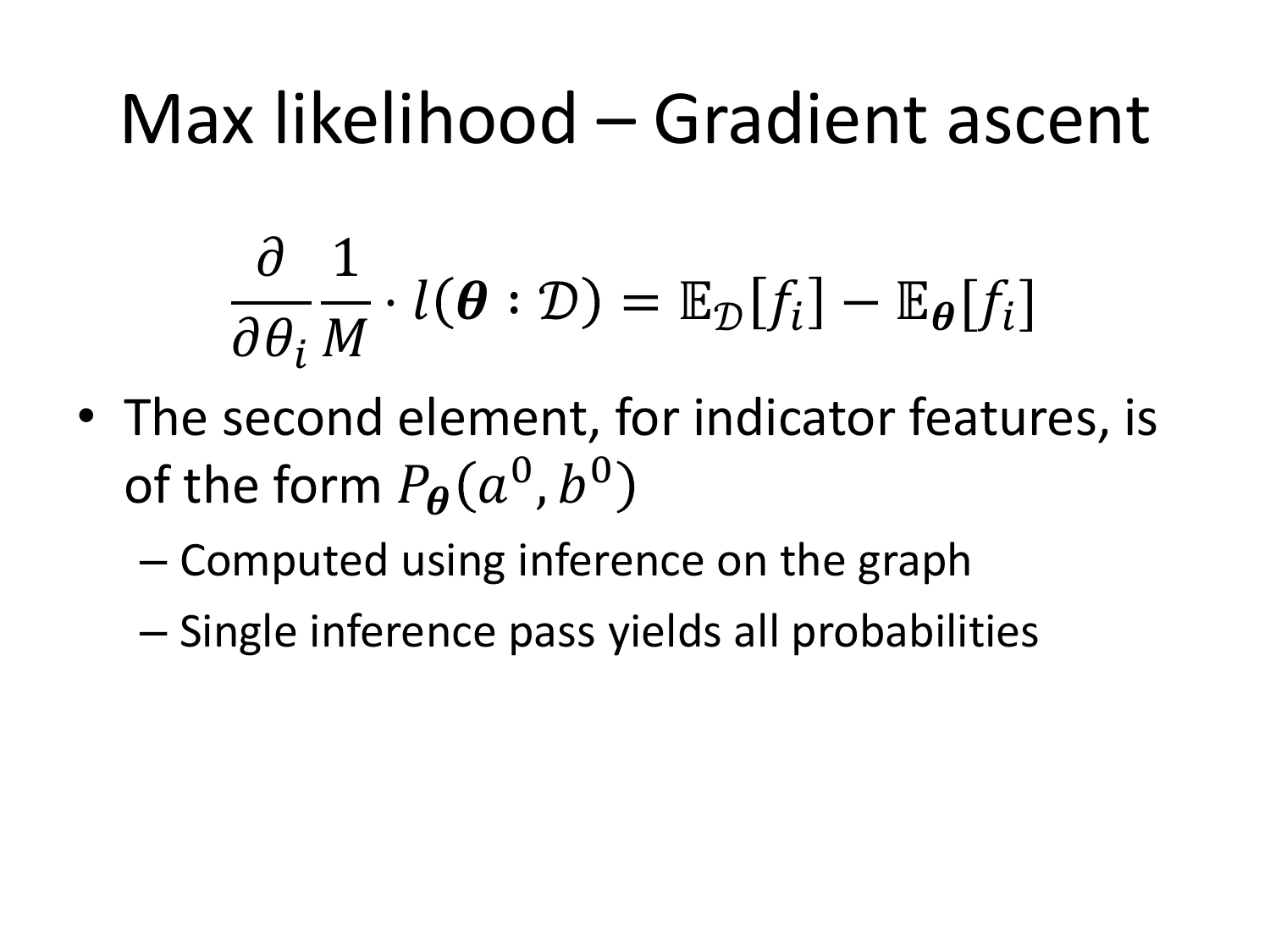# Max likelihood – Gradient ascent

$$\frac{\partial}{\partial \theta_i} \frac{1}{M} \cdot l(\boldsymbol{\theta} : \mathcal{D}) = \mathbb{E}_{\mathcal{D}}[f_i] - \mathbb{E}_{\boldsymbol{\theta}}[f_i]$$

- The second element, for indicator features, is of the form $P_{\boldsymbol{\theta}}(a^0, b^0)$
  - Computed using inference on the graph
  - Single inference pass yields all probabilities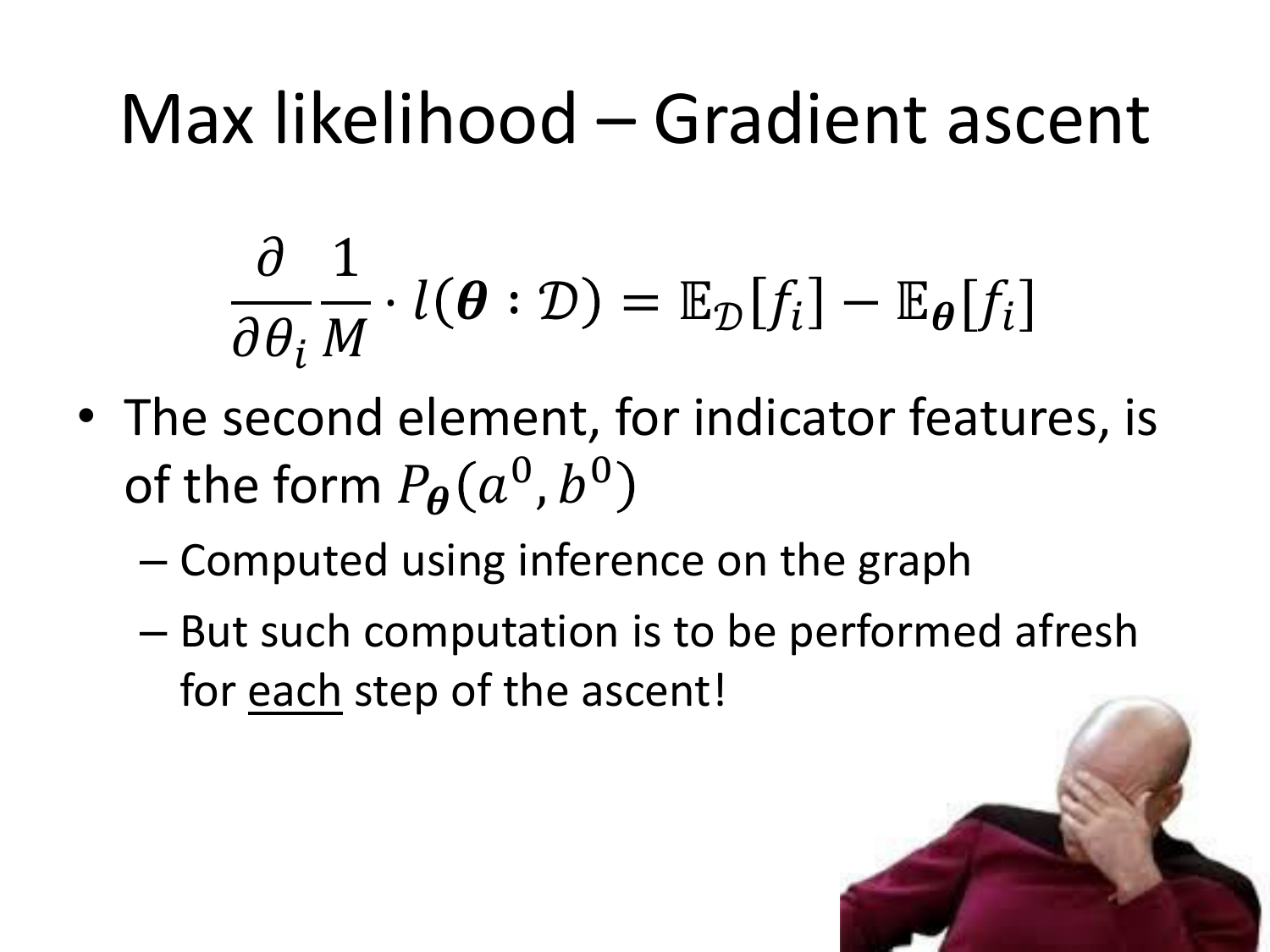# Max likelihood – Gradient ascent

$$\frac{\partial}{\partial \theta_i} \frac{1}{M} \cdot l(\boldsymbol{\theta} : \mathcal{D}) = \mathbb{E}_{\mathcal{D}}[f_i] - \mathbb{E}_{\boldsymbol{\theta}}[f_i]$$

- The second element, for indicator features, is of the form $P_{\boldsymbol{\theta}}(a^0, b^0)$
  - Computed using inference on the graph
  - But such computation is to be performed afresh for each step of the ascent!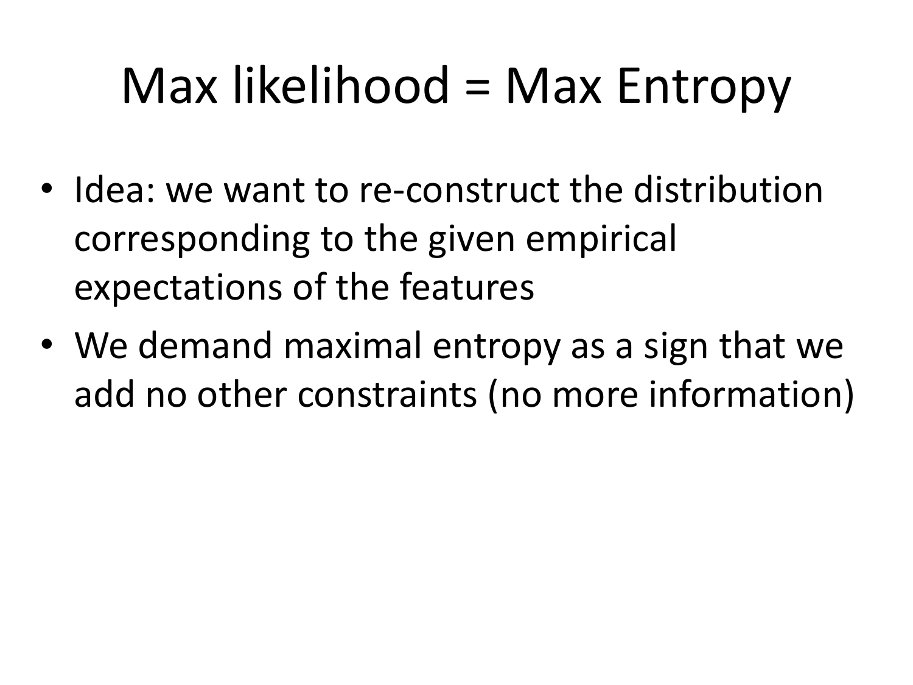# Max likelihood = Max Entropy

- Idea: we want to re-construct the distribution corresponding to the given empirical expectations of the features
- We demand maximal entropy as a sign that we add no other constraints (no more information)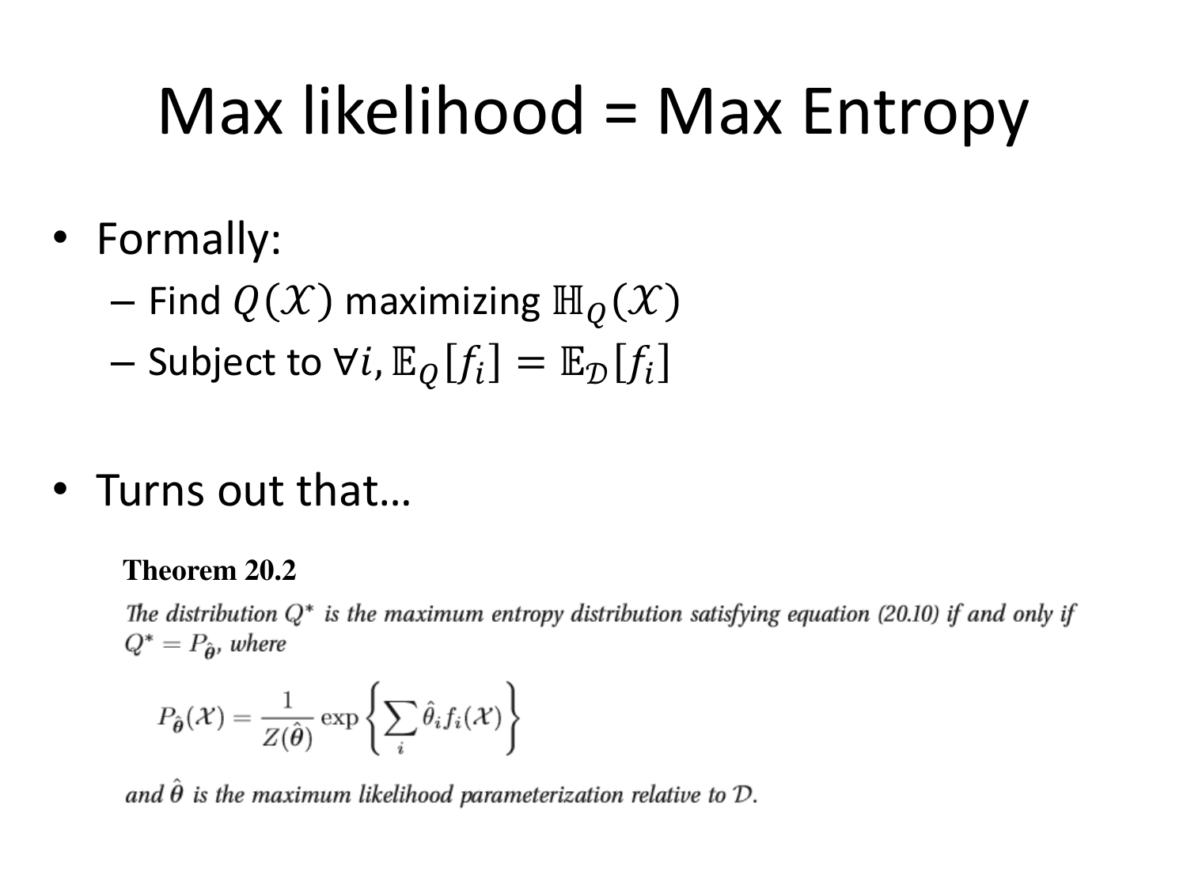# Max likelihood = Max Entropy

- Formally:
  - Find $Q(\mathcal{X})$ maximizing $\mathbb{H}_Q(\mathcal{X})$
  - Subject to $\forall i, \mathbb{E}_Q[f_i] = \mathbb{E}_{\mathcal{D}}[f_i]$

- Turns out that…

**Theorem 20.2**

*The distribution $Q^*$ is the maximum entropy distribution satisfying equation (20.10) if and only if $Q^* = P_{\hat{\boldsymbol{\theta}}}$, where*

$$P_{\hat{\boldsymbol{\theta}}}(\mathcal{X}) = \frac{1}{Z(\hat{\boldsymbol{\theta}})} \exp\left\{ \sum_i \hat{\theta}_i f_i(\mathcal{X}) \right\}$$

*and $\hat{\theta}$ is the maximum likelihood parameterization relative to $\mathcal{D}$.*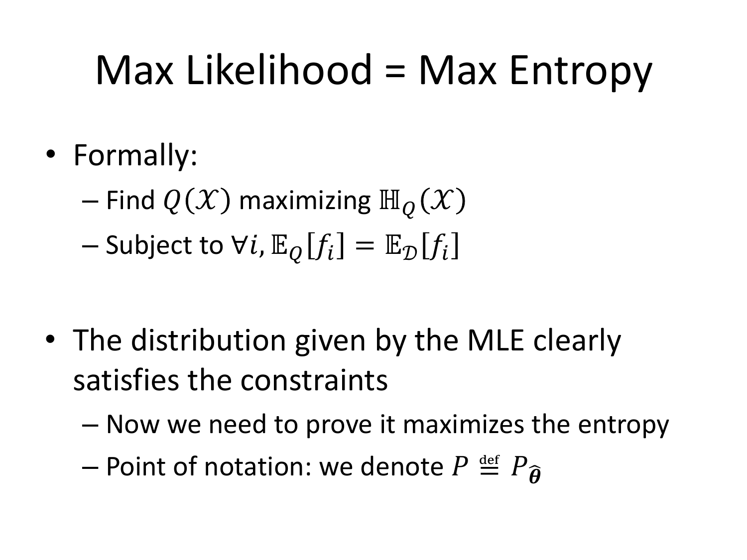# Max Likelihood = Max Entropy

- Formally:
  - Find $Q(\mathcal{X})$ maximizing $\mathbb{H}_Q(\mathcal{X})$
  - Subject to $\forall i, \mathbb{E}_Q[f_i] = \mathbb{E}_\mathcal{D}[f_i]$

- The distribution given by the MLE clearly satisfies the constraints
  - Now we need to prove it maximizes the entropy
  - Point of notation: we denote $P \stackrel{\text{def}}{=} P_{\hat{\boldsymbol{\theta}}}$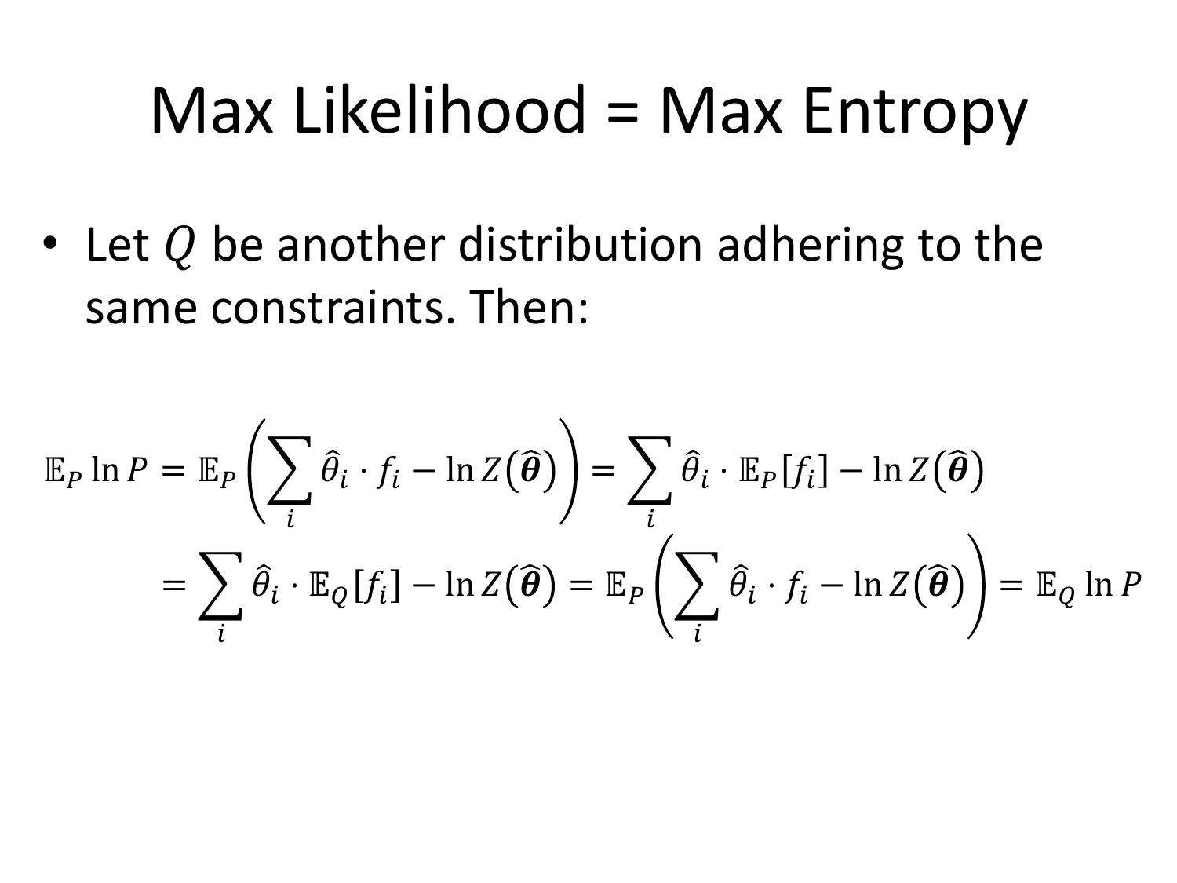# Max Likelihood = Max Entropy

- Let $Q$ be another distribution adhering to the same constraints. Then:

$$
\begin{aligned}
\mathbb{E}_P \ln P &= \mathbb{E}_P\left(\sum_i \hat{\theta}_i \cdot f_i - \ln Z(\widehat{\boldsymbol{\theta}})\right) = \sum_i \hat{\theta}_i \cdot \mathbb{E}_P[f_i] - \ln Z(\widehat{\boldsymbol{\theta}}) \\
&= \sum_i \hat{\theta}_i \cdot \mathbb{E}_Q[f_i] - \ln Z(\widehat{\boldsymbol{\theta}}) = \mathbb{E}_P\left(\sum_i \hat{\theta}_i \cdot f_i - \ln Z(\widehat{\boldsymbol{\theta}})\right) = \mathbb{E}_Q \ln P
\end{aligned}
$$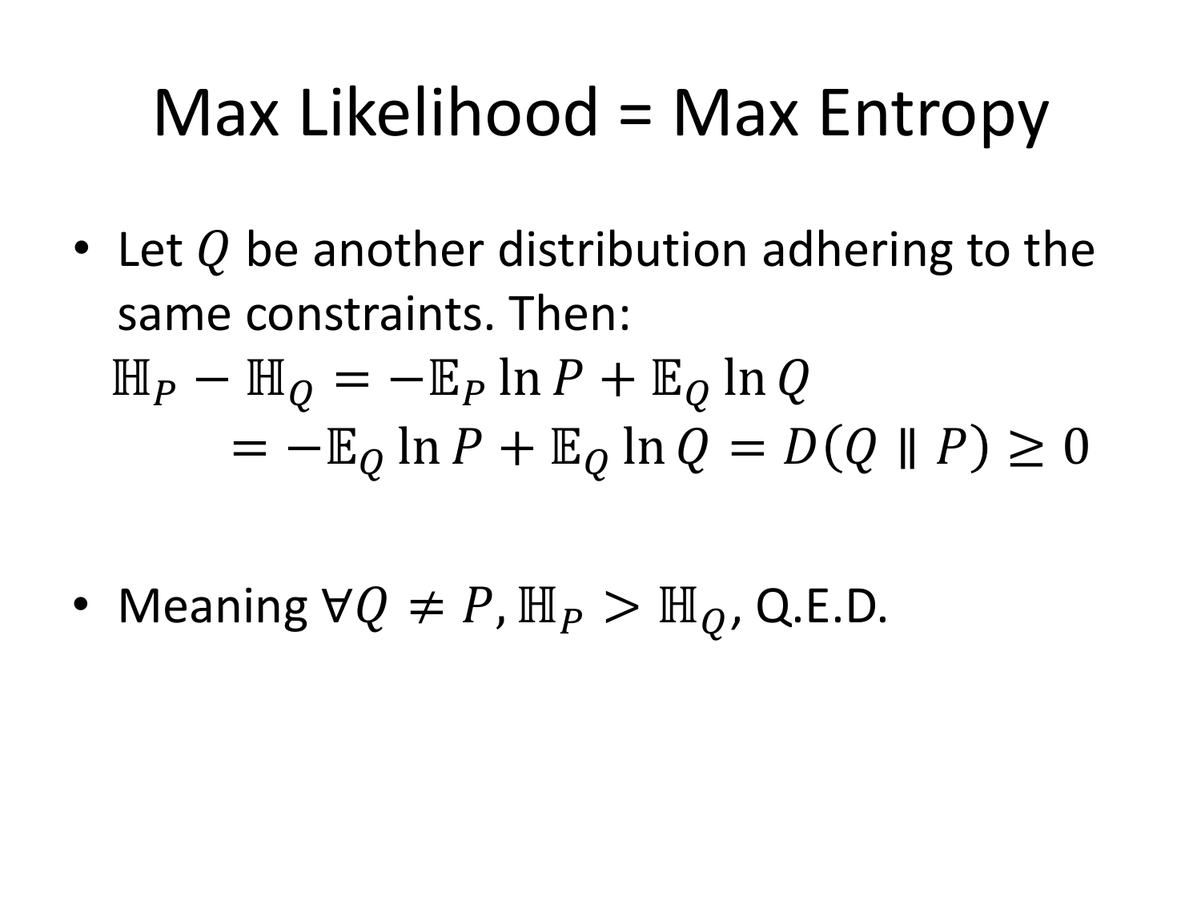# Max Likelihood = Max Entropy

- Let $Q$ be another distribution adhering to the same constraints. Then:

$$\mathbb{H}_P - \mathbb{H}_Q = -\mathbb{E}_P \ln P + \mathbb{E}_Q \ln Q$$
$$= -\mathbb{E}_Q \ln P + \mathbb{E}_Q \ln Q = D(Q \parallel P) \geq 0$$

- Meaning $\forall Q \neq P, \mathbb{H}_P > \mathbb{H}_Q$, Q.E.D.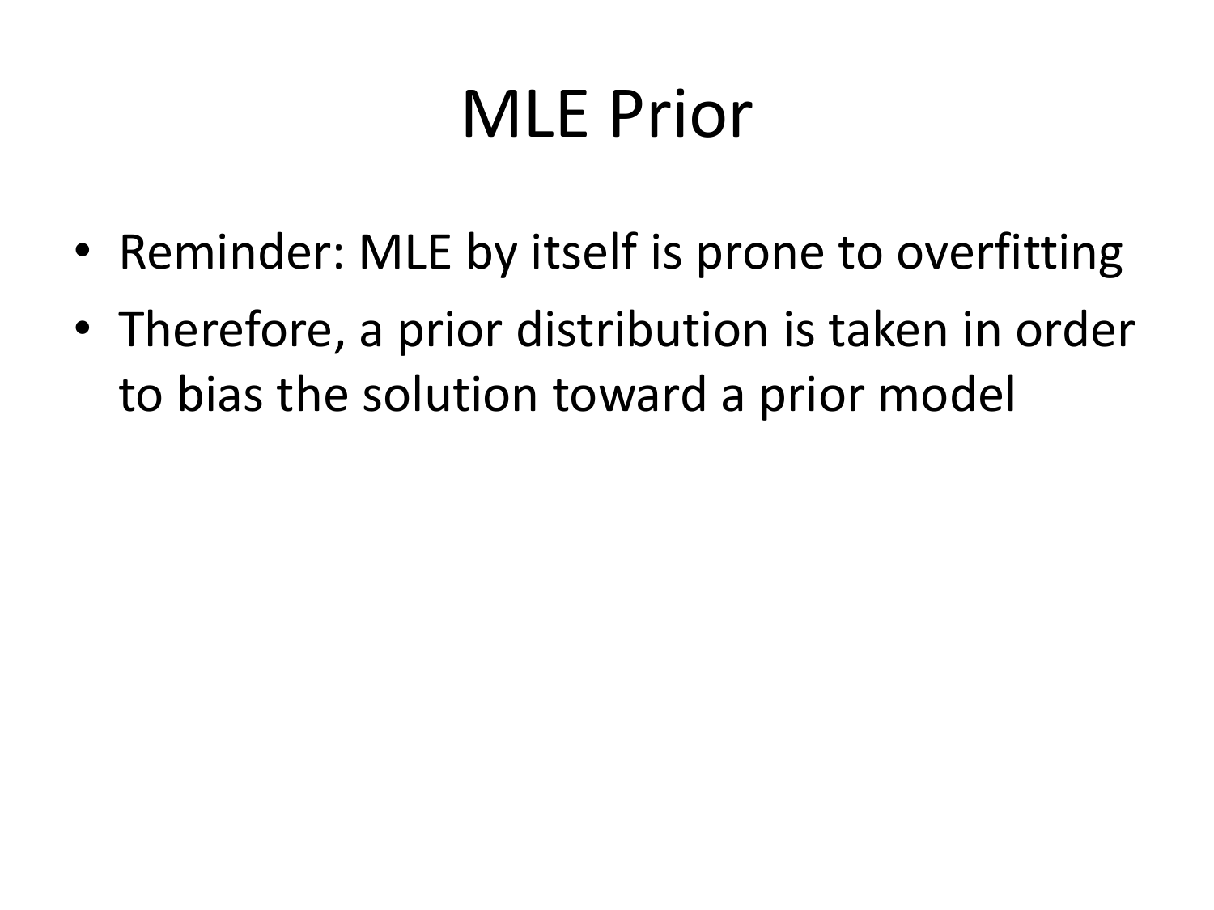# MLE Prior

- Reminder: MLE by itself is prone to overfitting
- Therefore, a prior distribution is taken in order to bias the solution toward a prior model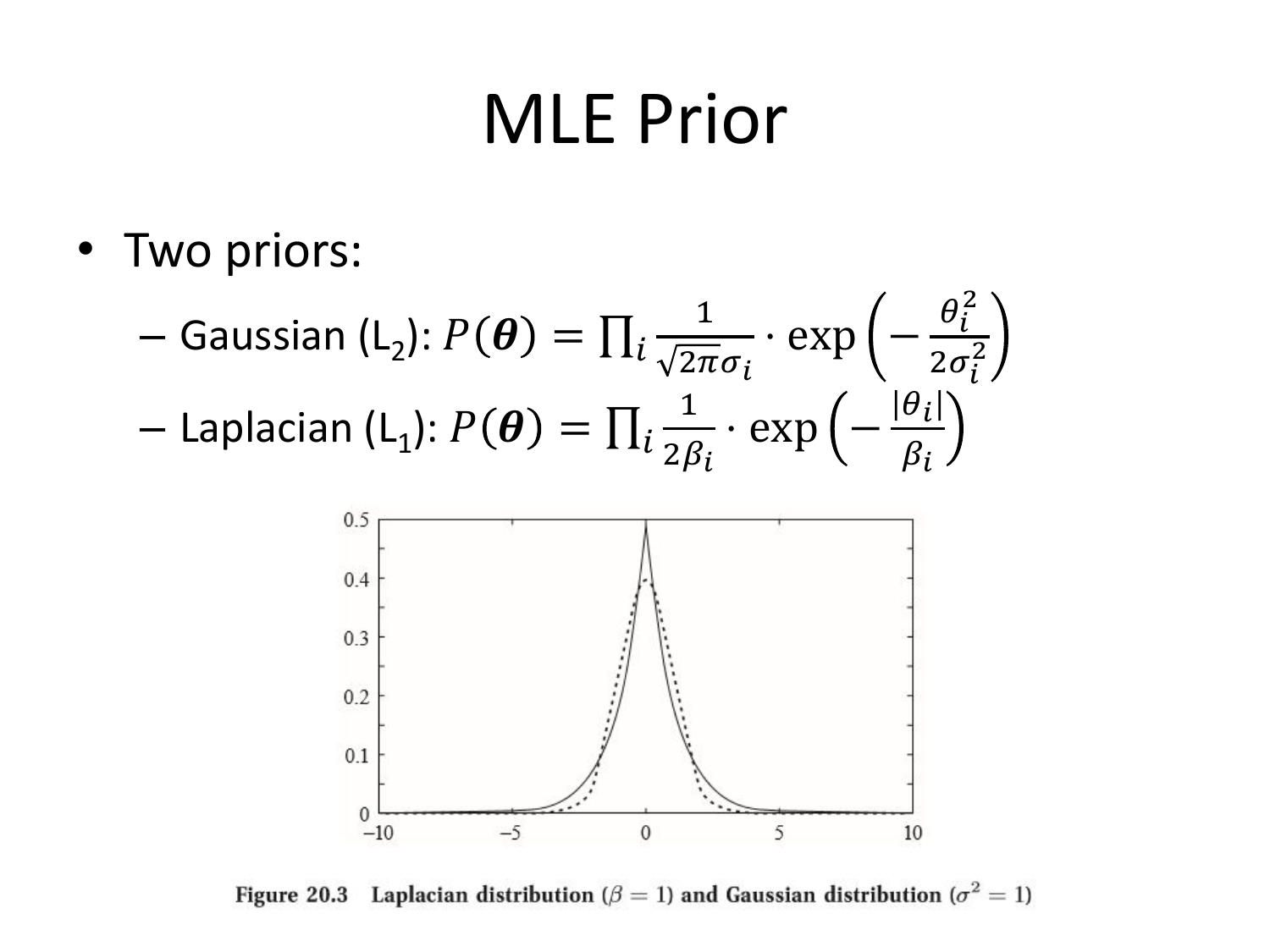# MLE Prior

- Two priors:
  - Gaussian ($L_2$): $P(\boldsymbol{\theta}) = \prod_i \frac{1}{\sqrt{2\pi}\sigma_i} \cdot \exp\left(-\frac{\theta_i^2}{2\sigma_i^2}\right)$
  - Laplacian ($L_1$): $P(\boldsymbol{\theta}) = \prod_i \frac{1}{2\beta_i} \cdot \exp\left(-\frac{|\theta_i|}{\beta_i}\right)$

**Figure 20.3** Laplacian distribution ($\beta = 1$) and Gaussian distribution ($\sigma^2 = 1$)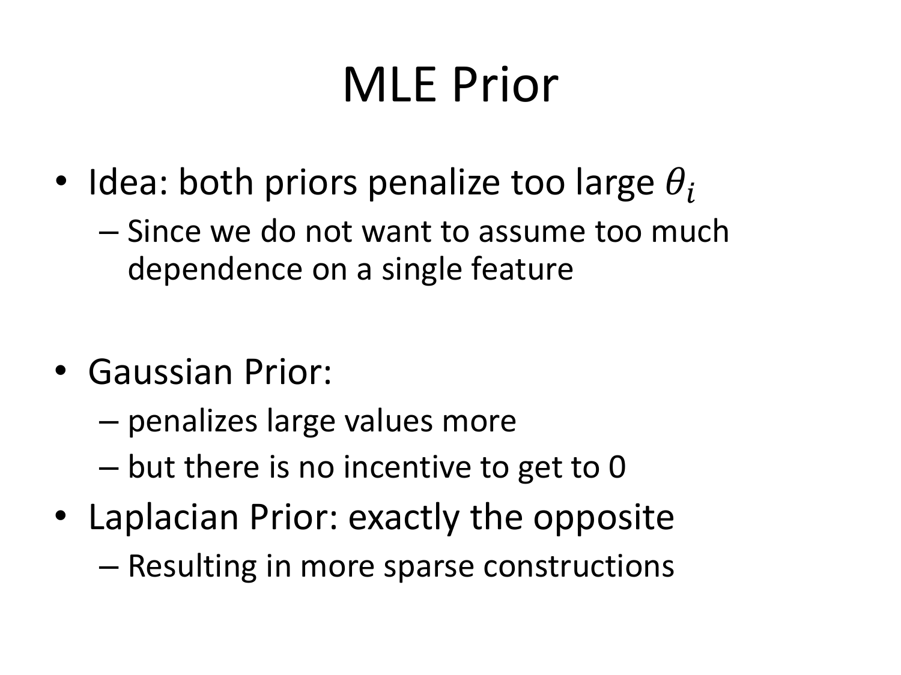# MLE Prior

- Idea: both priors penalize too large $\theta_i$
  - Since we do not want to assume too much dependence on a single feature

- Gaussian Prior:
  - penalizes large values more
  - but there is no incentive to get to 0
- Laplacian Prior: exactly the opposite
  - Resulting in more sparse constructions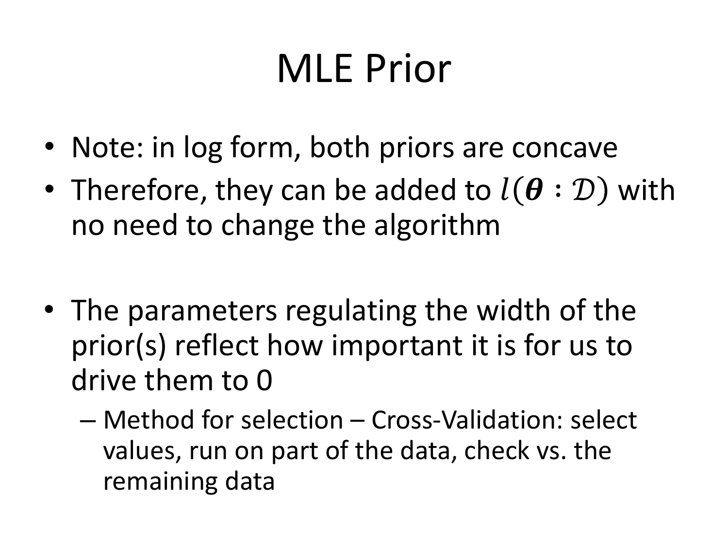# MLE Prior

- Note: in log form, both priors are concave
- Therefore, they can be added to $l(\boldsymbol{\theta} : \mathcal{D})$ with no need to change the algorithm

- The parameters regulating the width of the prior(s) reflect how important it is for us to drive them to 0
  - Method for selection – Cross-Validation: select values, run on part of the data, check vs. the remaining data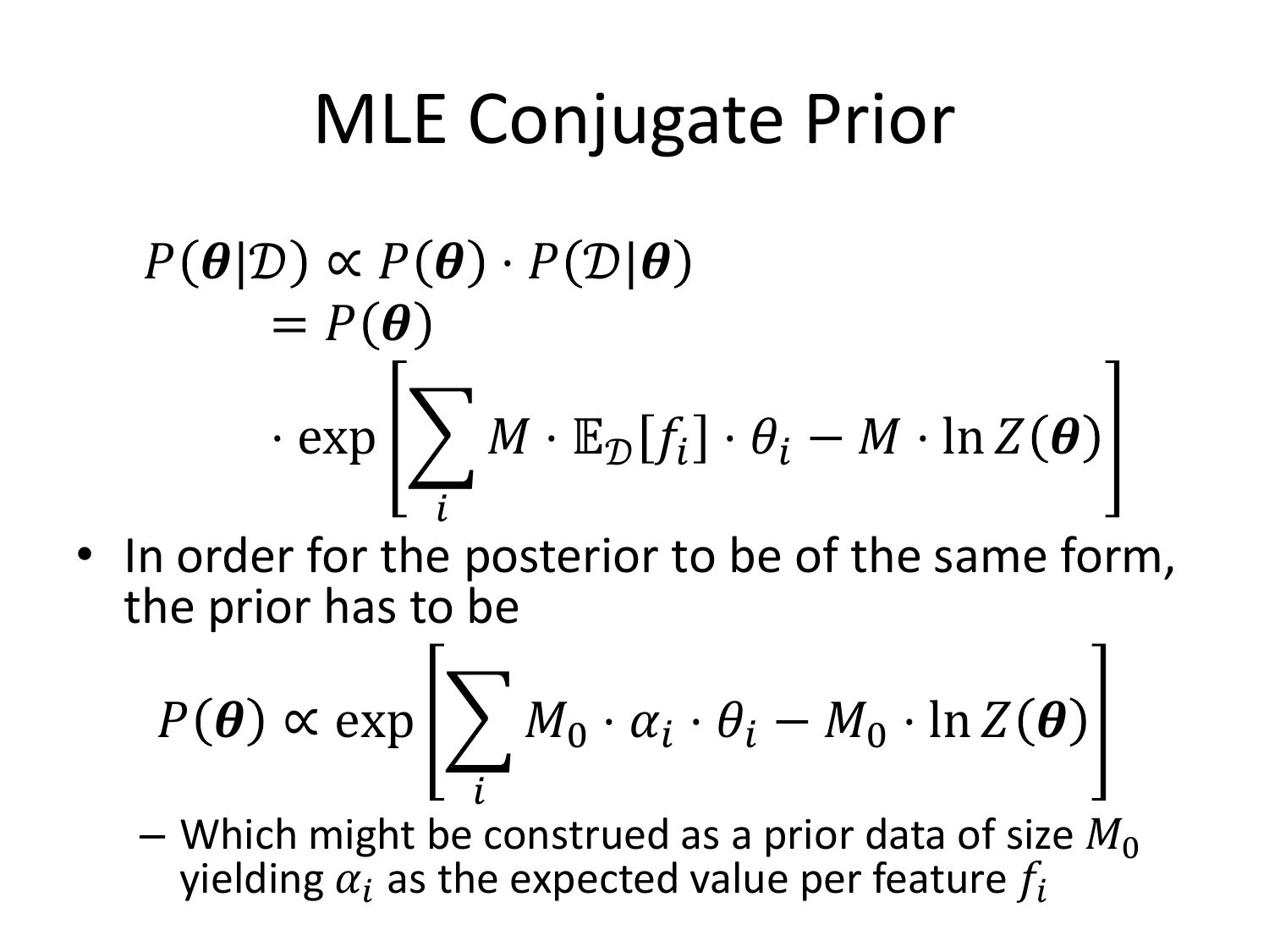# MLE Conjugate Prior

$$
\begin{aligned}
P(\boldsymbol{\theta}|\mathcal{D}) &\propto P(\boldsymbol{\theta}) \cdot P(\mathcal{D}|\boldsymbol{\theta}) \\
&= P(\boldsymbol{\theta}) \\
&\quad \cdot \exp\left[\sum_i M \cdot \mathbb{E}_{\mathcal{D}}[f_i] \cdot \theta_i - M \cdot \ln Z(\boldsymbol{\theta})\right]
\end{aligned}
$$

- In order for the posterior to be of the same form, the prior has to be

$$
P(\boldsymbol{\theta}) \propto \exp\left[\sum_i M_0 \cdot \alpha_i \cdot \theta_i - M_0 \cdot \ln Z(\boldsymbol{\theta})\right]
$$

  - Which might be construed as a prior data of size $M_0$ yielding $\alpha_i$ as the expected value per feature $f_i$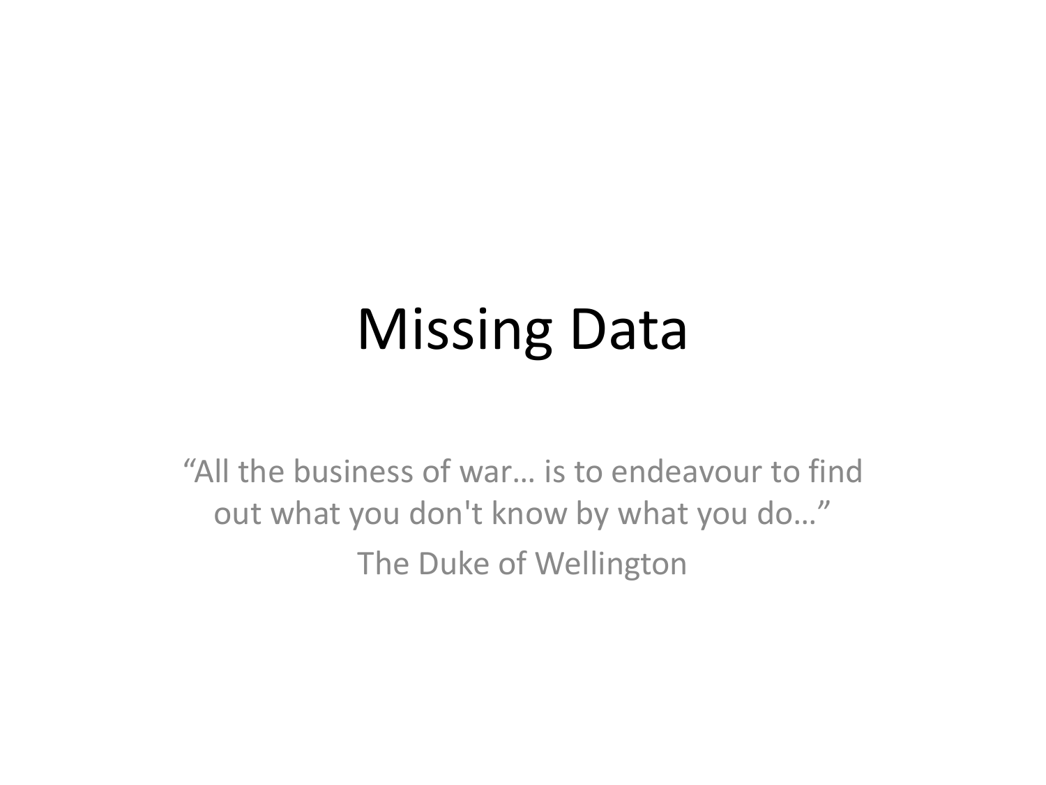# Missing Data

"All the business of war… is to endeavour to find out what you don't know by what you do…"

The Duke of Wellington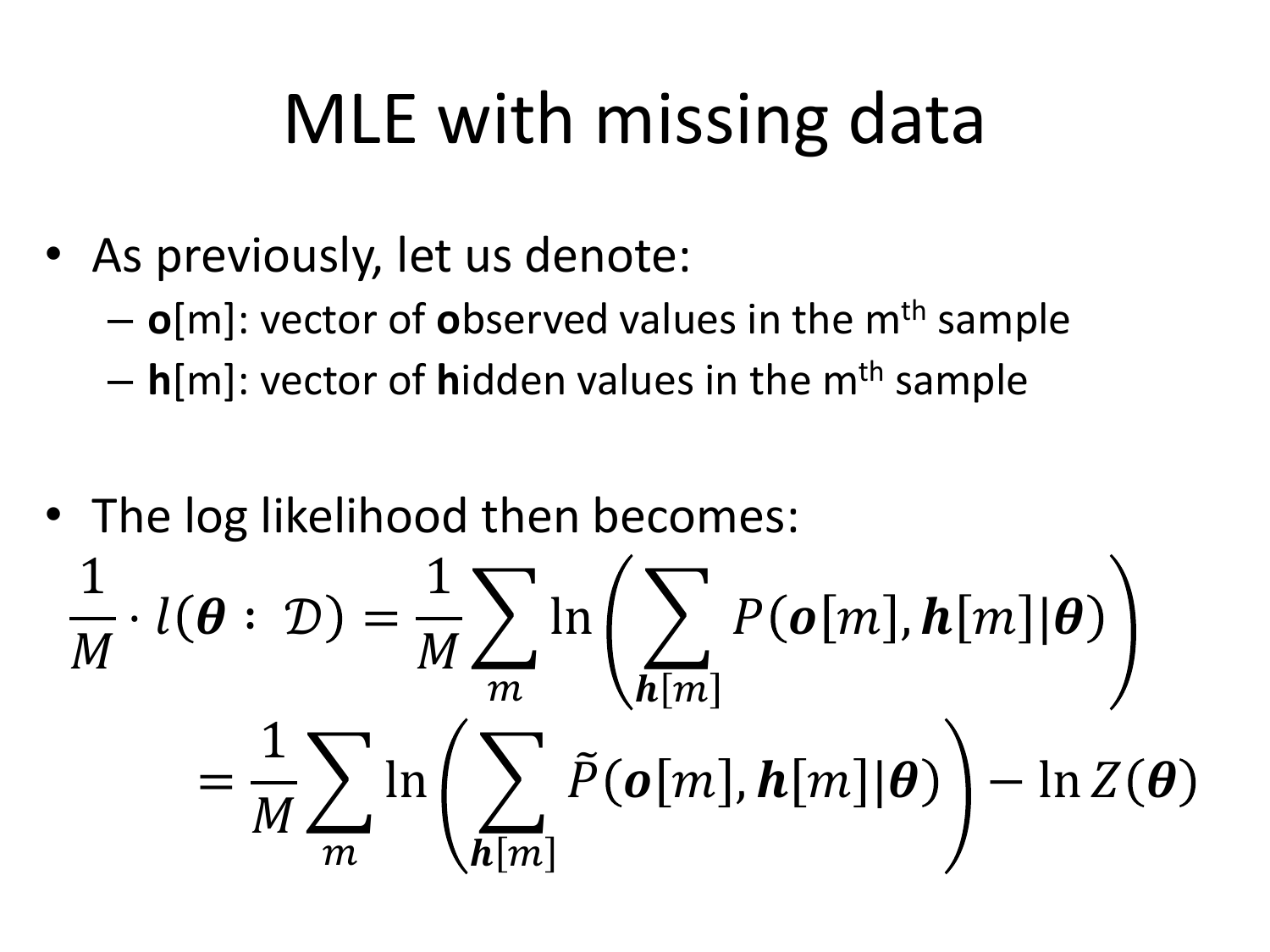# MLE with missing data

- As previously, let us denote:
  - **o**[m]: vector of **o**bserved values in the m^th sample
  - **h**[m]: vector of **h**idden values in the m^th sample

- The log likelihood then becomes:

$$\frac{1}{M} \cdot l(\boldsymbol{\theta} : \mathcal{D}) = \frac{1}{M} \sum_{m} \ln \left( \sum_{\boldsymbol{h}[m]} P(\boldsymbol{o}[m], \boldsymbol{h}[m] | \boldsymbol{\theta}) \right)$$

$$= \frac{1}{M} \sum_{m} \ln \left( \sum_{\boldsymbol{h}[m]} \tilde{P}(\boldsymbol{o}[m], \boldsymbol{h}[m] | \boldsymbol{\theta}) \right) - \ln Z(\boldsymbol{\theta})$$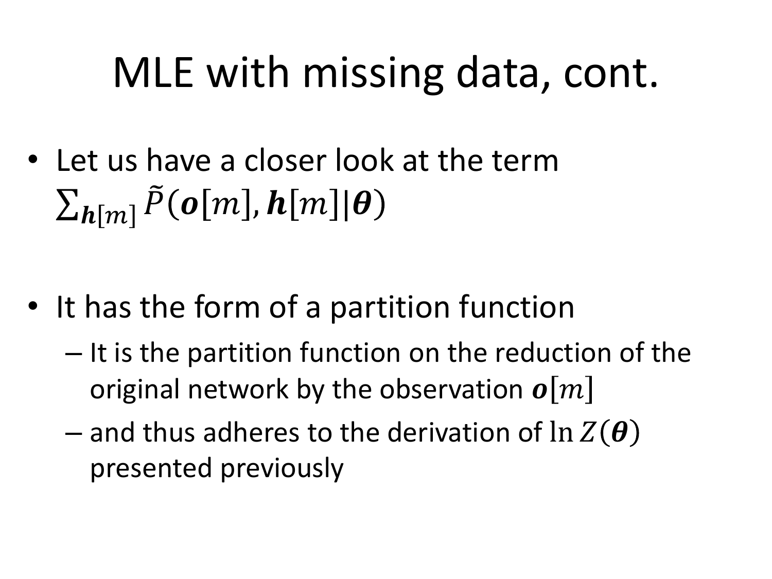# MLE with missing data, cont.

- Let us have a closer look at the term $\sum_{\boldsymbol{h}[m]} \tilde{P}(\boldsymbol{o}[m], \boldsymbol{h}[m] | \boldsymbol{\theta})$

- It has the form of a partition function
  - It is the partition function on the reduction of the original network by the observation $\boldsymbol{o}[m]$
  - and thus adheres to the derivation of $\ln Z(\boldsymbol{\theta})$ presented previously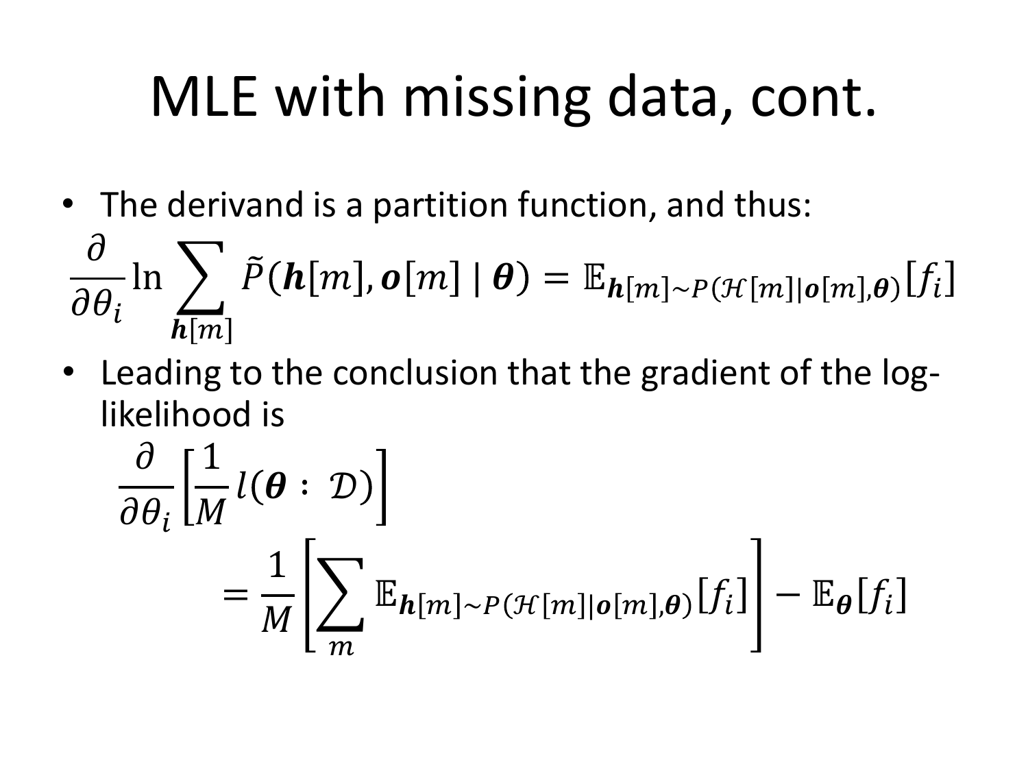# MLE with missing data, cont.

- The derivand is a partition function, and thus:

$$\frac{\partial}{\partial \theta_i} \ln \sum_{\boldsymbol{h}[m]} \tilde{P}(\boldsymbol{h}[m], \boldsymbol{o}[m] \mid \boldsymbol{\theta}) = \mathbb{E}_{\boldsymbol{h}[m] \sim P(\mathcal{H}[m] | \boldsymbol{o}[m], \boldsymbol{\theta})}[f_i]$$

- Leading to the conclusion that the gradient of the log-likelihood is

$$\frac{\partial}{\partial \theta_i}\left[\frac{1}{M} l(\boldsymbol{\theta} : \mathcal{D})\right] = \frac{1}{M}\left[\sum_m \mathbb{E}_{\boldsymbol{h}[m] \sim P(\mathcal{H}[m] | \boldsymbol{o}[m], \boldsymbol{\theta})}[f_i]\right] - \mathbb{E}_{\boldsymbol{\theta}}[f_i]$$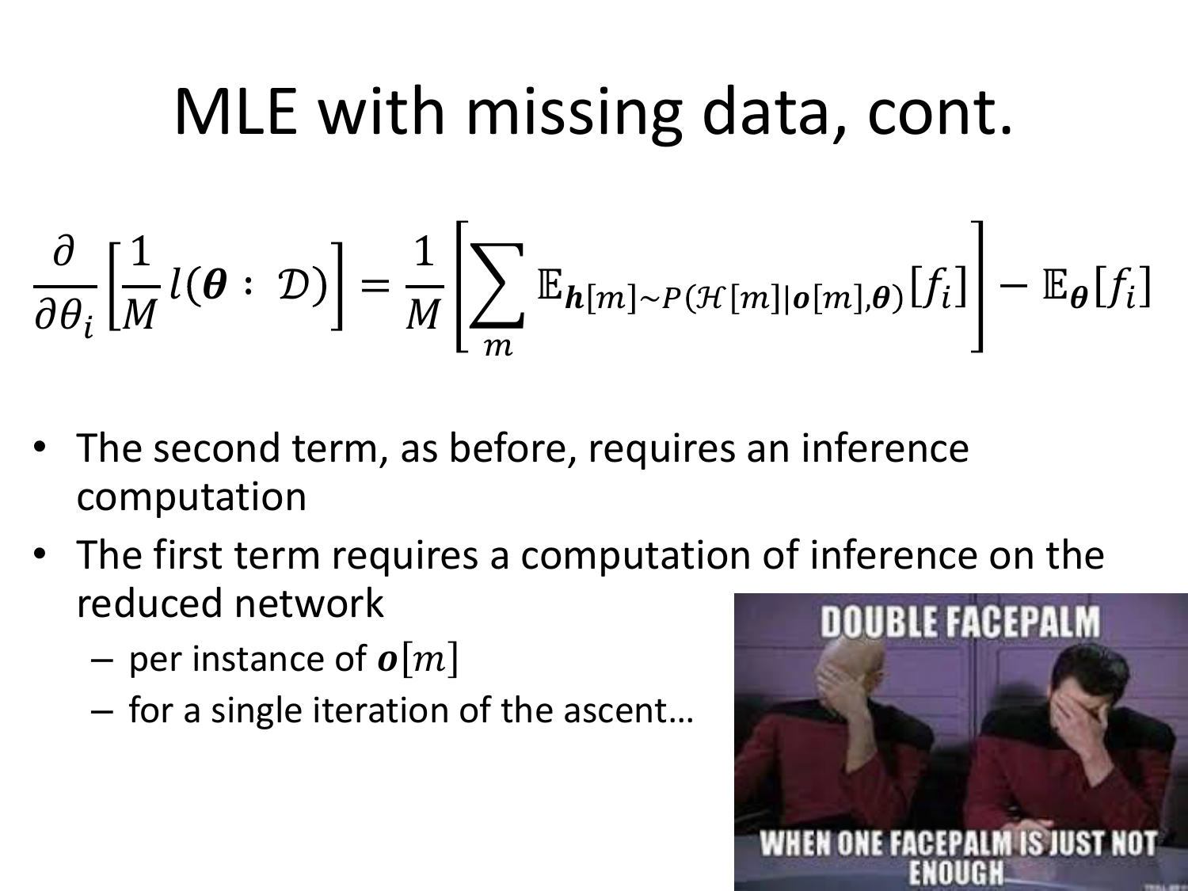# MLE with missing data, cont.

$$\frac{\partial}{\partial \theta_i}\left[\frac{1}{M} l(\boldsymbol{\theta} : \mathcal{D})\right] = \frac{1}{M}\left[\sum_m \mathbb{E}_{\boldsymbol{h}[m] \sim P(\mathcal{H}[m] | \boldsymbol{o}[m], \boldsymbol{\theta})}[f_i]\right] - \mathbb{E}_{\boldsymbol{\theta}}[f_i]$$

- The second term, as before, requires an inference computation
- The first term requires a computation of inference on the reduced network
  - per instance of $\boldsymbol{o}[m]$
  - for a single iteration of the ascent…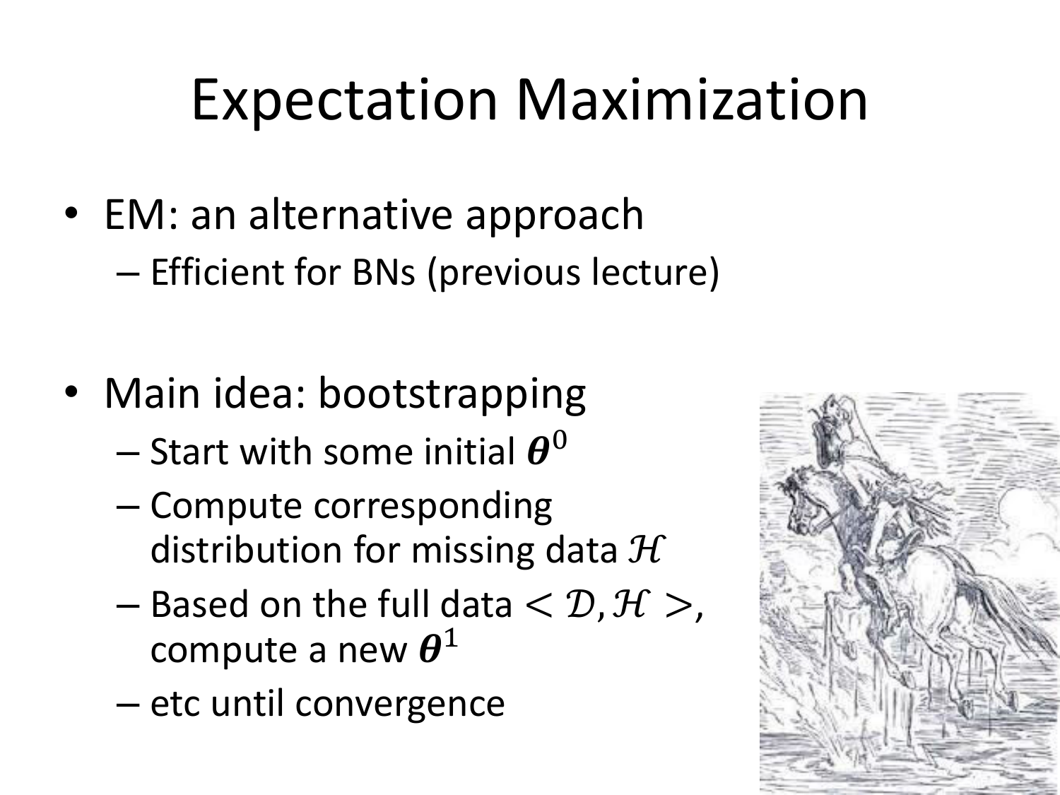# Expectation Maximization

- EM: an alternative approach
  - Efficient for BNs (previous lecture)

- Main idea: bootstrapping
  - Start with some initial $\boldsymbol{\theta}^0$
  - Compute corresponding distribution for missing data $\mathcal{H}$
  - Based on the full data $< \mathcal{D}, \mathcal{H} >$, compute a new $\boldsymbol{\theta}^1$
  - etc until convergence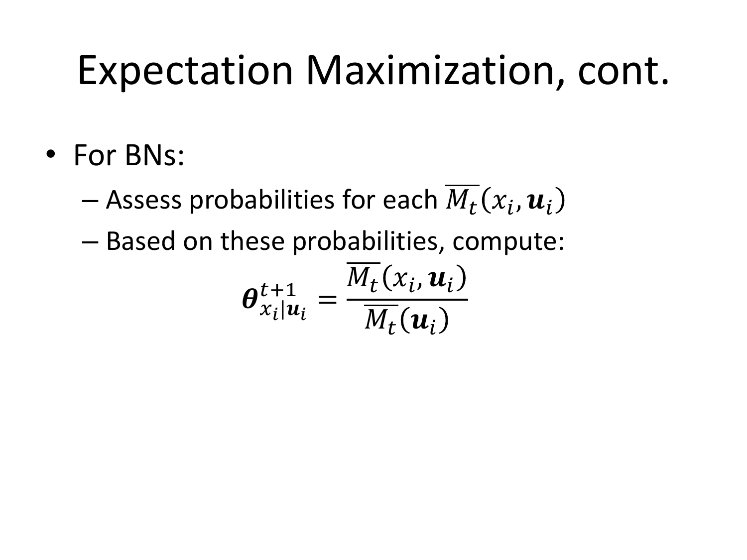# Expectation Maximization, cont.

- For BNs:
  - Assess probabilities for each $\overline{M_t}(x_i, \boldsymbol{u}_i)$
  - Based on these probabilities, compute:

$$\boldsymbol{\theta}_{x_i|\boldsymbol{u}_i}^{t+1} = \frac{\overline{M_t}(x_i, \boldsymbol{u}_i)}{\overline{M_t}(\boldsymbol{u}_i)}$$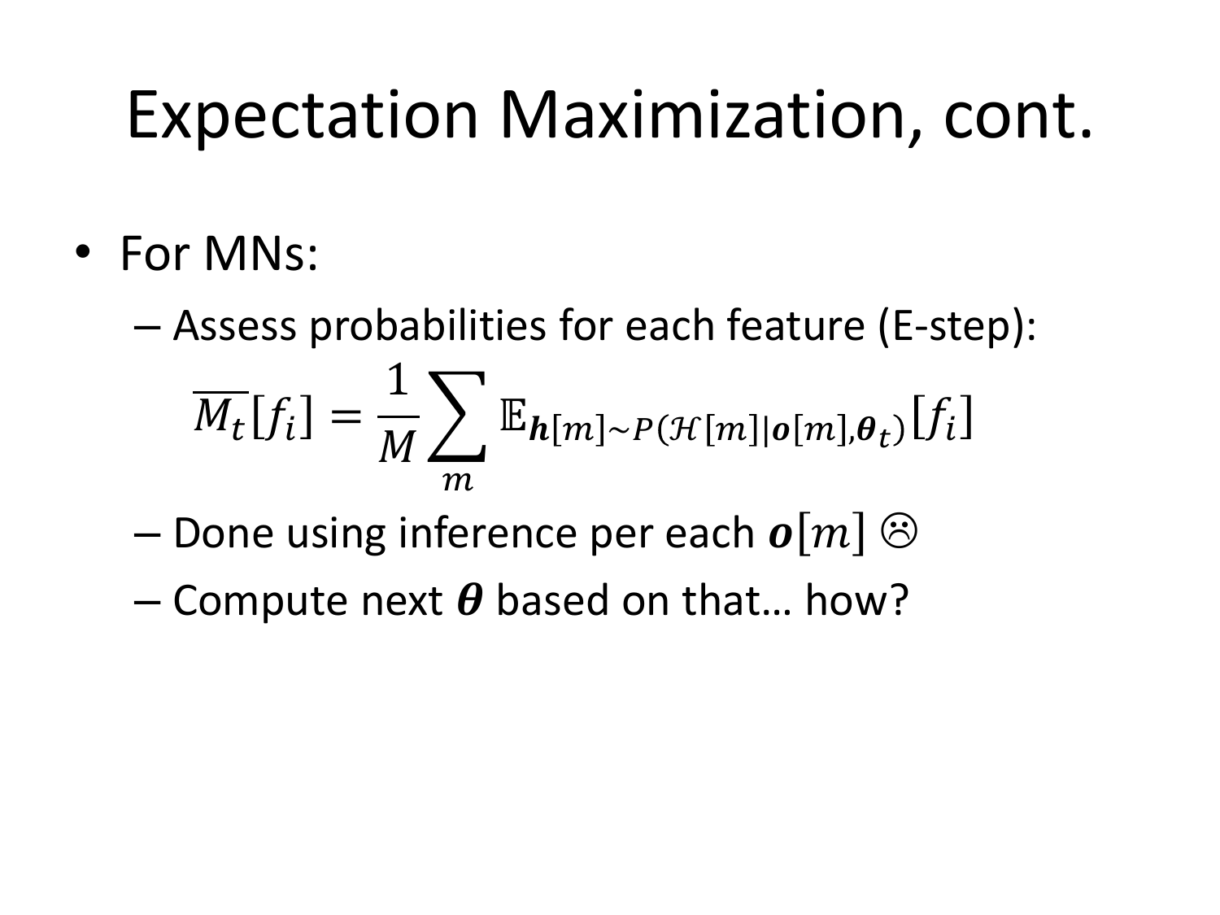# Expectation Maximization, cont.

- For MNs:
  - Assess probabilities for each feature (E-step):

$$\overline{M_t}[f_i] = \frac{1}{M} \sum_m \mathbb{E}_{\boldsymbol{h}[m] \sim P(\mathcal{H}[m] | \boldsymbol{o}[m], \boldsymbol{\theta}_t)}[f_i]$$

  - Done using inference per each $\boldsymbol{o}[m]$ ☹
  - Compute next $\boldsymbol{\theta}$ based on that… how?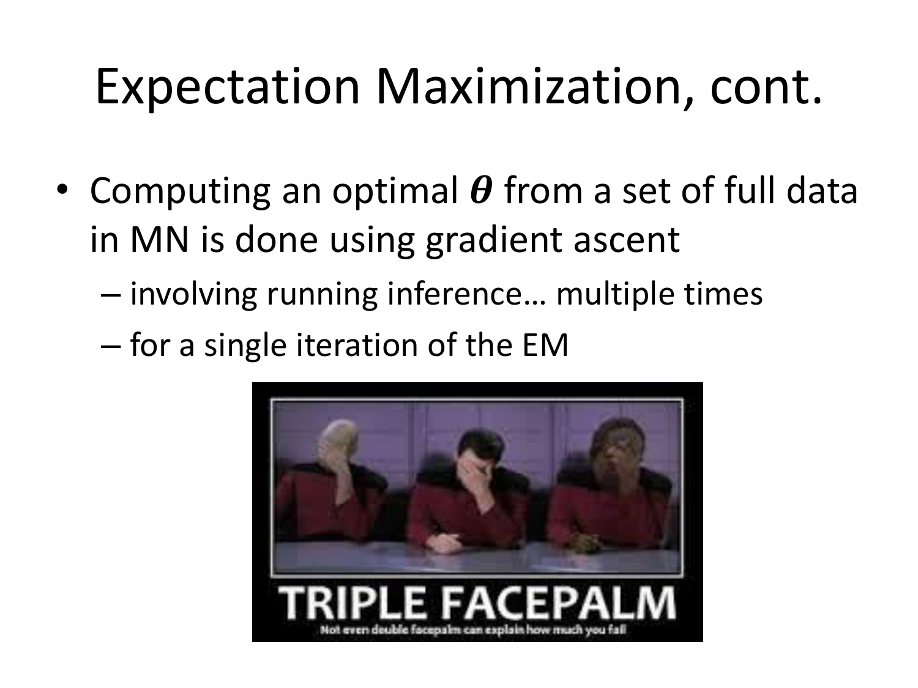# Expectation Maximization, cont.

- Computing an optimal $\boldsymbol{\theta}$ from a set of full data in MN is done using gradient ascent
  – involving running inference… multiple times
  – for a single iteration of the EM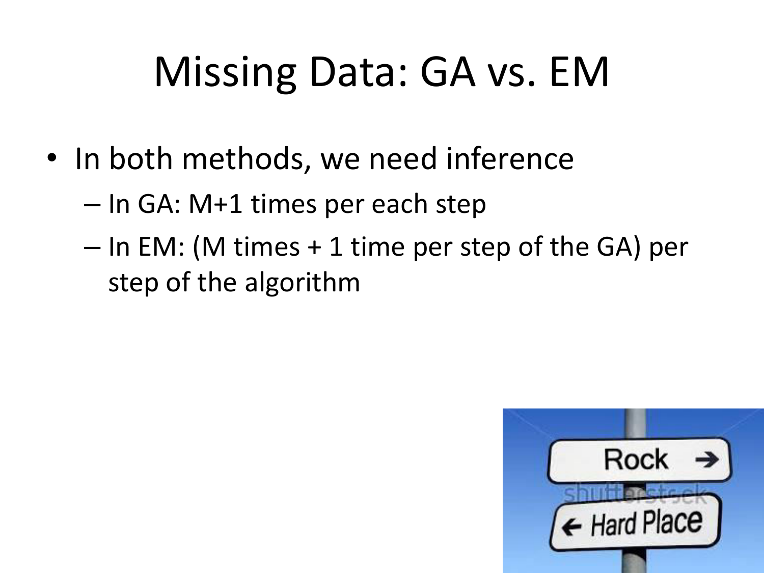# Missing Data: GA vs. EM

- In both methods, we need inference
  - In GA: M+1 times per each step
  - In EM: (M times + 1 time per step of the GA) per step of the algorithm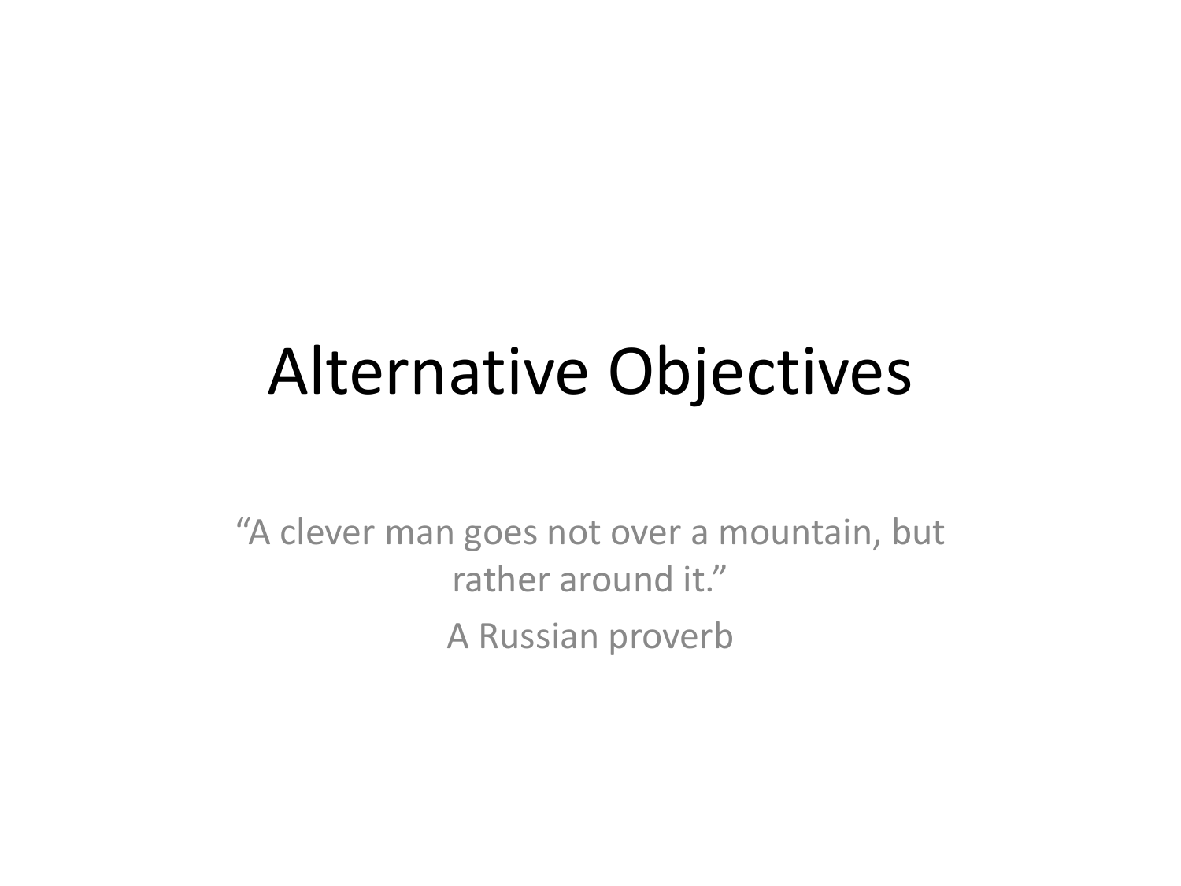# Alternative Objectives

"A clever man goes not over a mountain, but rather around it."

A Russian proverb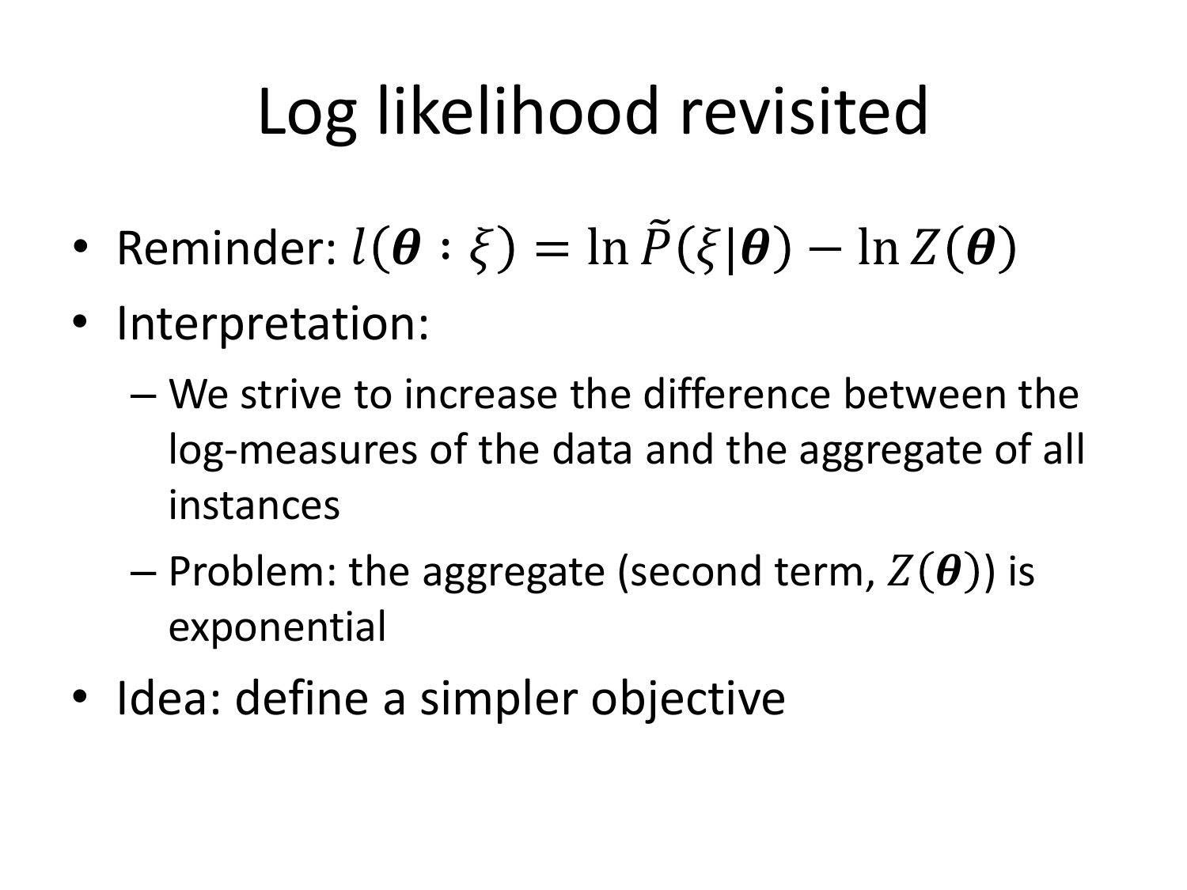# Log likelihood revisited

- Reminder: $l(\boldsymbol{\theta} : \xi) = \ln \tilde{P}(\xi | \boldsymbol{\theta}) - \ln Z(\boldsymbol{\theta})$
- Interpretation:
  - We strive to increase the difference between the log-measures of the data and the aggregate of all instances
  - Problem: the aggregate (second term, $Z(\boldsymbol{\theta})$) is exponential
- Idea: define a simpler objective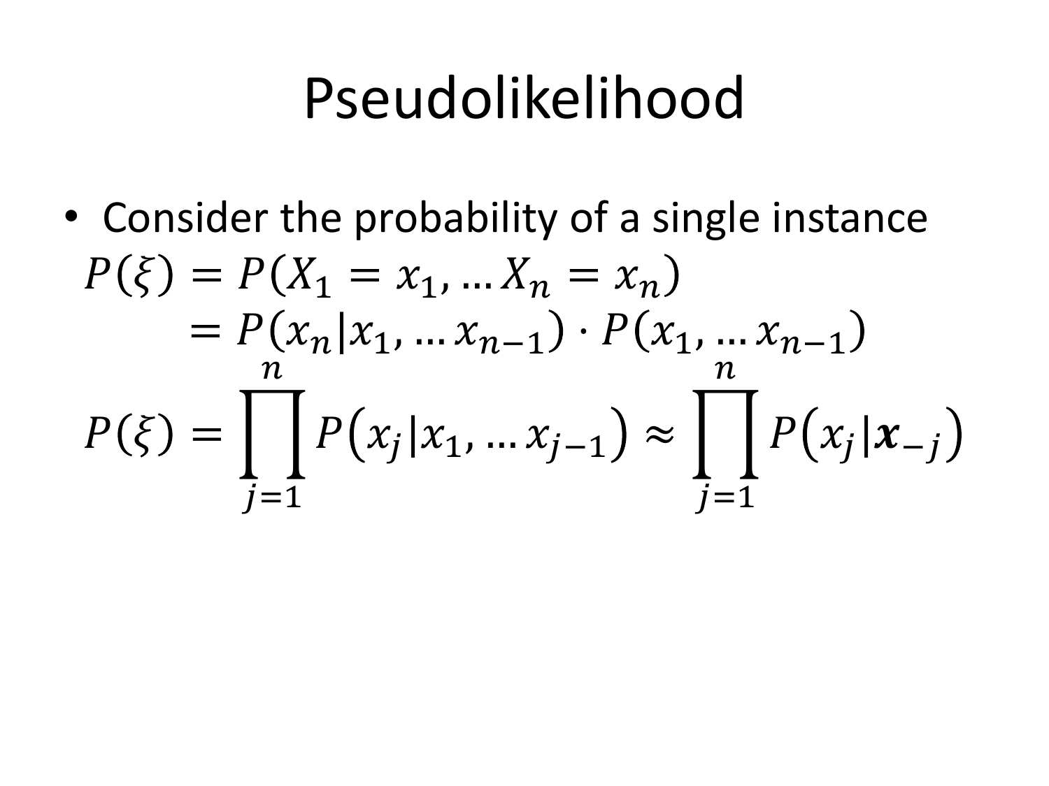# Pseudolikelihood

- Consider the probability of a single instance

$$
\begin{aligned}
P(\xi) &= P(X_1 = x_1, \ldots X_n = x_n) \\
&= P(x_n | x_1, \ldots x_{n-1}) \cdot P(x_1, \ldots x_{n-1})
\end{aligned}
$$

$$
P(\xi) = \prod_{j=1}^{n} P\left(x_j | x_1, \ldots x_{j-1}\right) \approx \prod_{j=1}^{n} P\left(x_j | \boldsymbol{x}_{-j}\right)
$$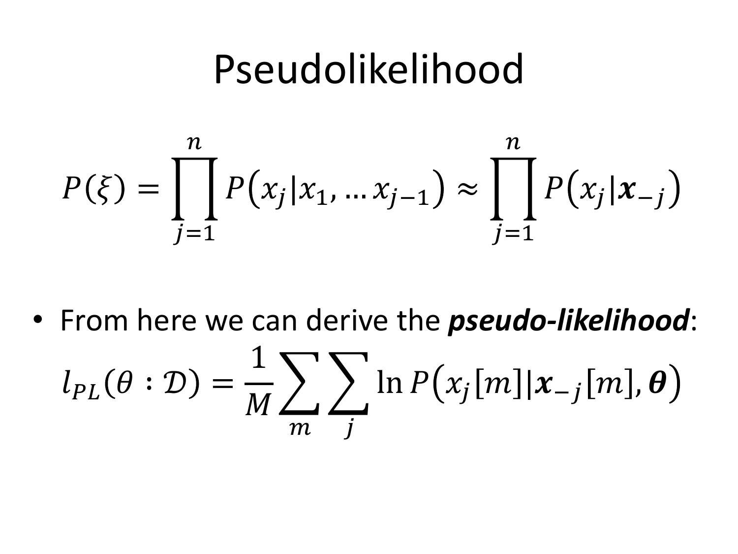# Pseudolikelihood

$$P(\xi) = \prod_{j=1}^{n} P\left(x_j | x_1, \ldots x_{j-1}\right) \approx \prod_{j=1}^{n} P\left(x_j | \boldsymbol{x}_{-j}\right)$$

- From here we can derive the ***pseudo-likelihood***:

$$l_{PL}(\theta : \mathcal{D}) = \frac{1}{M} \sum_{m} \sum_{j} \ln P\left(x_j[m] \| \boldsymbol{x}_{-j}[m], \boldsymbol{\theta}\right)$$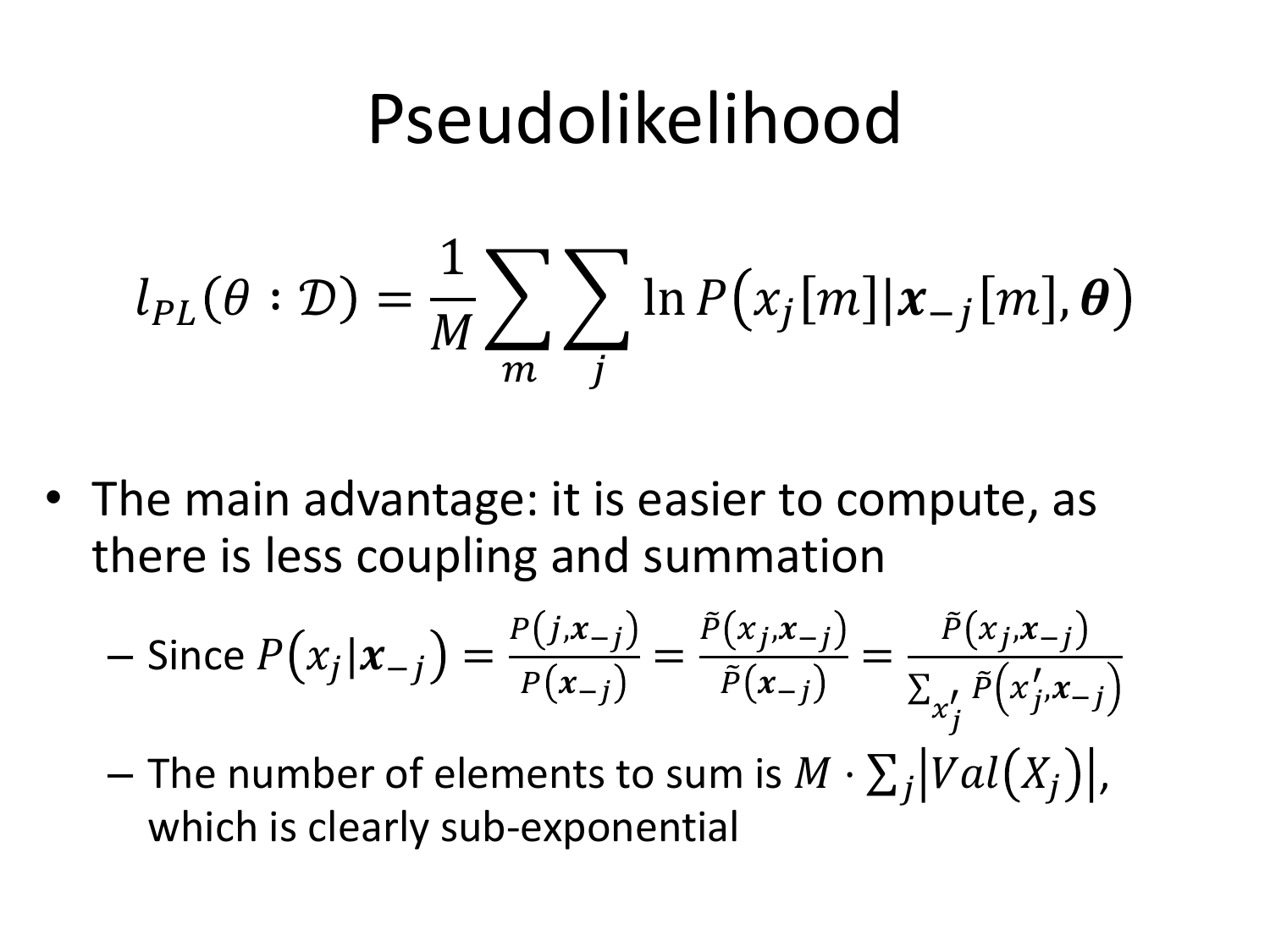# Pseudolikelihood

$$l_{PL}(\theta : \mathcal{D}) = \frac{1}{M} \sum_{m} \sum_{j} \ln P\big(x_j[m] | \boldsymbol{x}_{-j}[m], \boldsymbol{\theta}\big)$$

- The main advantage: it is easier to compute, as there is less coupling and summation
  - Since $P\big(x_j | \boldsymbol{x}_{-j}\big) = \frac{P(j, \boldsymbol{x}_{-j})}{P(\boldsymbol{x}_{-j})} = \frac{\tilde{P}(x_j, \boldsymbol{x}_{-j})}{\tilde{P}(\boldsymbol{x}_{-j})} = \frac{\tilde{P}(x_j, \boldsymbol{x}_{-j})}{\sum_{x'_j} \tilde{P}(x'_j, \boldsymbol{x}_{-j})}$
  - The number of elements to sum is $M \cdot \sum_j \big|Val(X_j)\big|$, which is clearly sub-exponential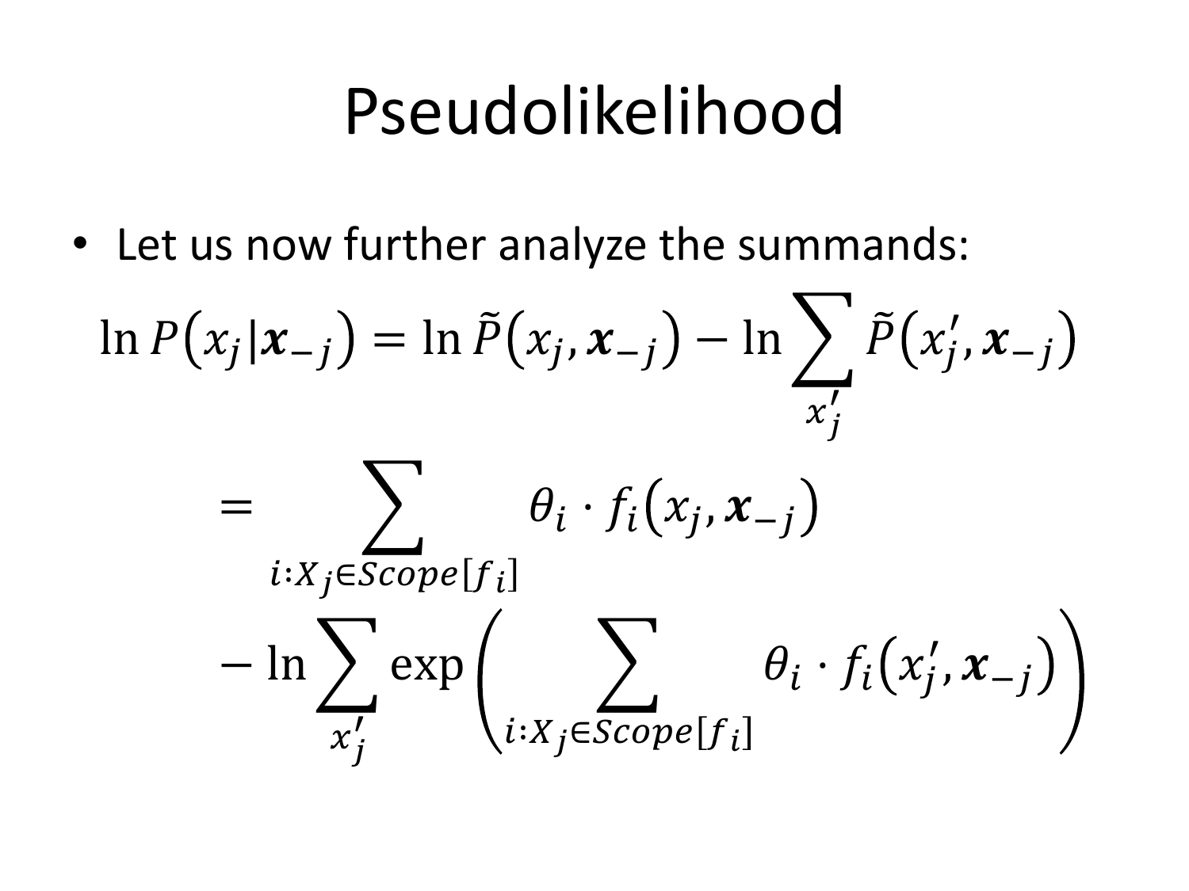# Pseudolikelihood

- Let us now further analyze the summands:

$$\ln P\left(x_j | \boldsymbol{x}_{-j}\right) = \ln \tilde{P}\left(x_j, \boldsymbol{x}_{-j}\right) - \ln \sum_{x_j'} \tilde{P}\left(x_j', \boldsymbol{x}_{-j}\right)$$

$$= \sum_{i: X_j \in Scope[f_i]} \theta_i \cdot f_i\left(x_j, \boldsymbol{x}_{-j}\right)$$

$$- \ln \sum_{x_j'} \exp\left( \sum_{i: X_j \in Scope[f_i]} \theta_i \cdot f_i\left(x_j', \boldsymbol{x}_{-j}\right) \right)$$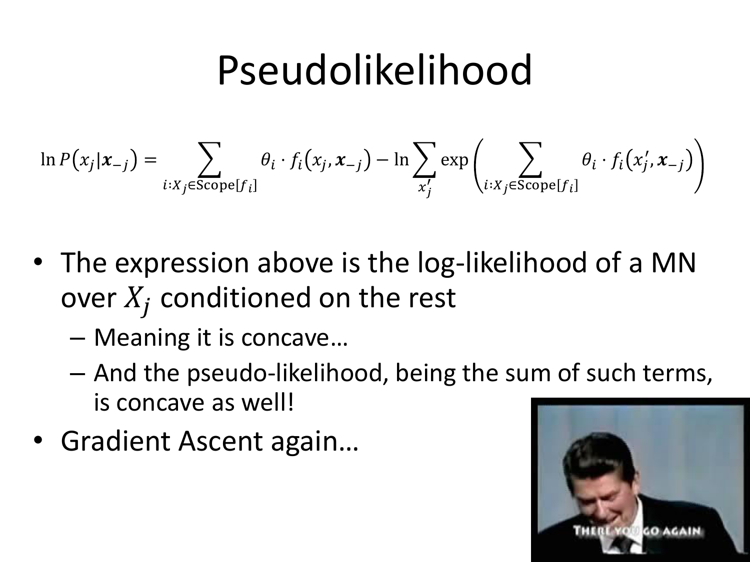# Pseudolikelihood

$$\ln P(x_j|\boldsymbol{x}_{-j}) = \sum_{i:X_j \in \text{Scope}[f_i]} \theta_i \cdot f_i(x_j, \boldsymbol{x}_{-j}) - \ln \sum_{x_j'} \exp\left( \sum_{i:X_j \in \text{Scope}[f_i]} \theta_i \cdot f_i(x_j', \boldsymbol{x}_{-j}) \right)$$

- The expression above is the log-likelihood of a MN over $X_j$ conditioned on the rest
  - Meaning it is concave…
  - And the pseudo-likelihood, being the sum of such terms, is concave as well!
- Gradient Ascent again…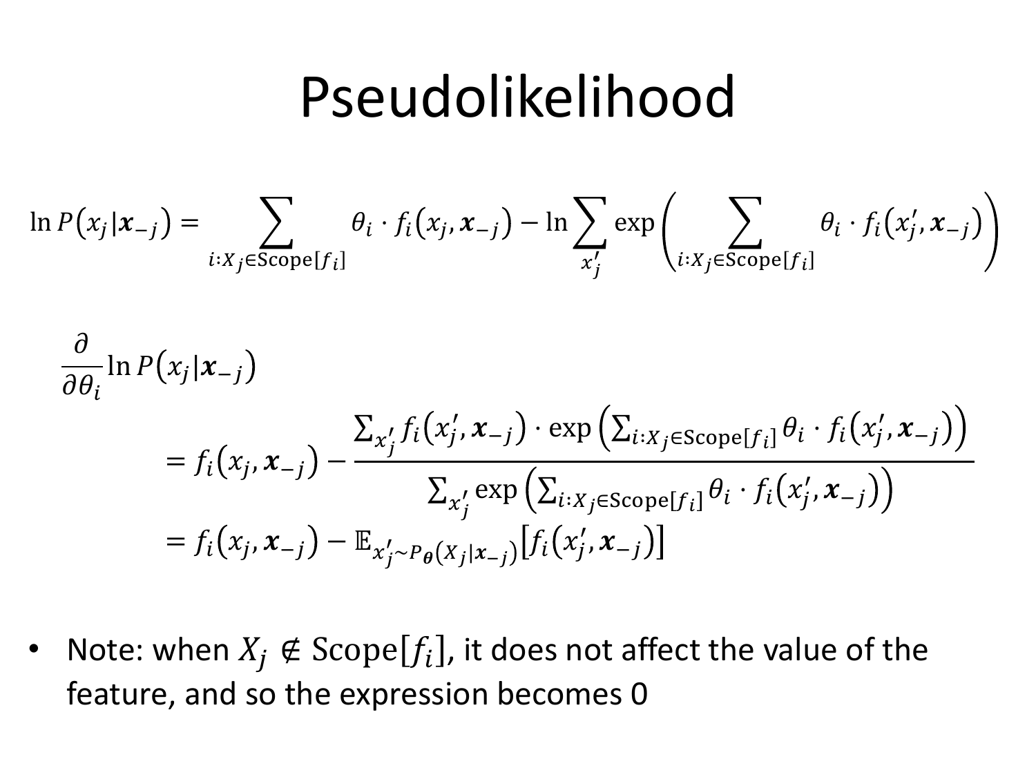# Pseudolikelihood

$$\ln P\left(x_j | \boldsymbol{x}_{-j}\right) = \sum_{i: X_j \in \text{Scope}[f_i]} \theta_i \cdot f_i\left(x_j, \boldsymbol{x}_{-j}\right) - \ln \sum_{x_j'} \exp\left(\sum_{i: X_j \in \text{Scope}[f_i]} \theta_i \cdot f_i\left(x_j', \boldsymbol{x}_{-j}\right)\right)$$

$$\frac{\partial}{\partial \theta_i} \ln P\left(x_j | \boldsymbol{x}_{-j}\right)$$

$$= f_i\left(x_j, \boldsymbol{x}_{-j}\right) - \frac{\sum_{x_j'} f_i\left(x_j', \boldsymbol{x}_{-j}\right) \cdot \exp\left(\sum_{i: X_j \in \text{Scope}[f_i]} \theta_i \cdot f_i\left(x_j', \boldsymbol{x}_{-j}\right)\right)}{\sum_{x_j'} \exp\left(\sum_{i: X_j \in \text{Scope}[f_i]} \theta_i \cdot f_i\left(x_j', \boldsymbol{x}_{-j}\right)\right)}$$

$$= f_i\left(x_j, \boldsymbol{x}_{-j}\right) - \mathbb{E}_{x_j' \sim P_{\boldsymbol{\theta}}(X_j | \boldsymbol{x}_{-j})}\left[f_i\left(x_j', \boldsymbol{x}_{-j}\right)\right]$$

- Note: when $X_j \notin \text{Scope}[f_i]$, it does not affect the value of the feature, and so the expression becomes 0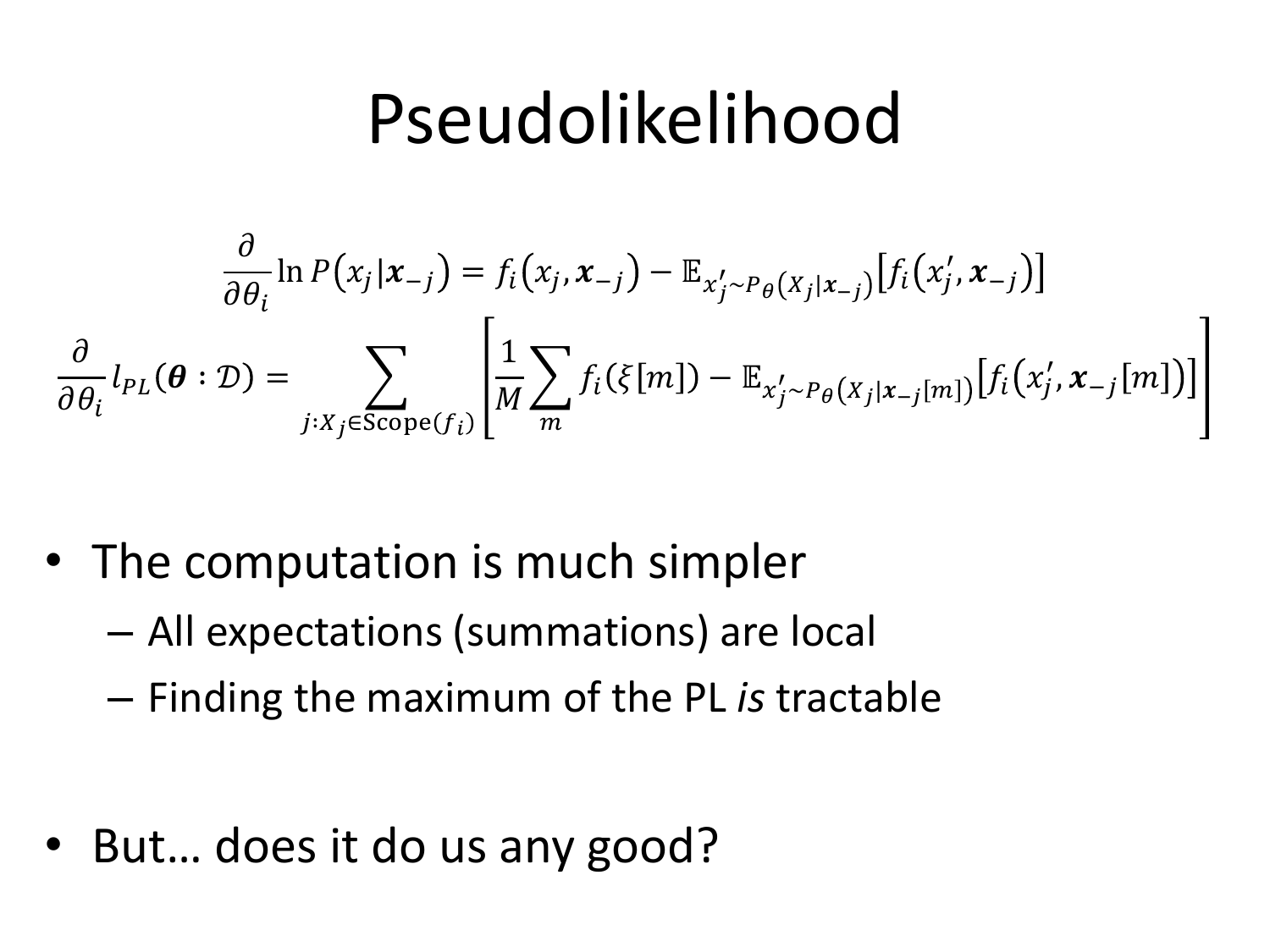# Pseudolikelihood

$$\frac{\partial}{\partial \theta_i} \ln P\left(x_j | \boldsymbol{x}_{-j}\right) = f_i\left(x_j, \boldsymbol{x}_{-j}\right) - \mathbb{E}_{x_j' \sim P_\theta\left(X_j | \boldsymbol{x}_{-j}\right)}\left[f_i\left(x_j', \boldsymbol{x}_{-j}\right)\right]$$

$$\frac{\partial}{\partial \theta_i} l_{PL}(\boldsymbol{\theta} : \mathcal{D}) = \sum_{j : X_j \in \text{Scope}(f_i)} \left[\frac{1}{M} \sum_m f_i(\xi[m]) - \mathbb{E}_{x_j' \sim P_\theta\left(X_j | \boldsymbol{x}_{-j}[m]\right)}\left[f_i\left(x_j', \boldsymbol{x}_{-j}[m]\right)\right]\right]$$

- The computation is much simpler
  - All expectations (summations) are local
  - Finding the maximum of the PL *is* tractable

- But… does it do us any good?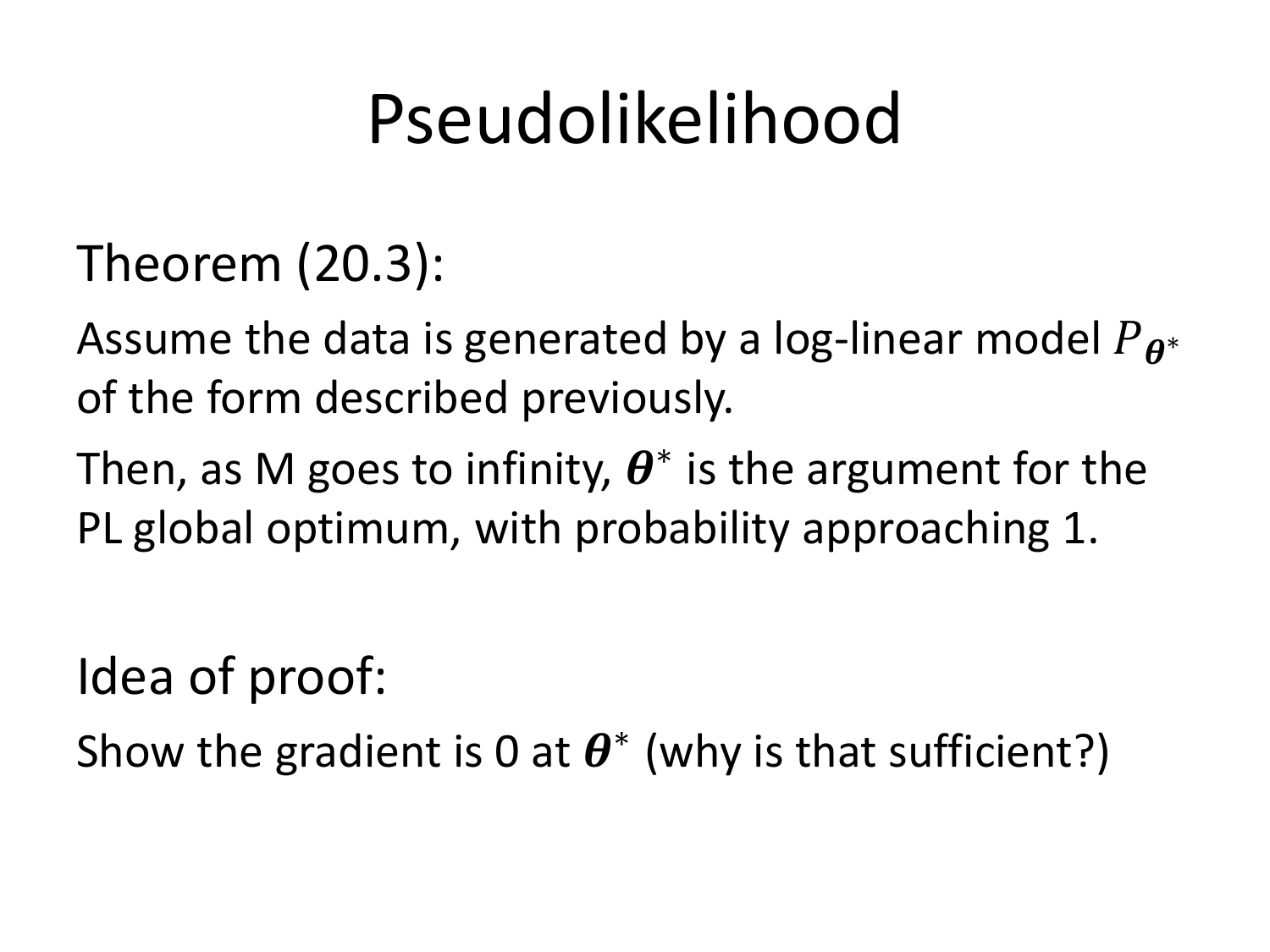# Pseudolikelihood

## Theorem (20.3):

Assume the data is generated by a log-linear model $P_{\boldsymbol{\theta}^*}$ of the form described previously.

Then, as M goes to infinity, $\boldsymbol{\theta}^*$ is the argument for the PL global optimum, with probability approaching 1.

## Idea of proof:

Show the gradient is 0 at $\boldsymbol{\theta}^*$ (why is that sufficient?)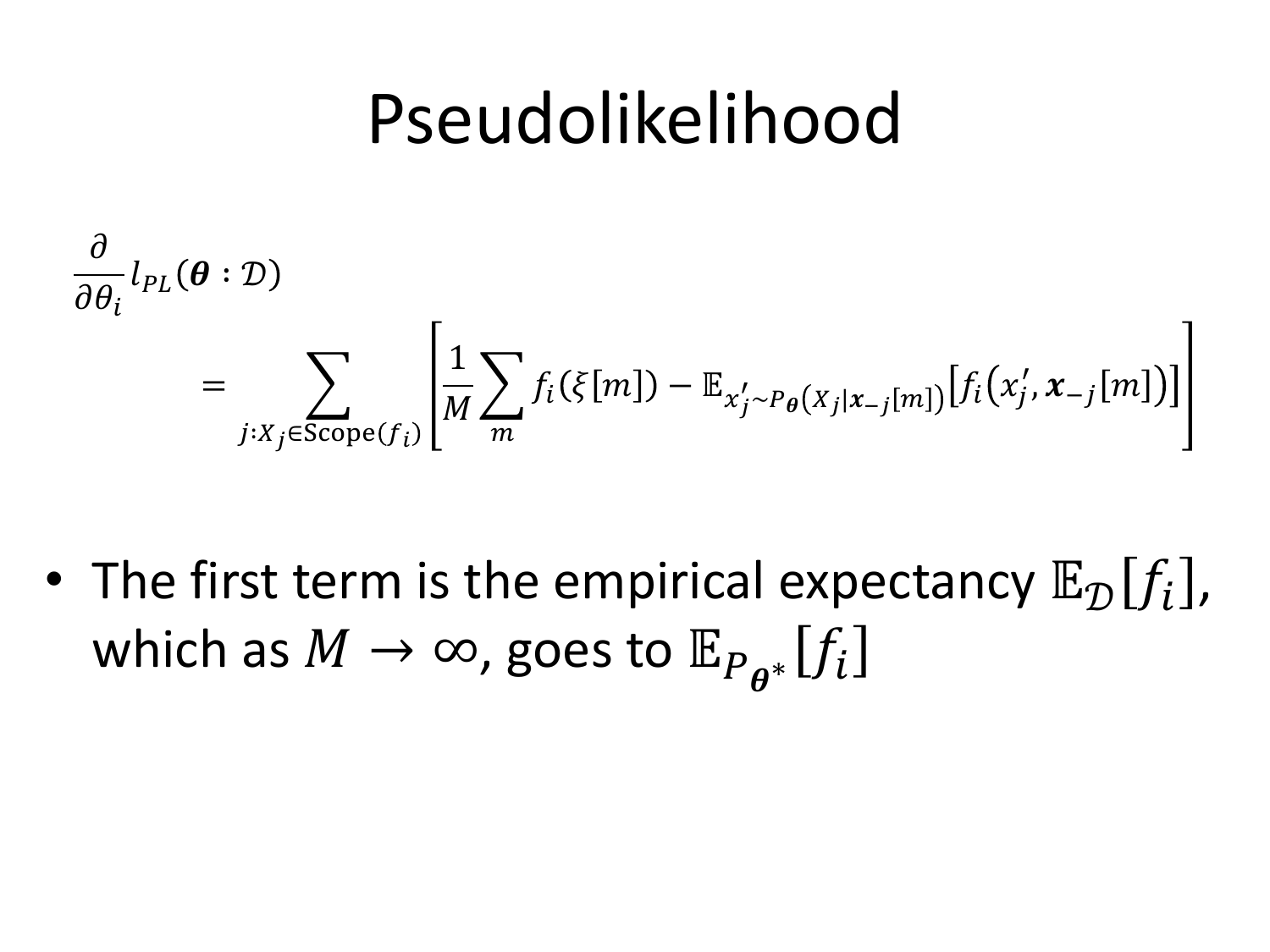# Pseudolikelihood

$$\frac{\partial}{\partial \theta_i} l_{PL}(\boldsymbol{\theta} : \mathcal{D})$$

$$= \sum_{j:X_j \in \text{Scope}(f_i)} \left[ \frac{1}{M} \sum_m f_i(\xi[m]) - \mathbb{E}_{x_j' \sim P_{\boldsymbol{\theta}}(X_j | \boldsymbol{x}_{-j}[m])} \left[ f_i\left(x_j', \boldsymbol{x}_{-j}[m]\right) \right] \right]$$

- The first term is the empirical expectancy $\mathbb{E}_{\mathcal{D}}[f_i]$, which as $M \to \infty$, goes to $\mathbb{E}_{P_{\boldsymbol{\theta}^*}}[f_i]$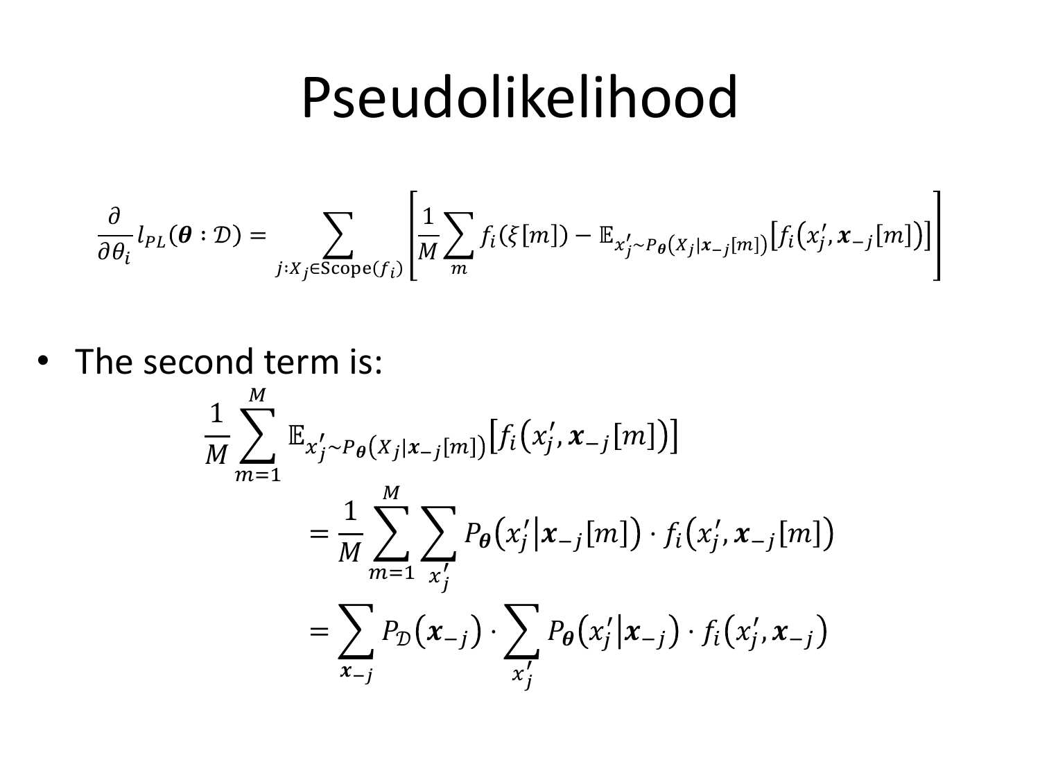# Pseudolikelihood

$$\frac{\partial}{\partial \theta_i} l_{PL}(\boldsymbol{\theta} : \mathcal{D}) = \sum_{j : X_j \in \text{Scope}(f_i)} \left[ \frac{1}{M} \sum_m f_i(\xi[m]) - \mathbb{E}_{x'_j \sim P_{\boldsymbol{\theta}}(X_j | \boldsymbol{x}_{-j}[m])} \left[ f_i\left(x'_j, \boldsymbol{x}_{-j}[m]\right) \right] \right]$$

- The second term is:

$$\frac{1}{M} \sum_{m=1}^{M} \mathbb{E}_{x'_j \sim P_{\boldsymbol{\theta}}(X_j | \boldsymbol{x}_{-j}[m])} \left[ f_i\left(x'_j, \boldsymbol{x}_{-j}[m]\right) \right]$$

$$= \frac{1}{M} \sum_{m=1}^{M} \sum_{x'_j} P_{\boldsymbol{\theta}}\left(x'_j \middle| \boldsymbol{x}_{-j}[m]\right) \cdot f_i\left(x'_j, \boldsymbol{x}_{-j}[m]\right)$$

$$= \sum_{\boldsymbol{x}_{-j}} P_{\mathcal{D}}\left(\boldsymbol{x}_{-j}\right) \cdot \sum_{x'_j} P_{\boldsymbol{\theta}}\left(x'_j \middle| \boldsymbol{x}_{-j}\right) \cdot f_i\left(x'_j, \boldsymbol{x}_{-j}\right)$$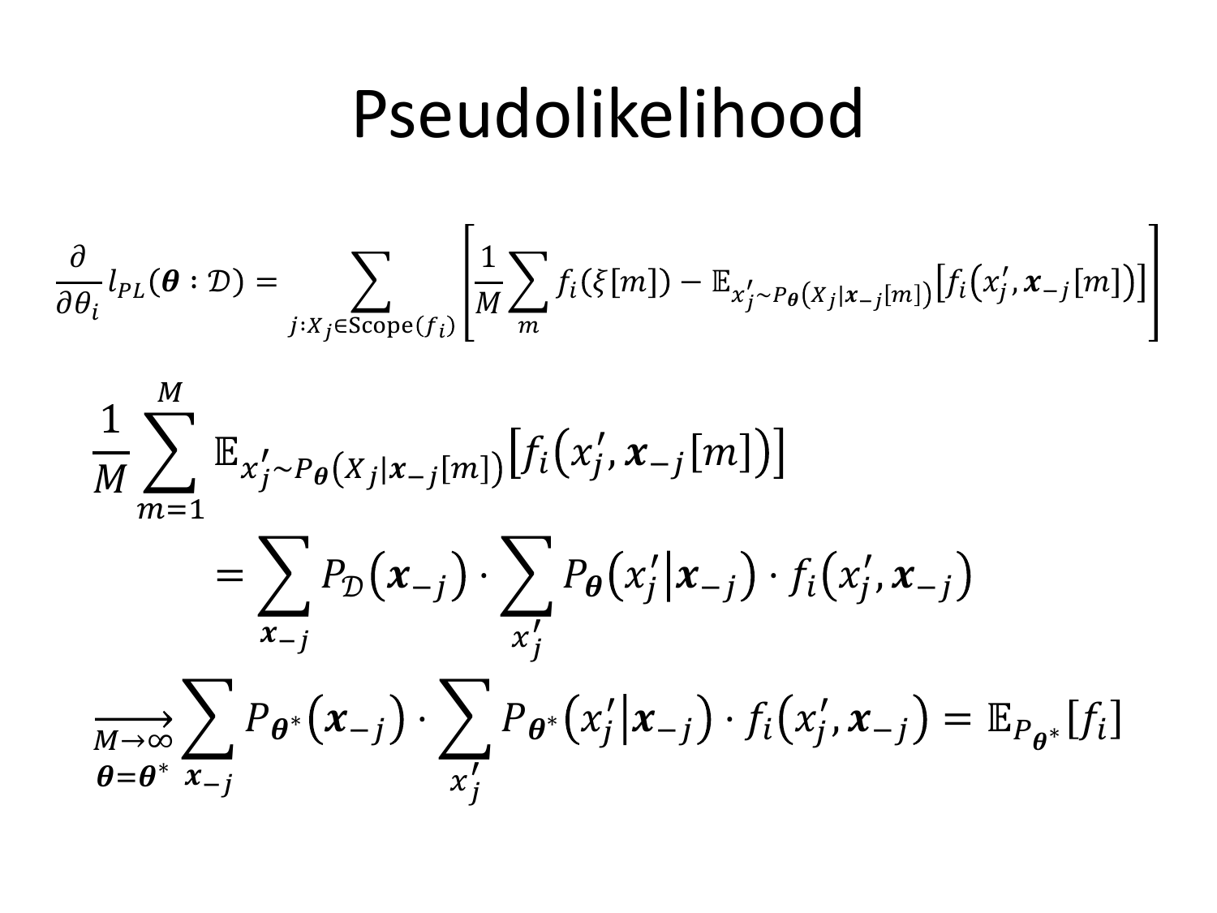# Pseudolikelihood

$$\frac{\partial}{\partial \theta_i} l_{PL}(\boldsymbol{\theta} : \mathcal{D}) = \sum_{j : X_j \in \text{Scope}(f_i)} \left[ \frac{1}{M} \sum_m f_i(\xi[m]) - \mathbb{E}_{x'_j \sim P_{\boldsymbol{\theta}}(X_j | \boldsymbol{x}_{-j}[m])} \left[ f_i\left(x'_j, \boldsymbol{x}_{-j}[m]\right) \right] \right]$$

$$\frac{1}{M} \sum_{m=1}^{M} \mathbb{E}_{x'_j \sim P_{\boldsymbol{\theta}}(X_j | \boldsymbol{x}_{-j}[m])} \left[ f_i\left(x'_j, \boldsymbol{x}_{-j}[m]\right) \right]$$

$$= \sum_{\boldsymbol{x}_{-j}} P_{\mathcal{D}}\left(\boldsymbol{x}_{-j}\right) \cdot \sum_{x'_j} P_{\boldsymbol{\theta}}\left(x'_j \middle| \boldsymbol{x}_{-j}\right) \cdot f_i\left(x'_j, \boldsymbol{x}_{-j}\right)$$

$$\xrightarrow[\boldsymbol{\theta} = \boldsymbol{\theta}^*]{M \to \infty} \sum_{\boldsymbol{x}_{-j}} P_{\boldsymbol{\theta}^*}\left(\boldsymbol{x}_{-j}\right) \cdot \sum_{x'_j} P_{\boldsymbol{\theta}^*}\left(x'_j \middle| \boldsymbol{x}_{-j}\right) \cdot f_i\left(x'_j, \boldsymbol{x}_{-j}\right) = \mathbb{E}_{P_{\boldsymbol{\theta}^*}}[f_i]$$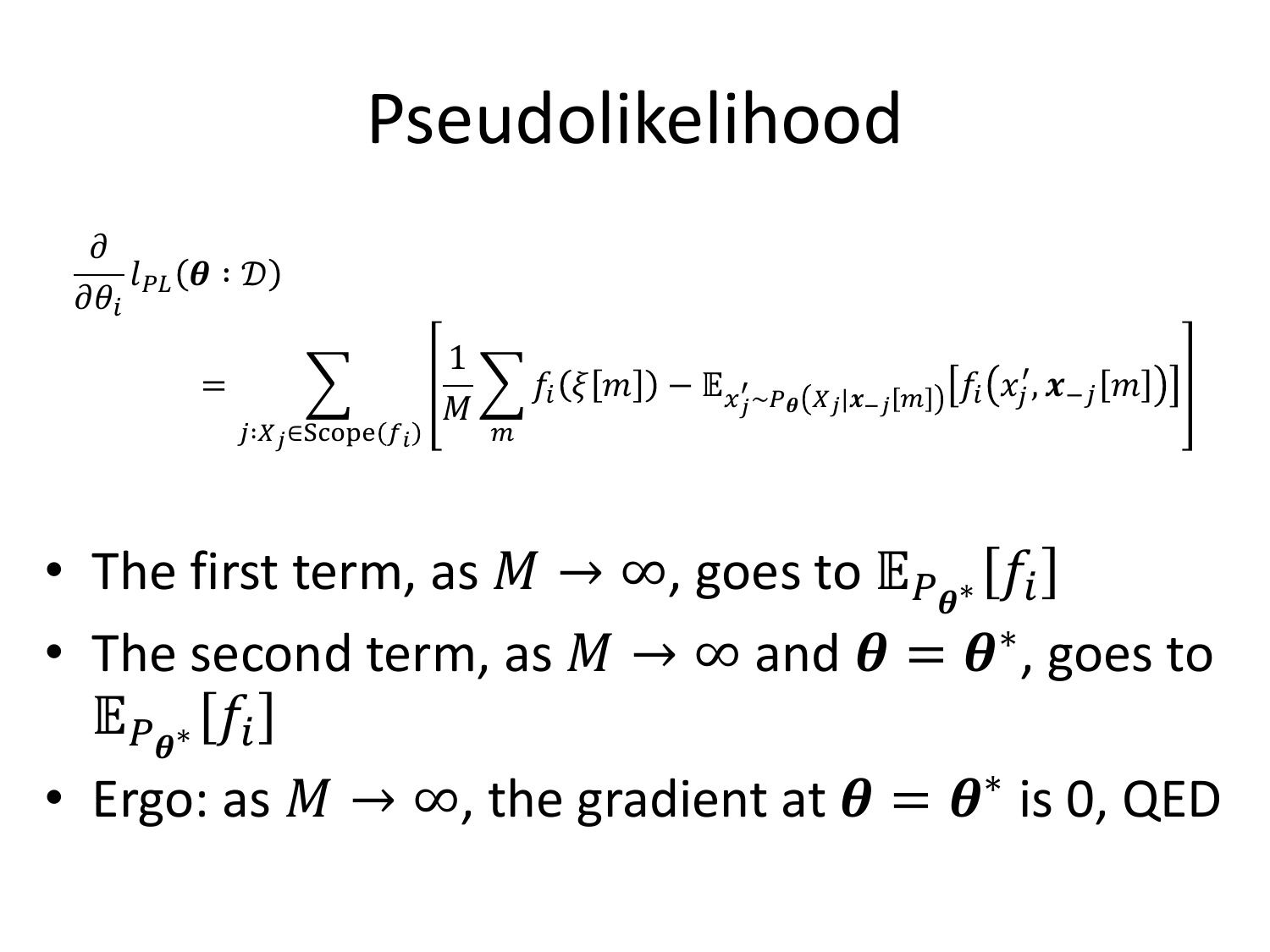# Pseudolikelihood

$$
\frac{\partial}{\partial \theta_i} l_{PL}(\boldsymbol{\theta} : \mathcal{D})
= \sum_{j : X_j \in \text{Scope}(f_i)} \left[ \frac{1}{M} \sum_m f_i(\xi[m]) - \mathbb{E}_{x'_j \sim P_{\boldsymbol{\theta}}(X_j | \boldsymbol{x}_{-j}[m])} \left[ f_i\left(x'_j, \boldsymbol{x}_{-j}[m]\right) \right] \right]
$$

- The first term, as $M \to \infty$, goes to $\mathbb{E}_{P_{\boldsymbol{\theta}^*}}[f_i]$
- The second term, as $M \to \infty$ and $\boldsymbol{\theta} = \boldsymbol{\theta}^*$, goes to $\mathbb{E}_{P_{\boldsymbol{\theta}^*}}[f_i]$
- Ergo: as $M \to \infty$, the gradient at $\boldsymbol{\theta} = \boldsymbol{\theta}^*$ is 0, QED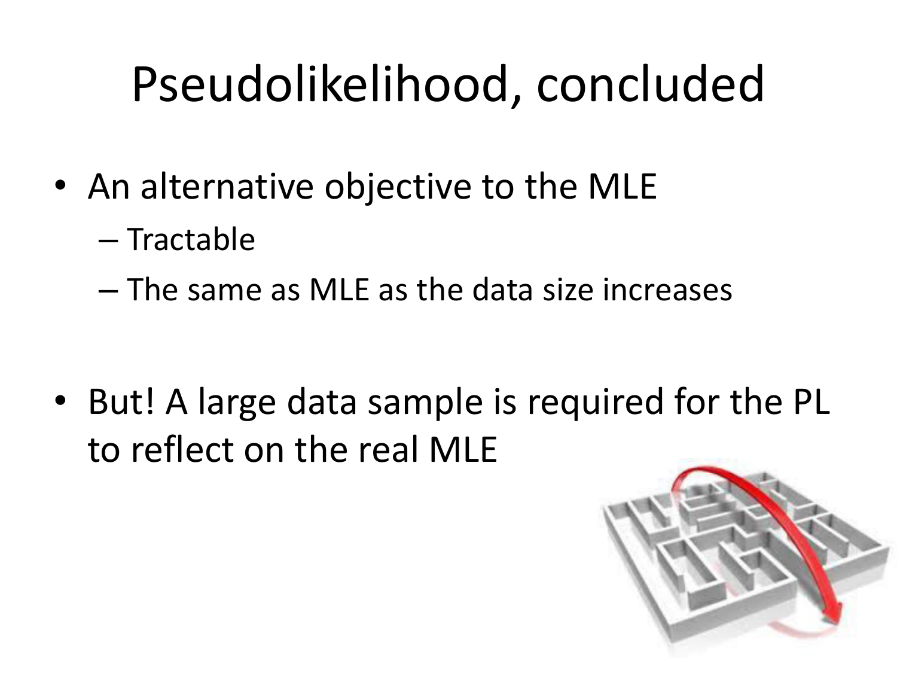# Pseudolikelihood, concluded

- An alternative objective to the MLE
  - Tractable
  - The same as MLE as the data size increases

- But! A large data sample is required for the PL to reflect on the real MLE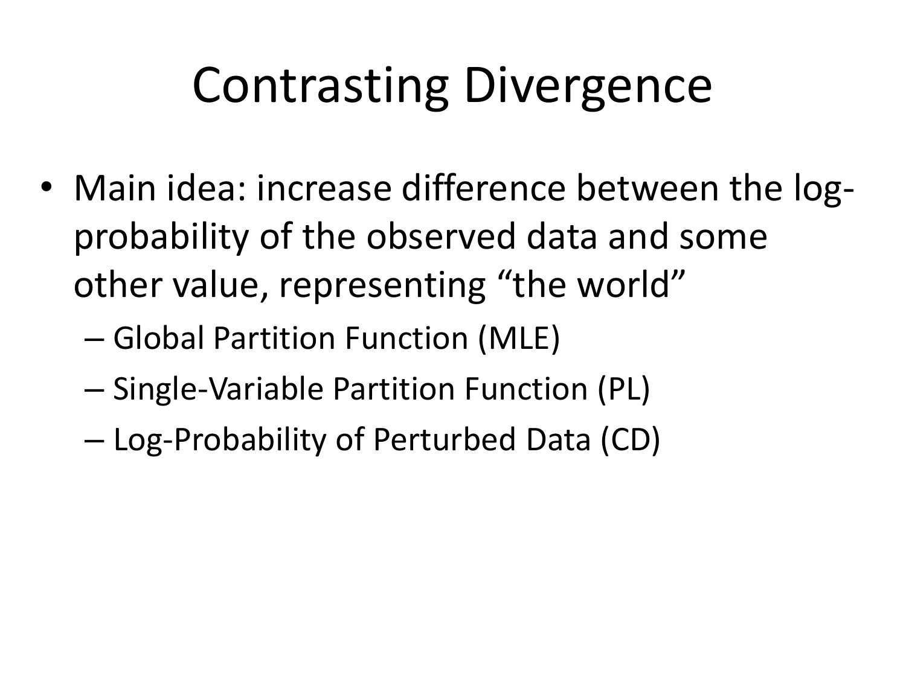# Contrasting Divergence

- Main idea: increase difference between the log-probability of the observed data and some other value, representing "the world"
  - Global Partition Function (MLE)
  - Single-Variable Partition Function (PL)
  - Log-Probability of Perturbed Data (CD)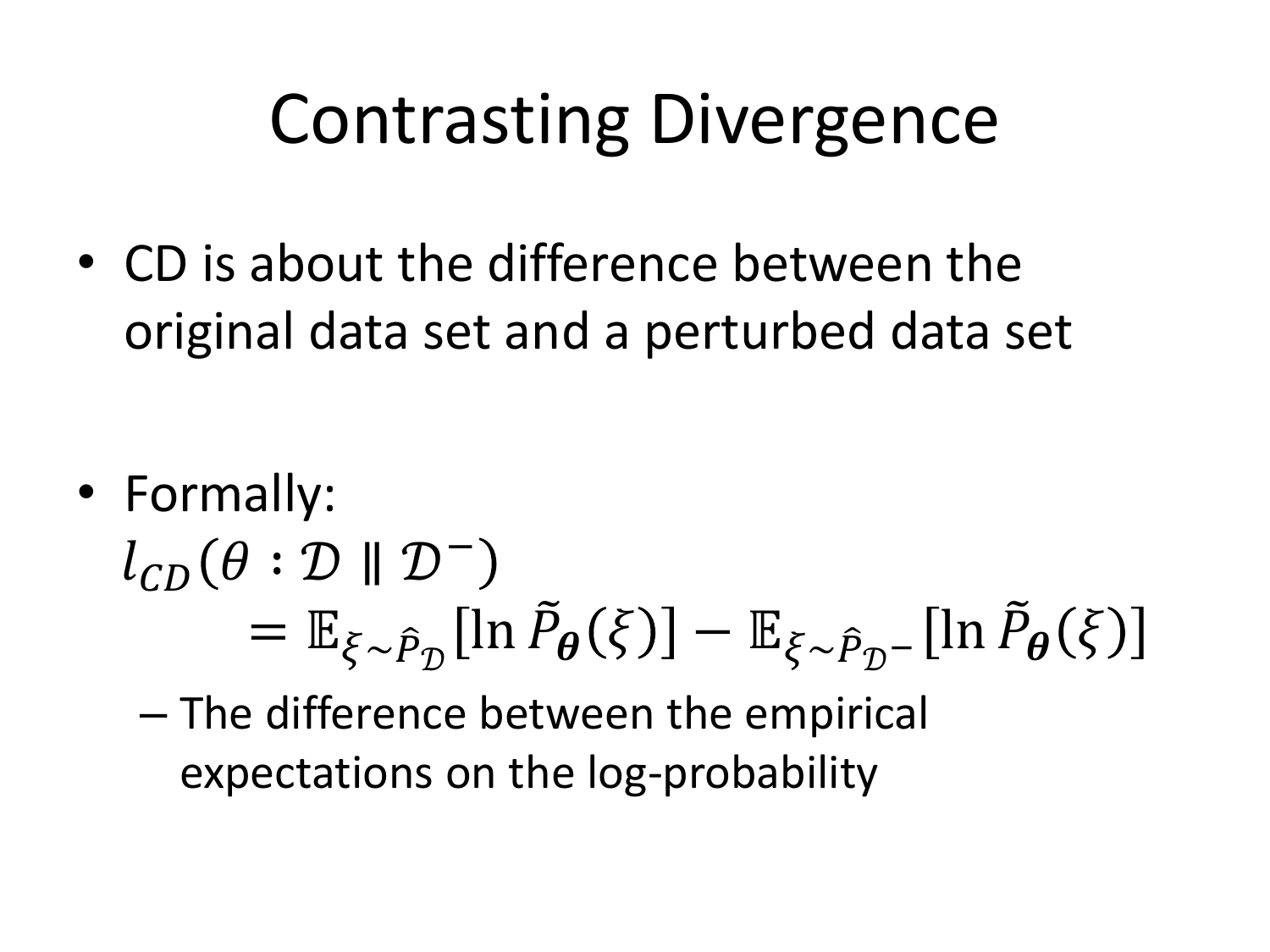# Contrasting Divergence

- CD is about the difference between the original data set and a perturbed data set

- Formally:

$$l_{CD}(\theta : \mathcal{D} \parallel \mathcal{D}^{-}) = \mathbb{E}_{\xi \sim \hat{P}_{\mathcal{D}}}[\ln \tilde{P}_{\boldsymbol{\theta}}(\xi)] - \mathbb{E}_{\xi \sim \hat{P}_{\mathcal{D}^{-}}}[\ln \tilde{P}_{\boldsymbol{\theta}}(\xi)]$$

  – The difference between the empirical expectations on the log-probability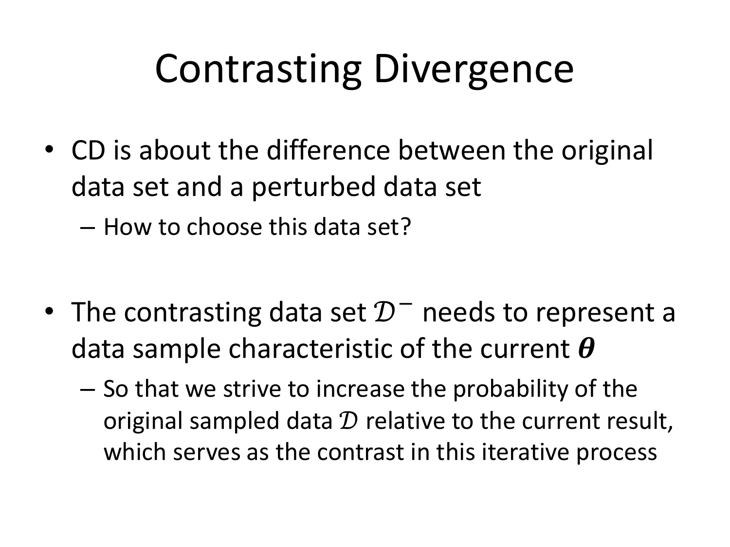# Contrasting Divergence

- CD is about the difference between the original data set and a perturbed data set
  - How to choose this data set?

- The contrasting data set $\mathcal{D}^-$ needs to represent a data sample characteristic of the current $\boldsymbol{\theta}$
  - So that we strive to increase the probability of the original sampled data $\mathcal{D}$ relative to the current result, which serves as the contrast in this iterative process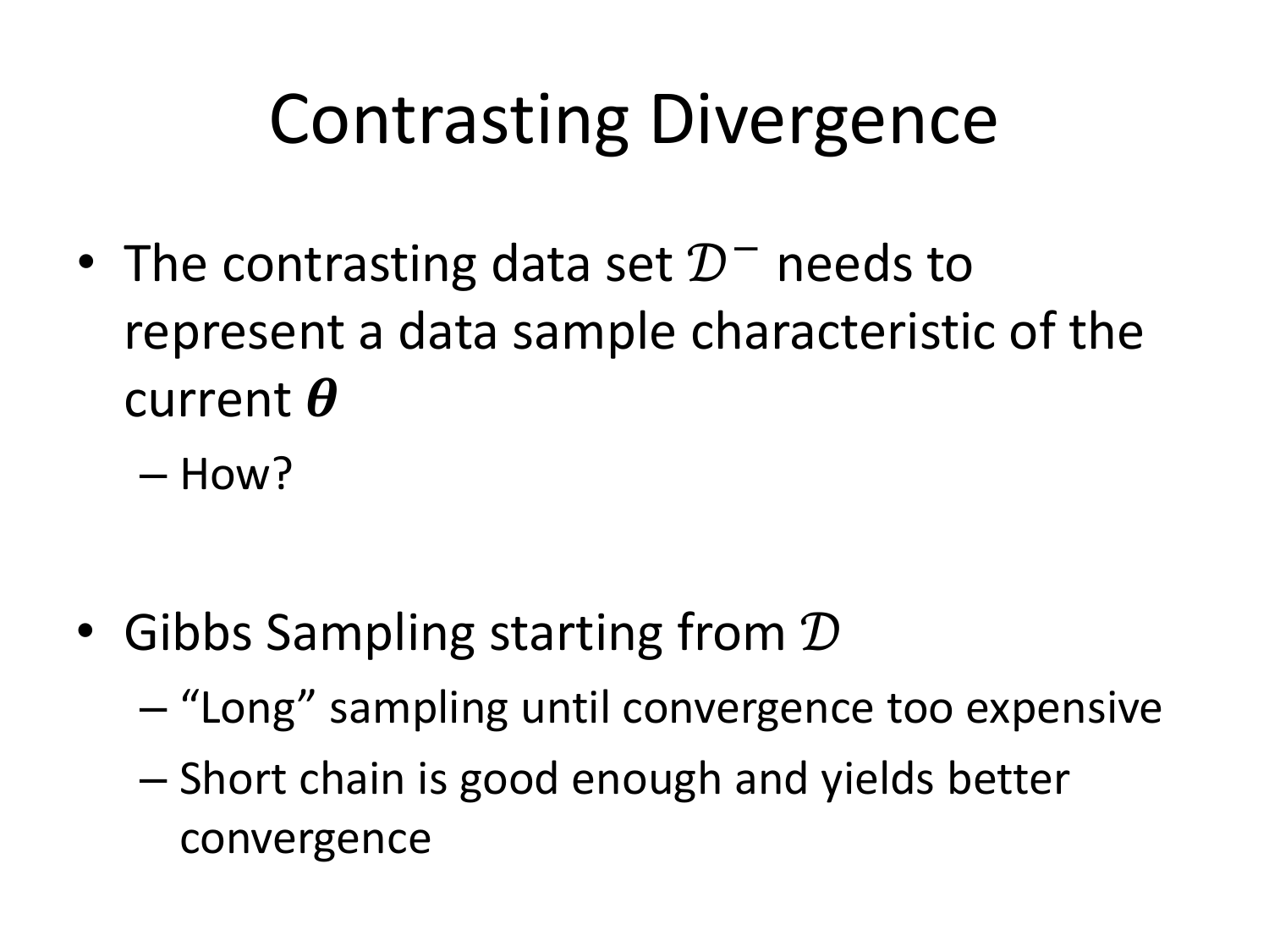# Contrasting Divergence

- The contrasting data set $\mathcal{D}^-$ needs to represent a data sample characteristic of the current $\boldsymbol{\theta}$
  - How?

- Gibbs Sampling starting from $\mathcal{D}$
  - "Long" sampling until convergence too expensive
  - Short chain is good enough and yields better convergence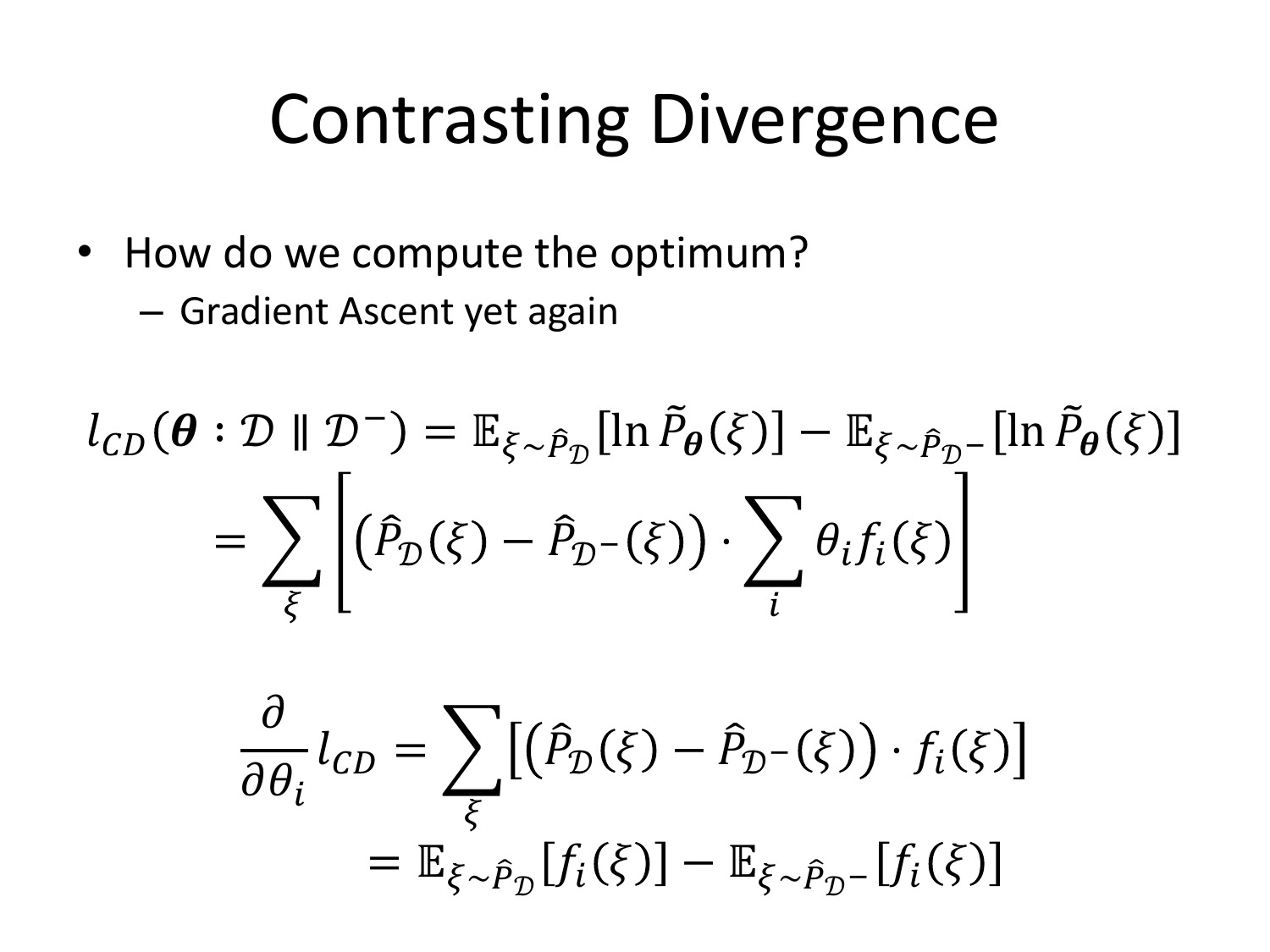# Contrasting Divergence

- How do we compute the optimum?
  - Gradient Ascent yet again

$$
\begin{aligned}
l_{CD}(\boldsymbol{\theta} : \mathcal{D} \parallel \mathcal{D}^{-}) &= \mathbb{E}_{\xi \sim \hat{P}_{\mathcal{D}}}[\ln \tilde{P}_{\boldsymbol{\theta}}(\xi)] - \mathbb{E}_{\xi \sim \hat{P}_{\mathcal{D}^-}}[\ln \tilde{P}_{\boldsymbol{\theta}}(\xi)] \\
&= \sum_{\xi} \left[ \left( \hat{P}_{\mathcal{D}}(\xi) - \hat{P}_{\mathcal{D}^-}(\xi) \right) \cdot \sum_{i} \theta_i f_i(\xi) \right]
\end{aligned}
$$

$$
\begin{aligned}
\frac{\partial}{\partial \theta_i} l_{CD} &= \sum_{\xi} \left[ \left( \hat{P}_{\mathcal{D}}(\xi) - \hat{P}_{\mathcal{D}^-}(\xi) \right) \cdot f_i(\xi) \right] \\
&= \mathbb{E}_{\xi \sim \hat{P}_{\mathcal{D}}}[f_i(\xi)] - \mathbb{E}_{\xi \sim \hat{P}_{\mathcal{D}^-}}[f_i(\xi)]
\end{aligned}
$$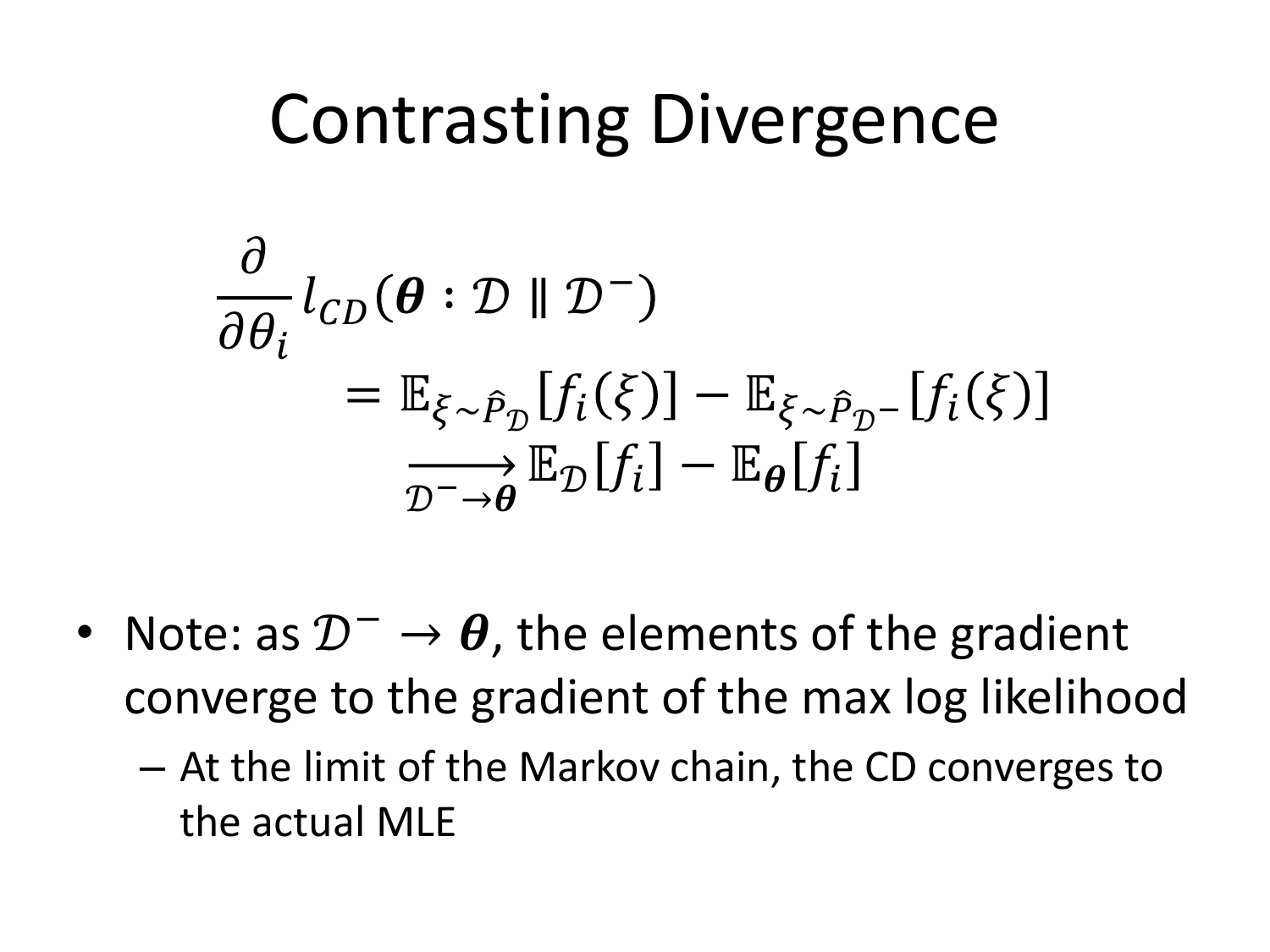# Contrasting Divergence

$$
\begin{aligned}
\frac{\partial}{\partial \theta_i} l_{CD}(\boldsymbol{\theta} : \mathcal{D} \parallel \mathcal{D}^-) \\
&= \mathbb{E}_{\xi \sim \hat{P}_{\mathcal{D}}}[f_i(\xi)] - \mathbb{E}_{\xi \sim \hat{P}_{\mathcal{D}^-}}[f_i(\xi)] \\
&\xrightarrow[\mathcal{D}^- \to \boldsymbol{\theta}]{} \mathbb{E}_{\mathcal{D}}[f_i] - \mathbb{E}_{\boldsymbol{\theta}}[f_i]
\end{aligned}
$$

- Note: as $\mathcal{D}^- \to \boldsymbol{\theta}$, the elements of the gradient converge to the gradient of the max log likelihood
  - At the limit of the Markov chain, the CD converges to the actual MLE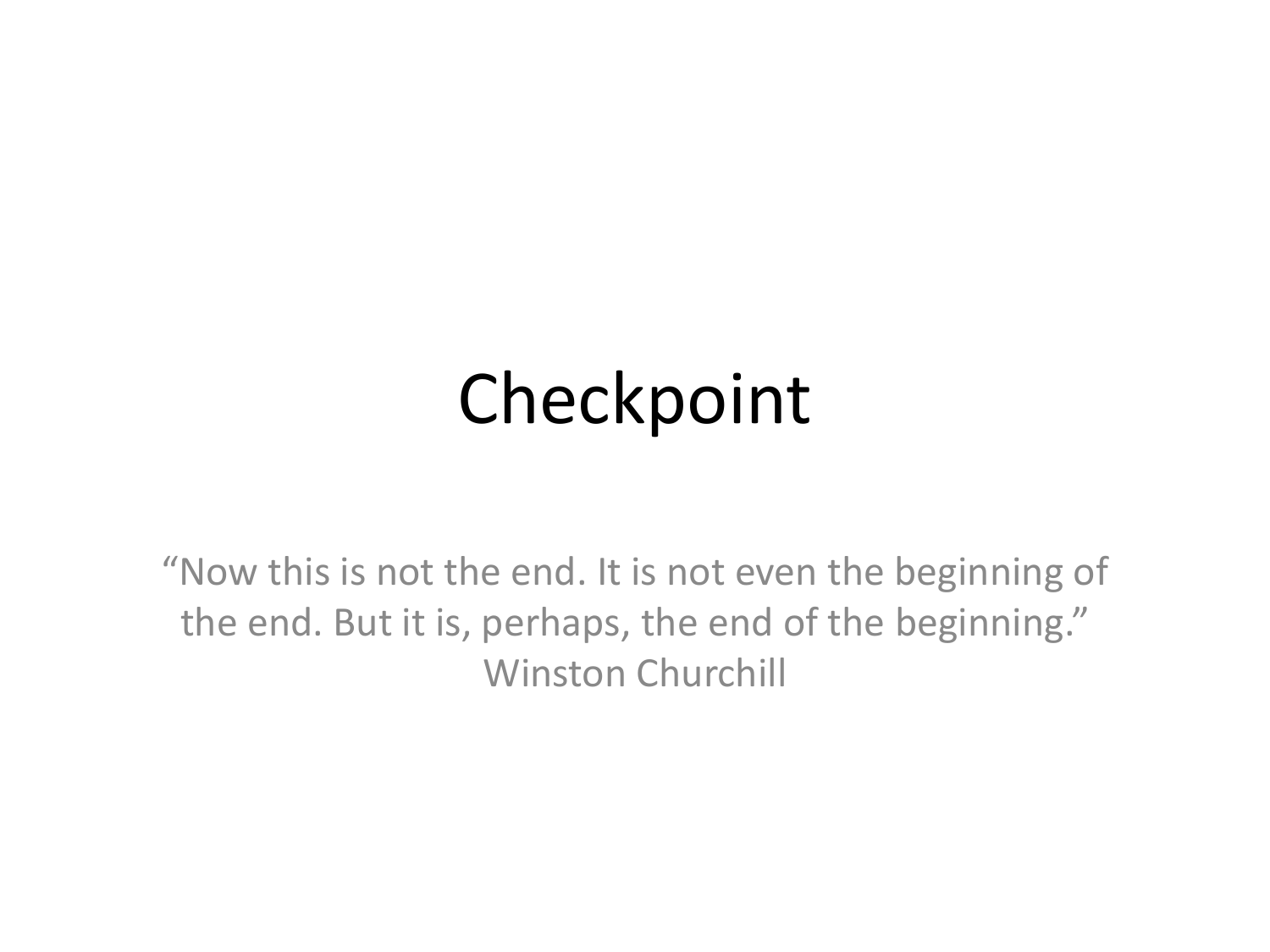# Checkpoint

"Now this is not the end. It is not even the beginning of the end. But it is, perhaps, the end of the beginning."
Winston Churchill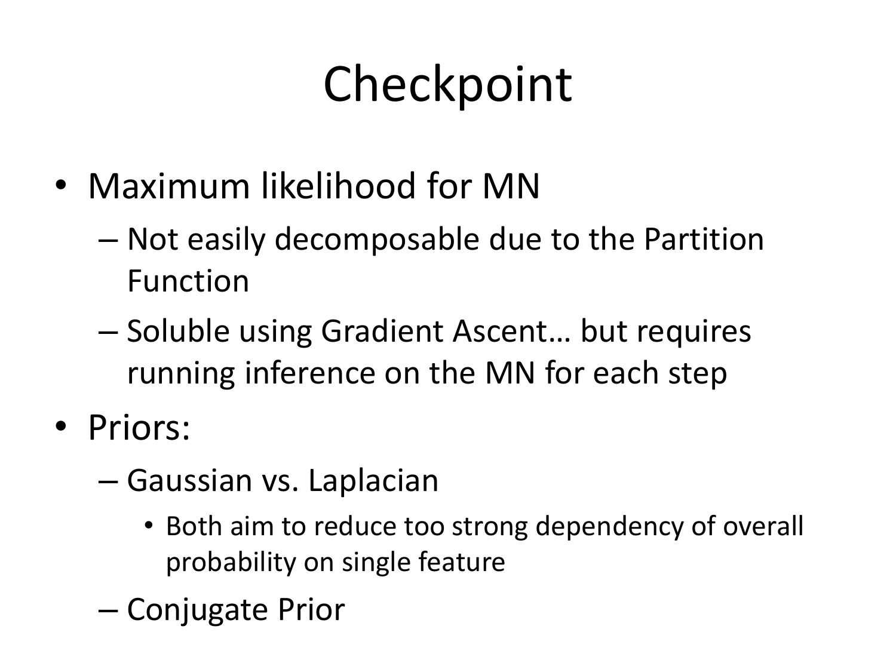# Checkpoint

- Maximum likelihood for MN
  - Not easily decomposable due to the Partition Function
  - Soluble using Gradient Ascent… but requires running inference on the MN for each step
- Priors:
  - Gaussian vs. Laplacian
    - Both aim to reduce too strong dependency of overall probability on single feature
  - Conjugate Prior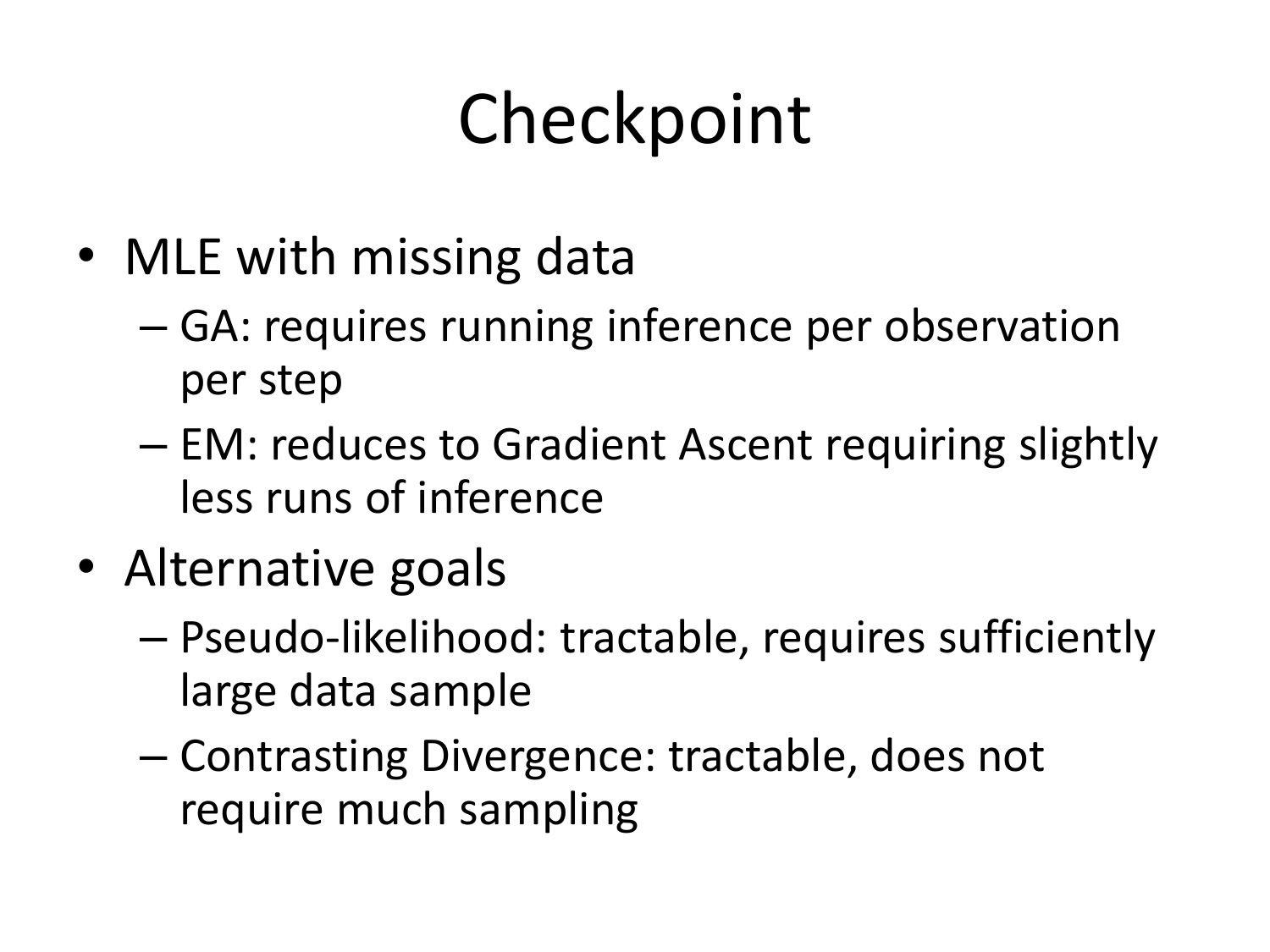# Checkpoint

- MLE with missing data
  - GA: requires running inference per observation per step
  - EM: reduces to Gradient Ascent requiring slightly less runs of inference
- Alternative goals
  - Pseudo-likelihood: tractable, requires sufficiently large data sample
  - Contrasting Divergence: tractable, does not require much sampling